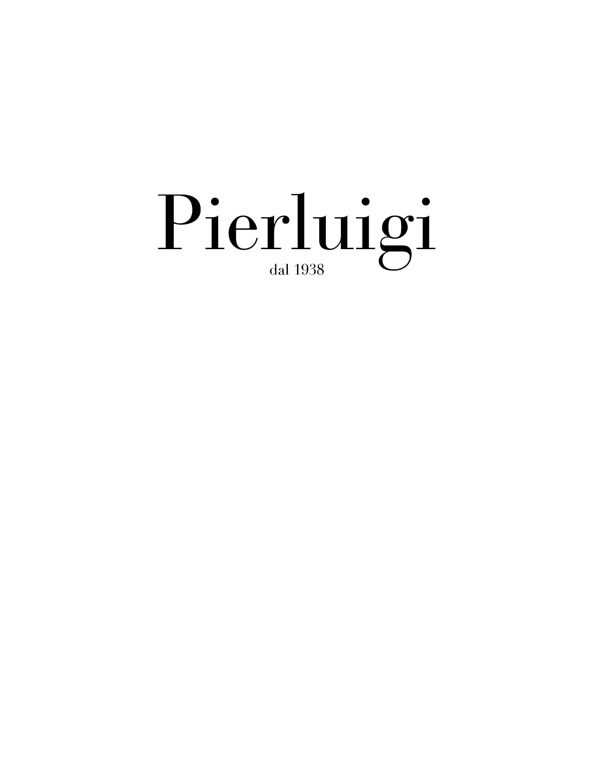# Pierluigi

dal 1938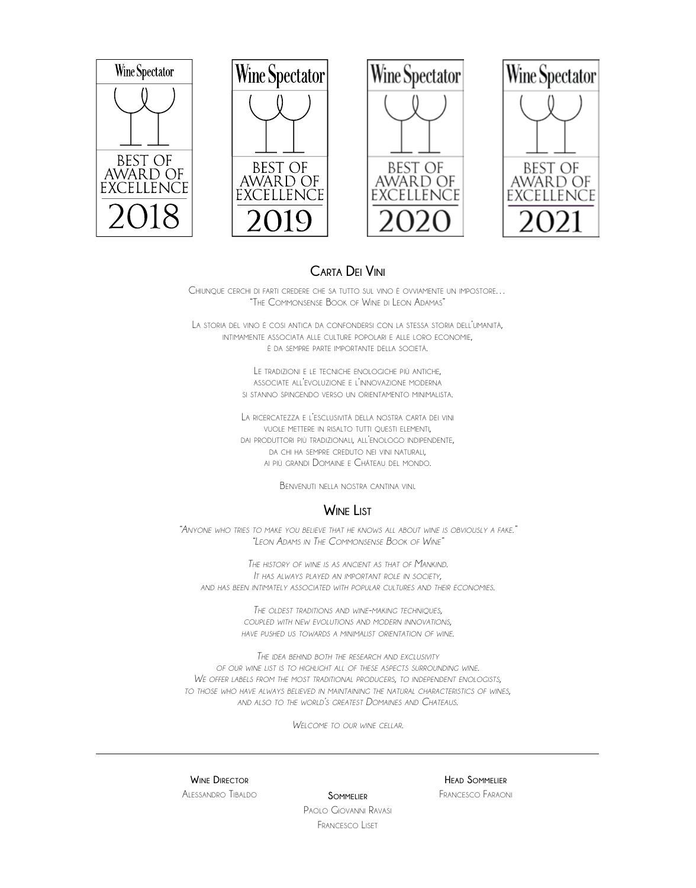Wine Spectator BEST OF AWARD OF EXCELLENCE 2018

Wine Spectator BEST OF AWARD OF EXCELLENCE 2019

Wine Spectator BEST OF AWARD OF EXCELLENCE 2020

Wine Spectator BEST OF AWARD OF EXCELLENCE 2021

## Carta Dei Vini

Chiunque cerchi di farti credere che sa tutto sul vino è ovviamente un impostore…
"The Commonsense Book of Wine di Leon Adamas"

La storia del vino è così antica da confondersi con la stessa storia dell'umanità,
intimamente associata alle culture popolari e alle loro economie,
è da sempre parte importante della società.

Le tradizioni e le tecniche enologiche più antiche,
associate all'evoluzione e l'innovazione moderna
si stanno spingendo verso un orientamento minimalista.

La ricercatezza e l'esclusività della nostra carta dei vini
vuole mettere in risalto tutti questi elementi,
dai produttori più tradizionali, all'enologo indipendente,
da chi ha sempre creduto nei vini naturali,
ai più grandi Domaine e Château del mondo.

Benvenuti nella nostra cantina vini.

## Wine List

*"Anyone who tries to make you believe that he knows all about wine is obviously a fake."*
*"Leon Adams in The Commonsense Book of Wine"*

*The history of wine is as ancient as that of Mankind.*
*It has always played an important role in society,*
*and has been intimately associated with popular cultures and their economies.*

*The oldest traditions and wine-making techniques,*
*coupled with new evolutions and modern innovations,*
*have pushed us towards a minimalist orientation of wine.*

*The idea behind both the research and exclusivity*
*of our wine list is to highlight all of these aspects surrounding wine.*
*We offer labels from the most traditional producers, to independent enologists,*
*to those who have always believed in maintaining the natural characteristics of wines,*
*and also to the world's greatest Domaines and Chateaus.*

*Welcome to our wine cellar.*

---

**Wine Director**
Alessandro Tibaldo

**Sommelier**
Paolo Giovanni Ravasi
Francesco Liset

**Head Sommelier**
Francesco Faraoni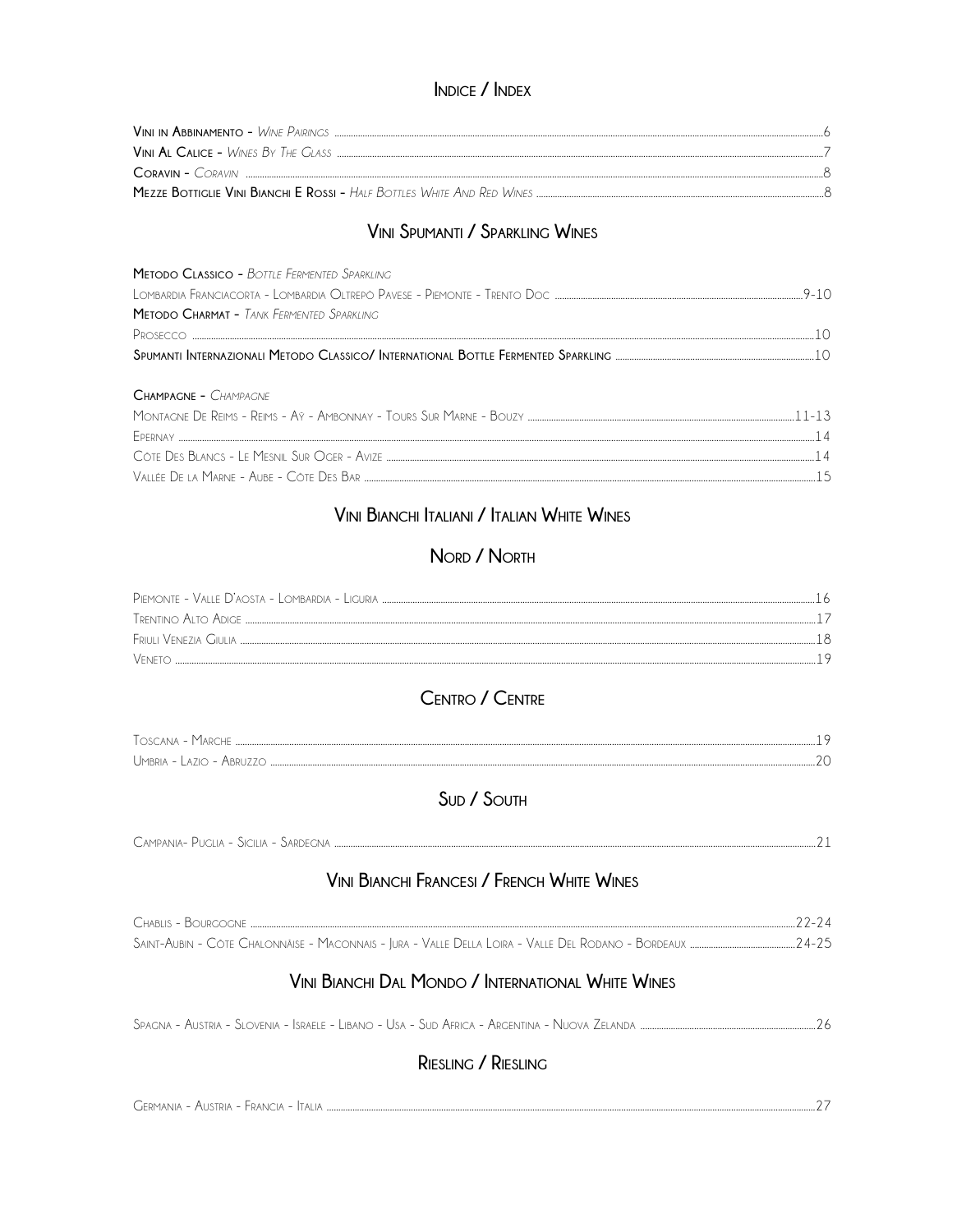## Indice / Index

**Vini in Abbinamento** – *Wine Pairings* ........ 6
**Vini Al Calice** – *Wines By The Glass* ........ 7
**Coravin** – *Coravin* ........ 8
**Mezze Bottiglie Vini Bianchi E Rossi** – *Half Bottles White And Red Wines* ........ 8

## Vini Spumanti / Sparkling Wines

**Metodo Classico** – *Bottle Fermented Sparkling*
Lombardia Franciacorta - Lombardia Oltrepò Pavese - Piemonte - Trento Doc ........ 9-10
**Metodo Charmat** – *Tank Fermented Sparkling*
Prosecco ........ 10
**Spumanti Internazionali Metodo Classico/ International Bottle Fermented Sparkling** ........ 10

**Champagne** – *Champagne*
Montagne De Reims - Reims - Aÿ - Ambonnay - Tours Sur Marne - Bouzy ........ 11-13
Epernay ........ 14
Côte Des Blancs - Le Mesnil Sur Oger - Avize ........ 14
Vallée De la Marne - Aube - Côte Des Bar ........ 15

## Vini Bianchi Italiani / Italian White Wines

### Nord / North

Piemonte - Valle D'aosta - Lombardia - Liguria ........ 16
Trentino Alto Adige ........ 17
Friuli Venezia Giulia ........ 18
Veneto ........ 19

### Centro / Centre

Toscana - Marche ........ 19
Umbria - Lazio - Abruzzo ........ 20

### Sud / South

Campania- Puglia - Sicilia - Sardegna ........ 21

## Vini Bianchi Francesi / French White Wines

Chablis - Bourgogne ........ 22-24
Saint-Aubin - Côte Chalonnaise - Maconnais - Jura - Valle Della Loira - Valle Del Rodano - Bordeaux ........ 24-25

## Vini Bianchi Dal Mondo / International White Wines

Spagna - Austria - Slovenia - Israele - Libano - Usa - Sud Africa - Argentina - Nuova Zelanda ........ 26

## Riesling / Riesling

Germania - Austria - Francia - Italia ........ 27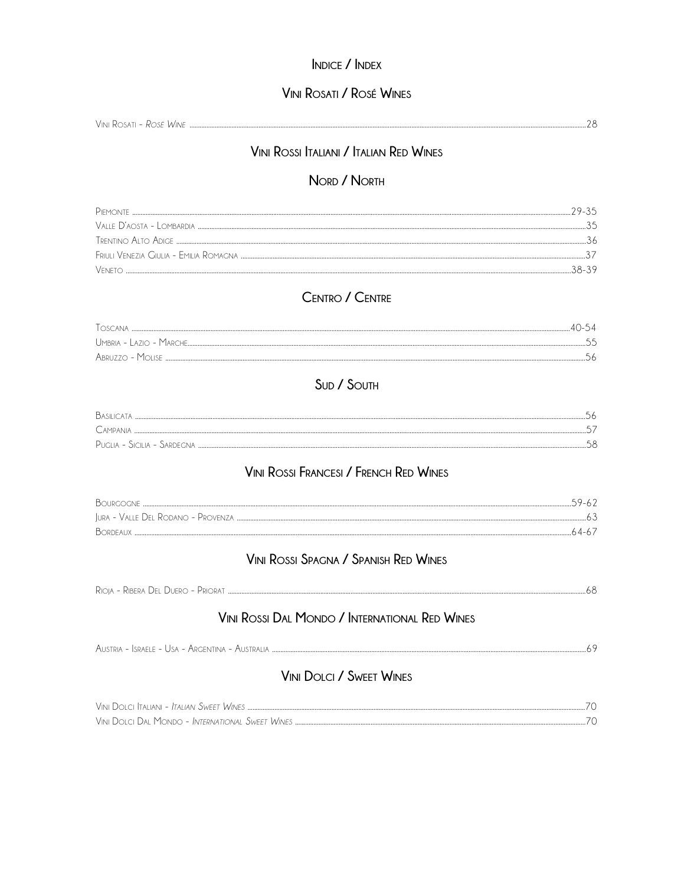# Indice / Index

## Vini Rosati / Rosé Wines

Vini Rosati - *Rosé Wine* ..... 28

## Vini Rossi Italiani / Italian Red Wines

### Nord / North

Piemonte ..... 29-35
Valle D'aosta - Lombardia ..... 35
Trentino Alto Adige ..... 36
Friuli Venezia Giulia - Emilia Romagna ..... 37
Veneto ..... 38-39

### Centro / Centre

Toscana ..... 40-54
Umbria - Lazio - Marche ..... 55
Abruzzo - Molise ..... 56

### Sud / South

Basilicata ..... 56
Campania ..... 57
Puglia - Sicilia - Sardegna ..... 58

## Vini Rossi Francesi / French Red Wines

Bourgogne ..... 59-62
Jura - Valle Del Rodano - Provenza ..... 63
Bordeaux ..... 64-67

## Vini Rossi Spagna / Spanish Red Wines

Rioja - Ribera Del Duero - Priorat ..... 68

## Vini Rossi Dal Mondo / International Red Wines

Austria - Israele - Usa - Argentina - Australia ..... 69

## Vini Dolci / Sweet Wines

Vini Dolci Italiani - *Italian Sweet Wines* ..... 70
Vini Dolci Dal Mondo - *International Sweet Wines* ..... 70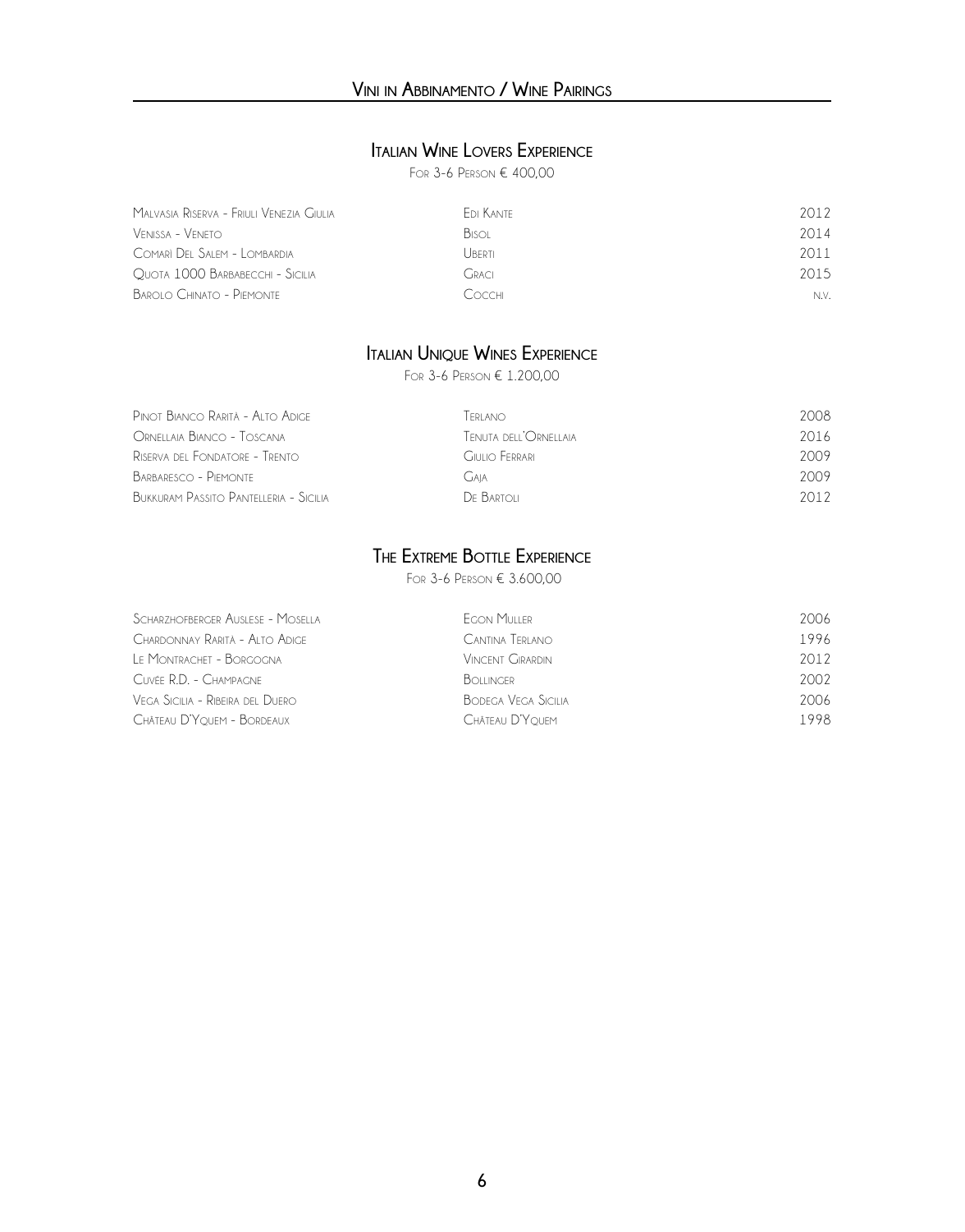# Vini in Abbinamento / Wine Pairings

## Italian Wine Lovers Experience

For 3-6 Person € 400,00

| | | |
|---|---|---|
| Malvasia Riserva - Friuli Venezia Giulia | Edi Kante | 2012 |
| Venissa - Veneto | Bisol | 2014 |
| Comarì Del Salem - Lombardia | Uberti | 2011 |
| Quota 1000 Barbabecchi - Sicilia | Graci | 2015 |
| Barolo Chinato - Piemonte | Cocchi | N.V. |

## Italian Unique Wines Experience

For 3-6 Person € 1.200,00

| | | |
|---|---|---|
| Pinot Bianco Rarità - Alto Adige | Terlano | 2008 |
| Ornellaia Bianco - Toscana | Tenuta dell'Ornellaia | 2016 |
| Riserva del Fondatore - Trento | Giulio Ferrari | 2009 |
| Barbaresco - Piemonte | Gaja | 2009 |
| Bukkuram Passito Pantelleria - Sicilia | De Bartoli | 2012 |

## The Extreme Bottle Experience

For 3-6 Person € 3.600,00

| | | |
|---|---|---|
| Scharzhofberger Auslese - Mosella | Egon Muller | 2006 |
| Chardonnay Rarità - Alto Adige | Cantina Terlano | 1996 |
| Le Montrachet - Borgogna | Vincent Girardin | 2012 |
| Cuvée R.D. - Champagne | Bollinger | 2002 |
| Vega Sicilia - Ribeira del Duero | Bodega Vega Sicilia | 2006 |
| Château D'Yquem - Bordeaux | Château D'Yquem | 1998 |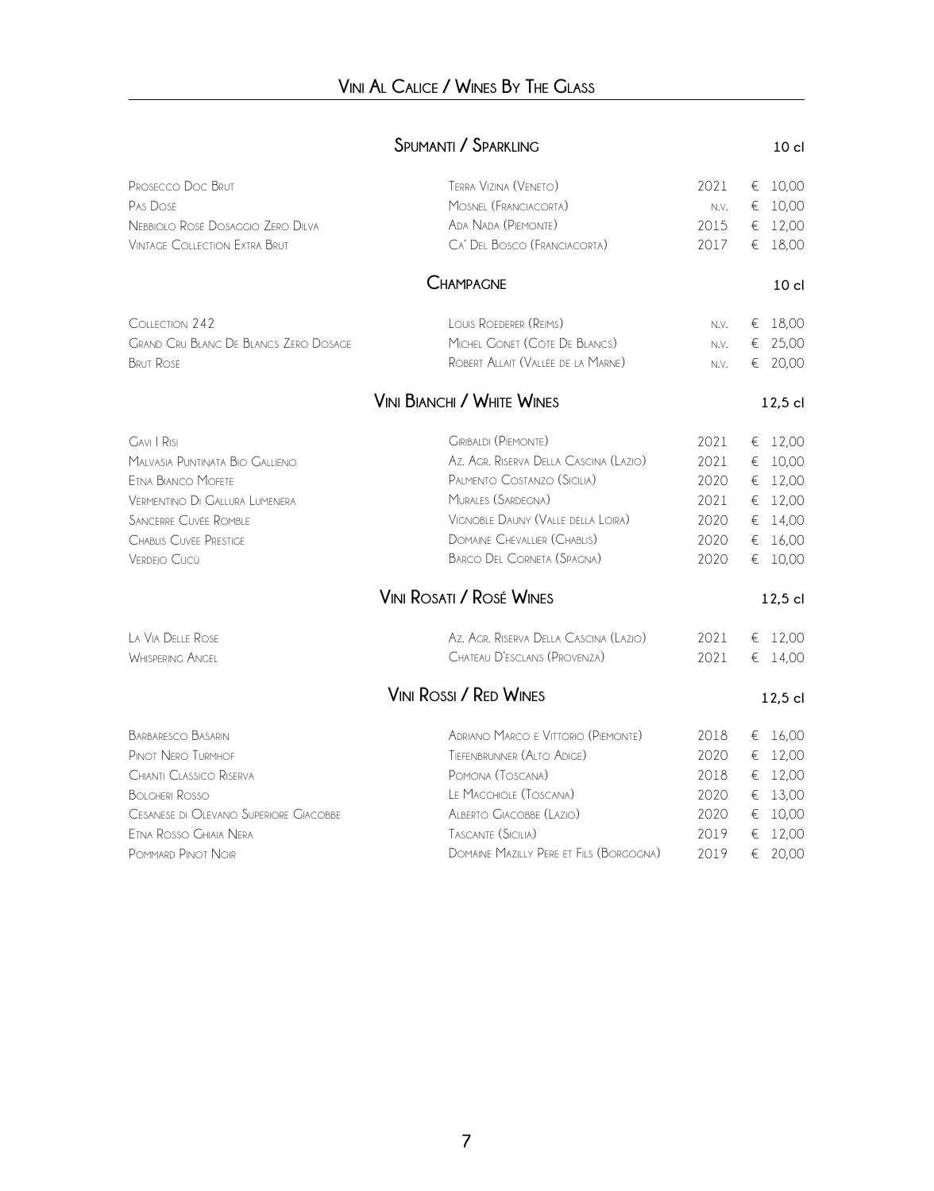# Vini Al Calice / Wines By The Glass

## Spumanti / Sparkling — 10 cl

| | | | |
|---|---|---|---|
| Prosecco Doc Brut | Terra Vizina (Veneto) | 2021 | € 10,00 |
| Pas Dosé | Mosnel (Franciacorta) | N.V. | € 10,00 |
| Nebbiolo Rosé Dosaggio Zero Dilva | Ada Nada (Piemonte) | 2015 | € 12,00 |
| Vintage Collection Extra Brut | Ca' Del Bosco (Franciacorta) | 2017 | € 18,00 |

## Champagne — 10 cl

| | | | |
|---|---|---|---|
| Collection 242 | Louis Roederer (Reims) | N.V. | € 18,00 |
| Grand Cru Blanc De Blancs Zero Dosage | Michel Gonet (Côte De Blancs) | N.V. | € 25,00 |
| Brut Rosé | Robert Allait (Vallée de la Marne) | N.V. | € 20,00 |

## Vini Bianchi / White Wines — 12,5 cl

| | | | |
|---|---|---|---|
| Gavi I Risi | Giribaldi (Piemonte) | 2021 | € 12,00 |
| Malvasia Puntinata Bio Gallieno | Az. Agr. Riserva Della Cascina (Lazio) | 2021 | € 10,00 |
| Etna Bianco Mofete | Palmento Costanzo (Sicilia) | 2020 | € 12,00 |
| Vermentino Di Gallura Lumenera | Murales (Sardegna) | 2021 | € 12,00 |
| Sancerre Cuvée Romble | Vignoble Dauny (Valle della Loira) | 2020 | € 14,00 |
| Chablis Cuvée Prestige | Domaine Chevallier (Chablis) | 2020 | € 16,00 |
| Verdejo Cucù | Barco Del Corneta (Spagna) | 2020 | € 10,00 |

## Vini Rosati / Rosé Wines — 12,5 cl

| | | | |
|---|---|---|---|
| La Via Delle Rose | Az. Agr. Riserva Della Cascina (Lazio) | 2021 | € 12,00 |
| Whispering Angel | Chateau D'Esclans (Provenza) | 2021 | € 14,00 |

## Vini Rossi / Red Wines — 12,5 cl

| | | | |
|---|---|---|---|
| Barbaresco Basarin | Adriano Marco e Vittorio (Piemonte) | 2018 | € 16,00 |
| Pinot Nero Turmhof | Tiefenbrunner (Alto Adige) | 2020 | € 12,00 |
| Chianti Classico Riserva | Pomona (Toscana) | 2018 | € 12,00 |
| Bolgheri Rosso | Le Macchiole (Toscana) | 2020 | € 13,00 |
| Cesanese di Olevano Superiore Giacobbe | Alberto Giacobbe (Lazio) | 2020 | € 10,00 |
| Etna Rosso Ghiaia Nera | Tascante (Sicilia) | 2019 | € 12,00 |
| Pommard Pinot Noir | Domaine Mazilly Pere et Fils (Borgogna) | 2019 | € 20,00 |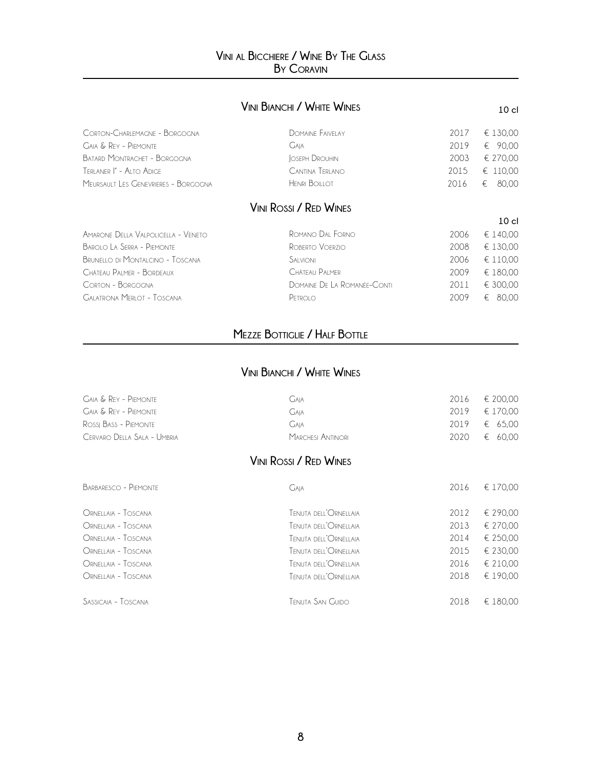## Vini al Bicchiere / Wine By The Glass
### By Coravin

### Vini Bianchi / White Wines

| | | | 10 cl |
|---|---|---|---|
| Corton-Charlemagne - Borgogna | Domaine Faivelay | 2017 | € 130,00 |
| Gaia & Rey - Piemonte | Gaja | 2019 | € 90,00 |
| Batard Montrachet - Borgogna | Joseph Drouhin | 2003 | € 270,00 |
| Terlaner I° - Alto Adige | Cantina Terlano | 2015 | € 110,00 |
| Meursault Les Genevrieres - Borgogna | Henri Boillot | 2016 | € 80,00 |

### Vini Rossi / Red Wines

| | | | 10 cl |
|---|---|---|---|
| Amarone Della Valpolicella - Veneto | Romano Dal Forno | 2006 | € 140,00 |
| Barolo La Serra - Piemonte | Roberto Voerzio | 2008 | € 130,00 |
| Brunello di Montalcino - Toscana | Salvioni | 2006 | € 110,00 |
| Château Palmer - Bordeaux | Château Palmer | 2009 | € 180,00 |
| Corton - Borgogna | Domaine De La Romanée-Conti | 2011 | € 300,00 |
| Galatrona Merlot - Toscana | Petrolo | 2009 | € 80,00 |

## Mezze Bottiglie / Half Bottle

### Vini Bianchi / White Wines

| | | | |
|---|---|---|---|
| Gaia & Rey - Piemonte | Gaja | 2016 | € 200,00 |
| Gaia & Rey - Piemonte | Gaja | 2019 | € 170,00 |
| Rossj Bass - Piemonte | Gaja | 2019 | € 65,00 |
| Cervaro Della Sala - Umbria | Marchesi Antinori | 2020 | € 60,00 |

### Vini Rossi / Red Wines

| | | | |
|---|---|---|---|
| Barbaresco - Piemonte | Gaja | 2016 | € 170,00 |
| Ornellaia - Toscana | Tenuta dell'Ornellaia | 2012 | € 290,00 |
| Ornellaia - Toscana | Tenuta dell'Ornellaia | 2013 | € 270,00 |
| Ornellaia - Toscana | Tenuta dell'Ornellaia | 2014 | € 250,00 |
| Ornellaia - Toscana | Tenuta dell'Ornellaia | 2015 | € 230,00 |
| Ornellaia - Toscana | Tenuta dell'Ornellaia | 2016 | € 210,00 |
| Ornellaia - Toscana | Tenuta dell'Ornellaia | 2018 | € 190,00 |
| Sassicaia - Toscana | Tenuta San Guido | 2018 | € 180,00 |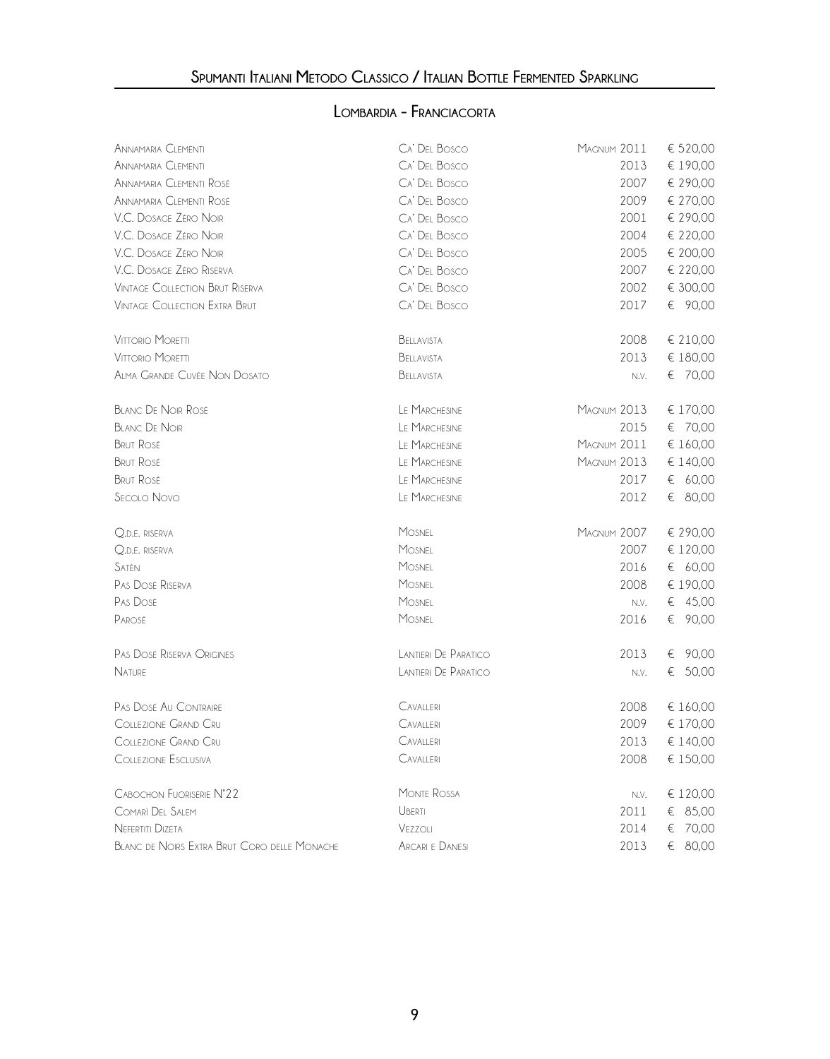## Spumanti Italiani Metodo Classico / Italian Bottle Fermented Sparkling

### Lombardia - Franciacorta

| | | | |
|---|---|---|---|
| Annamaria Clementi | Ca' Del Bosco | Magnum 2011 | € 520,00 |
| Annamaria Clementi | Ca' Del Bosco | 2013 | € 190,00 |
| Annamaria Clementi Rosé | Ca' Del Bosco | 2007 | € 290,00 |
| Annamaria Clementi Rosé | Ca' Del Bosco | 2009 | € 270,00 |
| V.C. Dosage Zéro Noir | Ca' Del Bosco | 2001 | € 290,00 |
| V.C. Dosage Zéro Noir | Ca' Del Bosco | 2004 | € 220,00 |
| V.C. Dosage Zéro Noir | Ca' Del Bosco | 2005 | € 200,00 |
| V.C. Dosage Zéro Riserva | Ca' Del Bosco | 2007 | € 220,00 |
| Vintage Collection Brut Riserva | Ca' Del Bosco | 2002 | € 300,00 |
| Vintage Collection Extra Brut | Ca' Del Bosco | 2017 | € 90,00 |
| Vittorio Moretti | Bellavista | 2008 | € 210,00 |
| Vittorio Moretti | Bellavista | 2013 | € 180,00 |
| Alma Grande Cuvée Non Dosato | Bellavista | N.V. | € 70,00 |
| Blanc De Noir Rosé | Le Marchesine | Magnum 2013 | € 170,00 |
| Blanc De Noir | Le Marchesine | 2015 | € 70,00 |
| Brut Rosé | Le Marchesine | Magnum 2011 | € 160,00 |
| Brut Rosé | Le Marchesine | Magnum 2013 | € 140,00 |
| Brut Rosé | Le Marchesine | 2017 | € 60,00 |
| Secolo Novo | Le Marchesine | 2012 | € 80,00 |
| Q.D.E. riserva | Mosnel | Magnum 2007 | € 290,00 |
| Q.D.E. riserva | Mosnel | 2007 | € 120,00 |
| Satèn | Mosnel | 2016 | € 60,00 |
| Pas Dosé Riserva | Mosnel | 2008 | € 190,00 |
| Pas Dosé | Mosnel | N.V. | € 45,00 |
| Parosé | Mosnel | 2016 | € 90,00 |
| Pas Dosé Riserva Origines | Lantieri De Paratico | 2013 | € 90,00 |
| Nature | Lantieri De Paratico | N.V. | € 50,00 |
| Pas Dosé Au Contraire | Cavalleri | 2008 | € 160,00 |
| Collezione Grand Cru | Cavalleri | 2009 | € 170,00 |
| Collezione Grand Cru | Cavalleri | 2013 | € 140,00 |
| Collezione Esclusiva | Cavalleri | 2008 | € 150,00 |
| Cabochon Fuoriserie N°22 | Monte Rossa | N.V. | € 120,00 |
| Comarì Del Salem | Uberti | 2011 | € 85,00 |
| Nefertiti Dizeta | Vezzoli | 2014 | € 70,00 |
| Blanc de Noirs Extra Brut Coro delle Monache | Arcari e Danesi | 2013 | € 80,00 |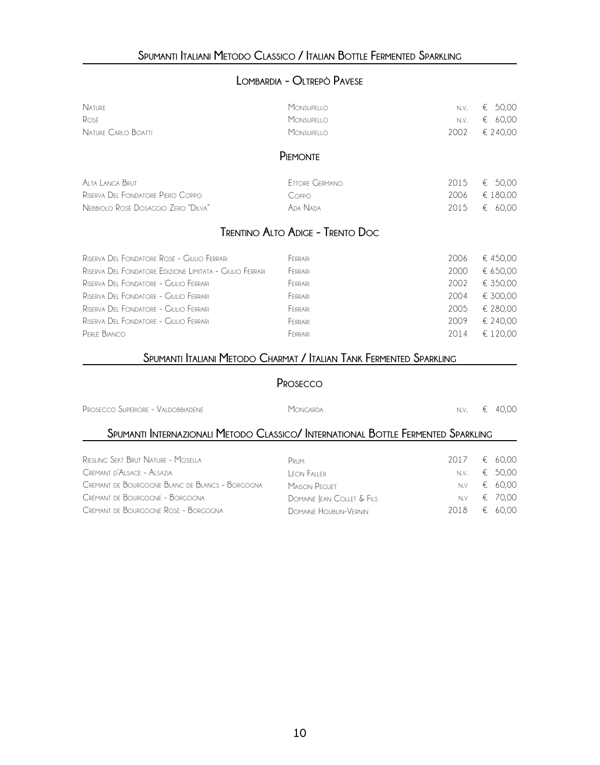## Spumanti Italiani Metodo Classico / Italian Bottle Fermented Sparkling

### Lombardia - Oltrepò Pavese

| | | | |
|---|---|---|---|
| Nature | Monsupello | N.V. | € 50,00 |
| Rosé | Monsupello | N.V. | € 60,00 |
| Nature Carlo Boatti | Monsupello | 2002 | € 240,00 |

### Piemonte

| | | | |
|---|---|---|---|
| Alta Langa Brut | Ettore Germano | 2015 | € 50,00 |
| Riserva Del Fondatore Piero Coppo | Coppo | 2006 | € 180,00 |
| Nebbiolo Rosé Dosaggio Zero "Dilva" | Ada Nada | 2015 | € 60,00 |

### Trentino Alto Adige - Trento Doc

| | | | |
|---|---|---|---|
| Riserva Del Fondatore Rosé - Giulio Ferrari | Ferrari | 2006 | € 450,00 |
| Riserva Del Fondatore Edizione Limitata - Giulio Ferrari | Ferrari | 2000 | € 650,00 |
| Riserva Del Fondatore - Giulio Ferrari | Ferrari | 2002 | € 350,00 |
| Riserva Del Fondatore - Giulio Ferrari | Ferrari | 2004 | € 300,00 |
| Riserva Del Fondatore - Giulio Ferrari | Ferrari | 2005 | € 280,00 |
| Riserva Del Fondatore - Giulio Ferrari | Ferrari | 2009 | € 240,00 |
| Perlé Bianco | Ferrari | 2014 | € 120,00 |

## Spumanti Italiani Metodo Charmat / Italian Tank Fermented Sparkling

### Prosecco

| | | | |
|---|---|---|---|
| Prosecco Superiore - Valdobbiadene | Mongarda | N.V. | € 40,00 |

## Spumanti Internazionali Metodo Classico/ International Bottle Fermented Sparkling

| | | | |
|---|---|---|---|
| Riesling Sekt Brut Nature - Mosella | Prum | 2017 | € 60,00 |
| Crémant d'Alsace - Alsazia | Léon Faller | N.V. | € 50,00 |
| Crémant de Bourgogne Blanc de Blancs - Borgogna | Maison Peguet | N.V | € 60,00 |
| Crémant de Bourgogne - Borgogna | Domaine Jean Collet & Fils | N.V | € 70,00 |
| Crémant de Bourgogne Rosé - Borgogna | Domaine Houblin-Vernin | 2018 | € 60,00 |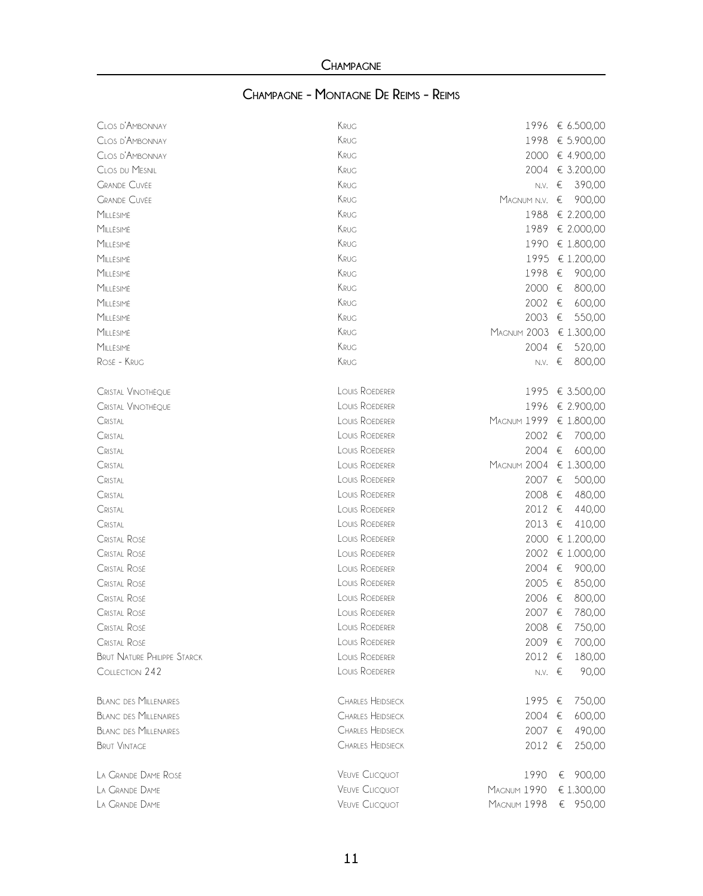# Champagne

## Champagne - Montagne De Reims - Reims

| Wine | Producer | Vintage | Price |
|---|---|---|---|
| Clos d'Ambonnay | Krug | 1996 | € 6.500,00 |
| Clos d'Ambonnay | Krug | 1998 | € 5.900,00 |
| Clos d'Ambonnay | Krug | 2000 | € 4.900,00 |
| Clos du Mesnil | Krug | 2004 | € 3.200,00 |
| Grande Cuvée | Krug | N.V. | € 390,00 |
| Grande Cuvée | Krug | Magnum N.V. | € 900,00 |
| Millésimé | Krug | 1988 | € 2.200,00 |
| Millésimé | Krug | 1989 | € 2.000,00 |
| Millésimé | Krug | 1990 | € 1.800,00 |
| Millésimé | Krug | 1995 | € 1.200,00 |
| Millésimé | Krug | 1998 | € 900,00 |
| Millésimé | Krug | 2000 | € 800,00 |
| Millésimé | Krug | 2002 | € 600,00 |
| Millésimé | Krug | 2003 | € 550,00 |
| Millésimé | Krug | Magnum 2003 | € 1.300,00 |
| Millésimé | Krug | 2004 | € 520,00 |
| Rosé - Krug | Krug | N.V. | € 800,00 |
| | | | |
| Cristal Vinothéque | Louis Roederer | 1995 | € 3.500,00 |
| Cristal Vinothéque | Louis Roederer | 1996 | € 2.900,00 |
| Cristal | Louis Roederer | Magnum 1999 | € 1.800,00 |
| Cristal | Louis Roederer | 2002 | € 700,00 |
| Cristal | Louis Roederer | 2004 | € 600,00 |
| Cristal | Louis Roederer | Magnum 2004 | € 1.300,00 |
| Cristal | Louis Roederer | 2007 | € 500,00 |
| Cristal | Louis Roederer | 2008 | € 480,00 |
| Cristal | Louis Roederer | 2012 | € 440,00 |
| Cristal | Louis Roederer | 2013 | € 410,00 |
| Cristal Rosé | Louis Roederer | 2000 | € 1.200,00 |
| Cristal Rosé | Louis Roederer | 2002 | € 1.000,00 |
| Cristal Rosé | Louis Roederer | 2004 | € 900,00 |
| Cristal Rosé | Louis Roederer | 2005 | € 850,00 |
| Cristal Rosé | Louis Roederer | 2006 | € 800,00 |
| Cristal Rosé | Louis Roederer | 2007 | € 780,00 |
| Cristal Rosé | Louis Roederer | 2008 | € 750,00 |
| Cristal Rosé | Louis Roederer | 2009 | € 700,00 |
| Brut Nature Philippe Starck | Louis Roederer | 2012 | € 180,00 |
| Collection 242 | Louis Roederer | N.V. | € 90,00 |
| | | | |
| Blanc des Millenaires | Charles Heidsieck | 1995 | € 750,00 |
| Blanc des Millenaires | Charles Heidsieck | 2004 | € 600,00 |
| Blanc des Millenaires | Charles Heidsieck | 2007 | € 490,00 |
| Brut Vintage | Charles Heidsieck | 2012 | € 250,00 |
| | | | |
| La Grande Dame Rosé | Veuve Clicquot | 1990 | € 900,00 |
| La Grande Dame | Veuve Clicquot | Magnum 1990 | € 1.300,00 |
| La Grande Dame | Veuve Clicquot | Magnum 1998 | € 950,00 |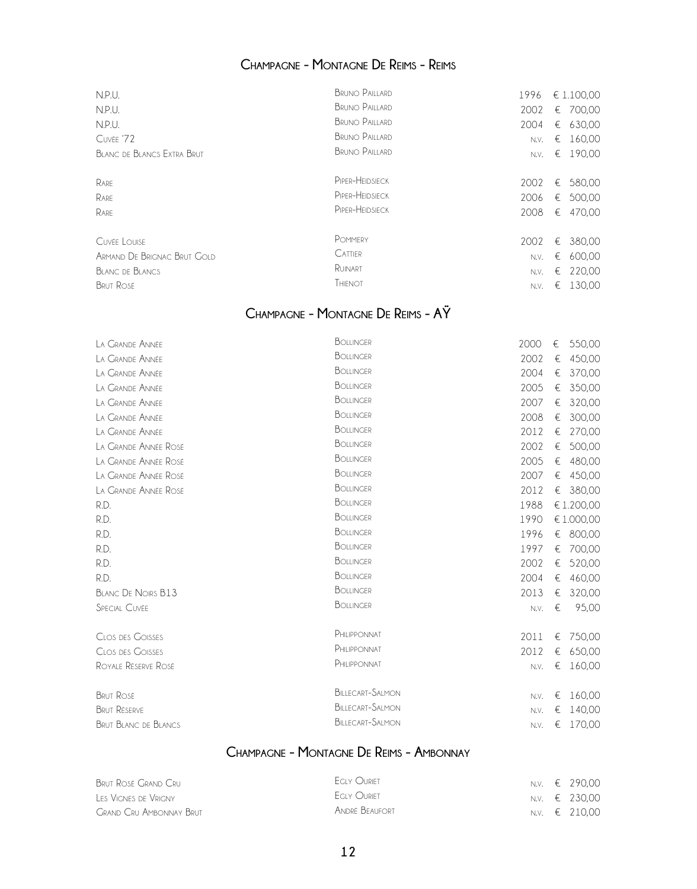## Champagne - Montagne De Reims - Reims

| | | | |
|---|---|---|---|
| N.P.U. | Bruno Paillard | 1996 | € 1.100,00 |
| N.P.U. | Bruno Paillard | 2002 | € 700,00 |
| N.P.U. | Bruno Paillard | 2004 | € 630,00 |
| Cuvée '72 | Bruno Paillard | N.V. | € 160,00 |
| Blanc de Blancs Extra Brut | Bruno Paillard | N.V. | € 190,00 |
| Rare | Piper-Heidsieck | 2002 | € 580,00 |
| Rare | Piper-Heidsieck | 2006 | € 500,00 |
| Rare | Piper-Heidsieck | 2008 | € 470,00 |
| Cuvée Louise | Pommery | 2002 | € 380,00 |
| Armand De Brignac Brut Gold | Cattier | N.V. | € 600,00 |
| Blanc de Blancs | Ruinart | N.V. | € 220,00 |
| Brut Rosé | Thienot | N.V. | € 130,00 |

## Champagne - Montagne De Reims - AŸ

| | | | |
|---|---|---|---|
| La Grande Année | Bollinger | 2000 | € 550,00 |
| La Grande Année | Bollinger | 2002 | € 450,00 |
| La Grande Année | Bollinger | 2004 | € 370,00 |
| La Grande Année | Bollinger | 2005 | € 350,00 |
| La Grande Année | Bollinger | 2007 | € 320,00 |
| La Grande Année | Bollinger | 2008 | € 300,00 |
| La Grande Année | Bollinger | 2012 | € 270,00 |
| La Grande Année Rosé | Bollinger | 2002 | € 500,00 |
| La Grande Année Rosé | Bollinger | 2005 | € 480,00 |
| La Grande Année Rosé | Bollinger | 2007 | € 450,00 |
| La Grande Année Rosé | Bollinger | 2012 | € 380,00 |
| R.D. | Bollinger | 1988 | € 1.200,00 |
| R.D. | Bollinger | 1990 | € 1.000,00 |
| R.D. | Bollinger | 1996 | € 800,00 |
| R.D. | Bollinger | 1997 | € 700,00 |
| R.D. | Bollinger | 2002 | € 520,00 |
| R.D. | Bollinger | 2004 | € 460,00 |
| Blanc De Noirs B13 | Bollinger | 2013 | € 320,00 |
| Special Cuvée | Bollinger | N.V. | € 95,00 |
| Clos des Goisses | Philipponnat | 2011 | € 750,00 |
| Clos des Goisses | Philipponnat | 2012 | € 650,00 |
| Royale Réserve Rosé | Philipponnat | N.V. | € 160,00 |
| Brut Rosé | Billecart-Salmon | N.V. | € 160,00 |
| Brut Réserve | Billecart-Salmon | N.V. | € 140,00 |
| Brut Blanc de Blancs | Billecart-Salmon | N.V. | € 170,00 |

## Champagne - Montagne De Reims - Ambonnay

| | | | |
|---|---|---|---|
| Brut Rosé Grand Cru | Egly Ouriet | N.V. | € 290,00 |
| Les Vignes de Vrigny | Egly Ouriet | N.V. | € 230,00 |
| Grand Cru Ambonnay Brut | André Beaufort | N.V. | € 210,00 |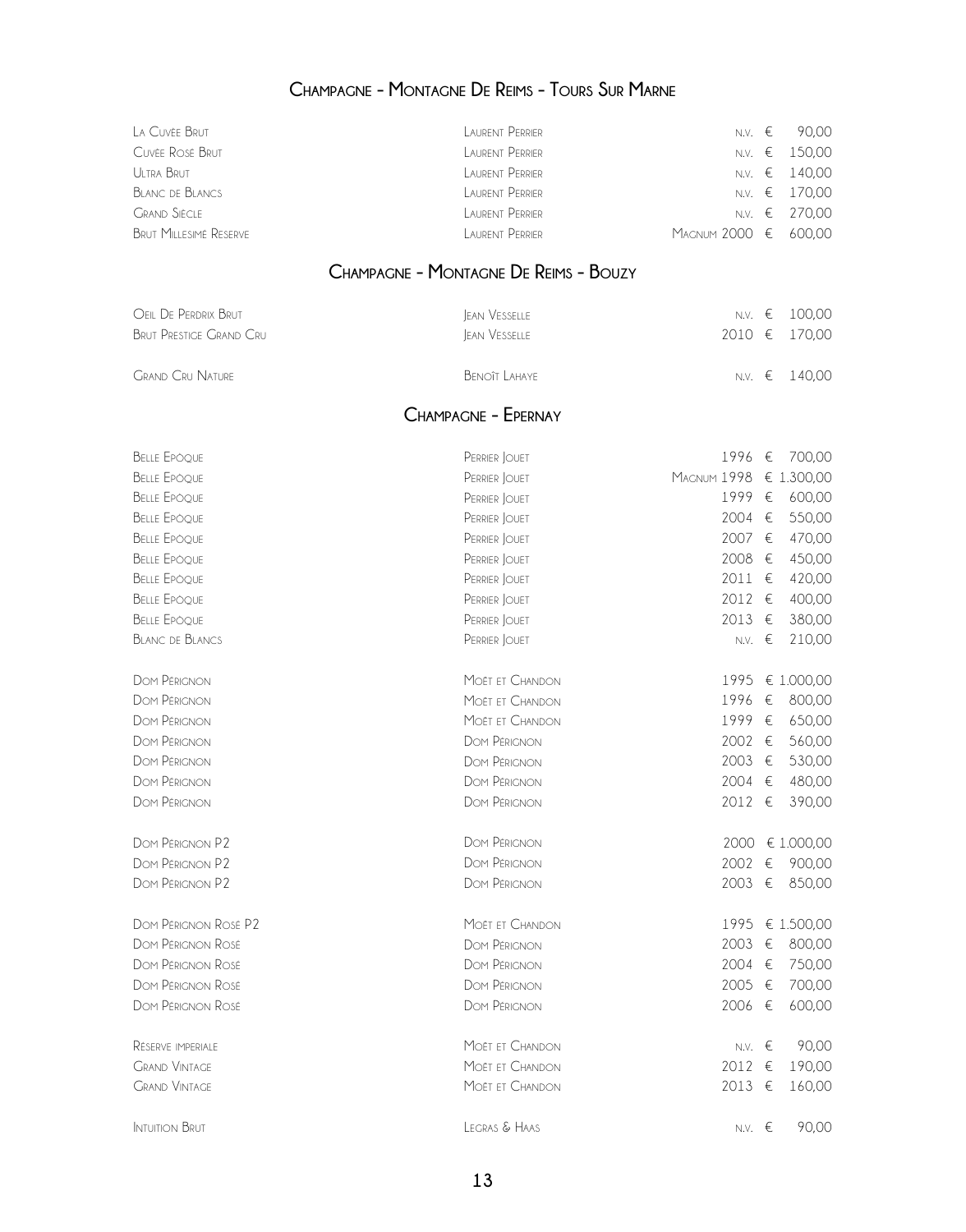## Champagne - Montagne De Reims - Tours Sur Marne

| | | | |
|---|---|---|---|
| La Cuvée Brut | Laurent Perrier | n.v. | € 90,00 |
| Cuvée Rosé Brut | Laurent Perrier | n.v. | € 150,00 |
| Ultra Brut | Laurent Perrier | n.v. | € 140,00 |
| Blanc de Blancs | Laurent Perrier | n.v. | € 170,00 |
| Grand Siècle | Laurent Perrier | n.v. | € 270,00 |
| Brut Millesimé Reserve | Laurent Perrier | Magnum 2000 | € 600,00 |

## Champagne - Montagne De Reims - Bouzy

| | | | |
|---|---|---|---|
| Oeil De Perdrix Brut | Jean Vesselle | n.v. | € 100,00 |
| Brut Prestige Grand Cru | Jean Vesselle | 2010 | € 170,00 |
| Grand Cru Nature | Benoît Lahaye | n.v. | € 140,00 |

## Champagne - Epernay

| | | | |
|---|---|---|---|
| Belle Epòque | Perrier Jouet | 1996 | € 700,00 |
| Belle Epòque | Perrier Jouet | Magnum 1998 | € 1.300,00 |
| Belle Epòque | Perrier Jouet | 1999 | € 600,00 |
| Belle Epòque | Perrier Jouet | 2004 | € 550,00 |
| Belle Epòque | Perrier Jouet | 2007 | € 470,00 |
| Belle Epòque | Perrier Jouet | 2008 | € 450,00 |
| Belle Epòque | Perrier Jouet | 2011 | € 420,00 |
| Belle Epòque | Perrier Jouet | 2012 | € 400,00 |
| Belle Epòque | Perrier Jouet | 2013 | € 380,00 |
| Blanc de Blancs | Perrier Jouet | n.v. | € 210,00 |
| Dom Pérignon | Moët et Chandon | 1995 | € 1.000,00 |
| Dom Pérignon | Moët et Chandon | 1996 | € 800,00 |
| Dom Pérignon | Moët et Chandon | 1999 | € 650,00 |
| Dom Pérignon | Dom Pérignon | 2002 | € 560,00 |
| Dom Pérignon | Dom Pérignon | 2003 | € 530,00 |
| Dom Pérignon | Dom Pérignon | 2004 | € 480,00 |
| Dom Pérignon | Dom Pérignon | 2012 | € 390,00 |
| Dom Pérignon P2 | Dom Pérignon | 2000 | € 1.000,00 |
| Dom Pérignon P2 | Dom Pérignon | 2002 | € 900,00 |
| Dom Pérignon P2 | Dom Pérignon | 2003 | € 850,00 |
| Dom Pérignon Rosé P2 | Moët et Chandon | 1995 | € 1.500,00 |
| Dom Pérignon Rosé | Dom Pérignon | 2003 | € 800,00 |
| Dom Pérignon Rosé | Dom Pérignon | 2004 | € 750,00 |
| Dom Pérignon Rosé | Dom Pérignon | 2005 | € 700,00 |
| Dom Pérignon Rosé | Dom Pérignon | 2006 | € 600,00 |
| Réserve imperiale | Moët et Chandon | n.v. | € 90,00 |
| Grand Vintage | Moët et Chandon | 2012 | € 190,00 |
| Grand Vintage | Moët et Chandon | 2013 | € 160,00 |
| Intuition Brut | Legras & Haas | n.v. | € 90,00 |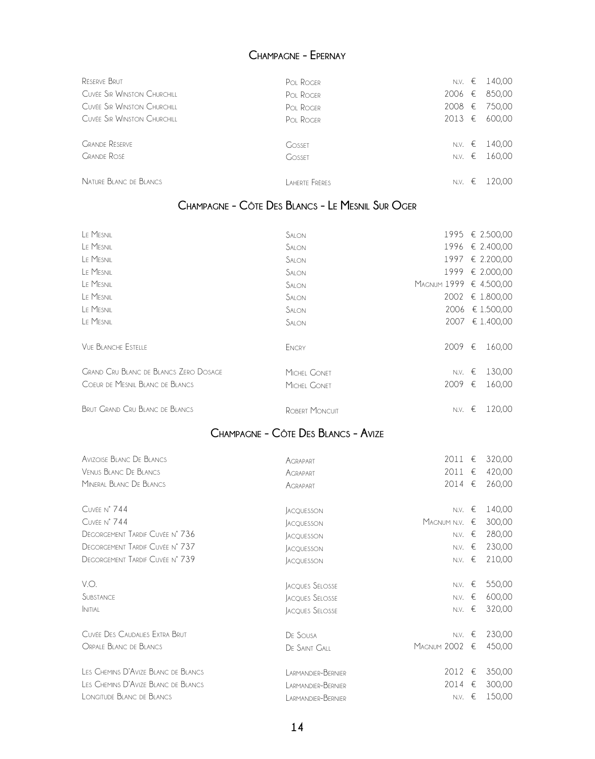## Champagne - Epernay

| | | | |
|---|---|---|---|
| Réserve Brut | Pol Roger | N.V. | € 140,00 |
| Cuvée Sir Winston Churchill | Pol Roger | 2006 | € 850,00 |
| Cuvée Sir Winston Churchill | Pol Roger | 2008 | € 750,00 |
| Cuvée Sir Winston Churchill | Pol Roger | 2013 | € 600,00 |
| Grande Réserve | Gosset | N.V. | € 140,00 |
| Grande Rosé | Gosset | N.V. | € 160,00 |
| Nature Blanc de Blancs | Laherte Frères | N.V. | € 120,00 |

## Champagne - Côte Des Blancs - Le Mesnil Sur Oger

| | | | |
|---|---|---|---|
| Le Mesnil | Salon | 1995 | € 2.500,00 |
| Le Mesnil | Salon | 1996 | € 2.400,00 |
| Le Mesnil | Salon | 1997 | € 2.200,00 |
| Le Mesnil | Salon | 1999 | € 2.000,00 |
| Le Mesnil | Salon | Magnum 1999 | € 4.500,00 |
| Le Mesnil | Salon | 2002 | € 1.800,00 |
| Le Mesnil | Salon | 2006 | € 1.500,00 |
| Le Mesnil | Salon | 2007 | € 1.400,00 |
| Vue Blanche Estelle | Encry | 2009 | € 160,00 |
| Grand Cru Blanc de Blancs Zero Dosage | Michel Gonet | N.V. | € 130,00 |
| Coeur de Mesnil Blanc de Blancs | Michel Gonet | 2009 | € 160,00 |
| Brut Grand Cru Blanc de Blancs | Robert Moncuit | N.V. | € 120,00 |

## Champagne - Côte Des Blancs - Avize

| | | | |
|---|---|---|---|
| Avizoise Blanc De Blancs | Agrapart | 2011 | € 320,00 |
| Venus Blanc De Blancs | Agrapart | 2011 | € 420,00 |
| Mineral Blanc De Blancs | Agrapart | 2014 | € 260,00 |
| Cuvée n° 744 | Jacquesson | N.V. | € 140,00 |
| Cuvée n° 744 | Jacquesson | Magnum N.V. | € 300,00 |
| Dégorgement Tardif Cuvée n° 736 | Jacquesson | N.V. | € 280,00 |
| Dégorgement Tardif Cuvée n° 737 | Jacquesson | N.V. | € 230,00 |
| Dégorgement Tardif Cuvée n° 739 | Jacquesson | N.V. | € 210,00 |
| V.O. | Jacques Selosse | N.V. | € 550,00 |
| Substance | Jacques Selosse | N.V. | € 600,00 |
| Initial | Jacques Selosse | N.V. | € 320,00 |
| Cuvée Des Caudalies Extra Brut | De Sousa | N.V. | € 230,00 |
| Orpale Blanc de Blancs | De Saint Gall | Magnum 2002 | € 450,00 |
| Les Chemins D'Avize Blanc de Blancs | Larmandier-Bernier | 2012 | € 350,00 |
| Les Chemins D'Avize Blanc de Blancs | Larmandier-Bernier | 2014 | € 300,00 |
| Longitude Blanc de Blancs | Larmandier-Bernier | N.V. | € 150,00 |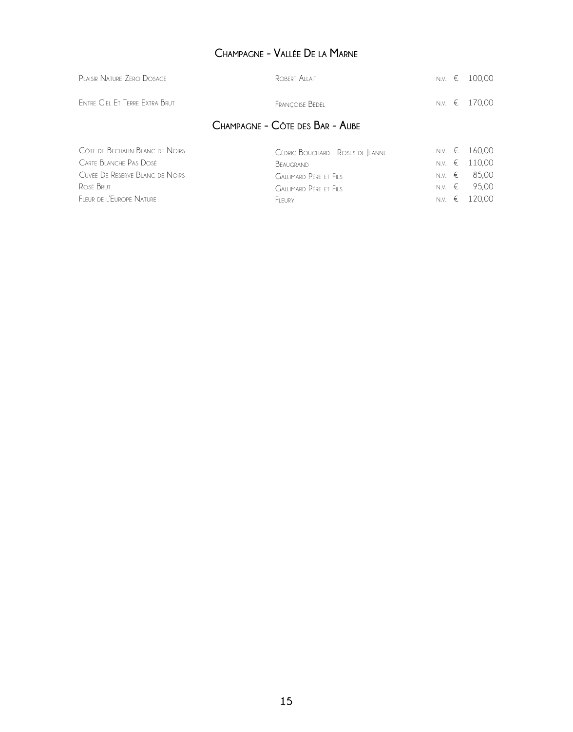## Champagne - Vallée De la Marne

| | | | | |
|---|---|---|---|---|
| Plaisir Nature Zero Dosage | Robert Allait | n.v. | € | 100,00 |
| Entre Ciel Et Terre Extra Brut | Françoise Bedel | n.v. | € | 170,00 |

## Champagne - Côte des Bar - Aube

| | | | | |
|---|---|---|---|---|
| Côte de Bechalin Blanc de Noirs | Cédric Bouchard - Roses de Jeanne | n.v. | € | 160,00 |
| Carte Blanche Pas Dosé | Beaugrand | n.v. | € | 110,00 |
| Cuvée De Reserve Blanc de Noirs | Gallimard Père et Fils | n.v. | € | 85,00 |
| Rosé Brut | Gallimard Père et Fils | n.v. | € | 95,00 |
| Fleur de l'Europe Nature | Fleury | n.v. | € | 120,00 |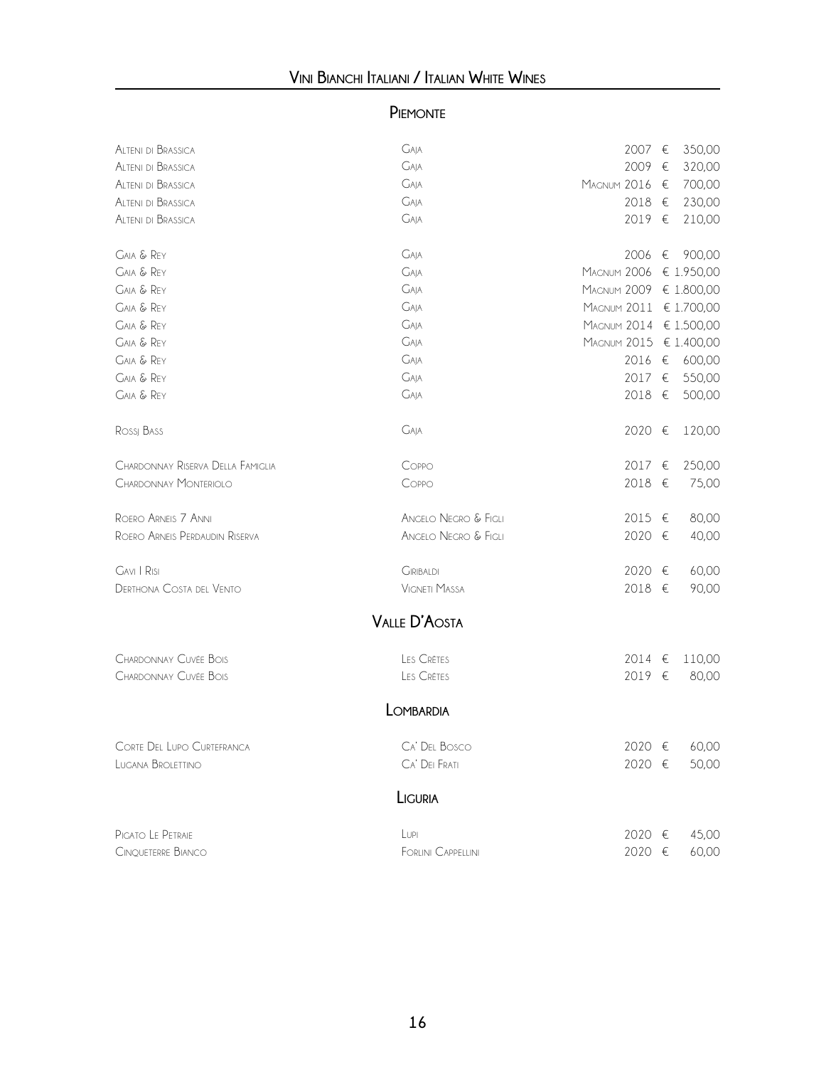# Vini Bianchi Italiani / Italian White Wines

## Piemonte

| | | | |
|---|---|---|---|
| Alteni di Brassica | Gaja | 2007 | € 350,00 |
| Alteni di Brassica | Gaja | 2009 | € 320,00 |
| Alteni di Brassica | Gaja | Magnum 2016 | € 700,00 |
| Alteni di Brassica | Gaja | 2018 | € 230,00 |
| Alteni di Brassica | Gaja | 2019 | € 210,00 |
| Gaia & Rey | Gaja | 2006 | € 900,00 |
| Gaia & Rey | Gaja | Magnum 2006 | € 1.950,00 |
| Gaia & Rey | Gaja | Magnum 2009 | € 1.800,00 |
| Gaia & Rey | Gaja | Magnum 2011 | € 1.700,00 |
| Gaia & Rey | Gaja | Magnum 2014 | € 1.500,00 |
| Gaia & Rey | Gaja | Magnum 2015 | € 1.400,00 |
| Gaia & Rey | Gaja | 2016 | € 600,00 |
| Gaia & Rey | Gaja | 2017 | € 550,00 |
| Gaia & Rey | Gaja | 2018 | € 500,00 |
| Rossj Bass | Gaja | 2020 | € 120,00 |
| Chardonnay Riserva Della Famiglia | Coppo | 2017 | € 250,00 |
| Chardonnay Monteriolo | Coppo | 2018 | € 75,00 |
| Roero Arneis 7 Anni | Angelo Negro & Figli | 2015 | € 80,00 |
| Roero Arneis Perdaudin Riserva | Angelo Negro & Figli | 2020 | € 40,00 |
| Gavi I Risi | Giribaldi | 2020 | € 60,00 |
| Derthona Costa del Vento | Vigneti Massa | 2018 | € 90,00 |

## Valle D'Aosta

| | | | |
|---|---|---|---|
| Chardonnay Cuvée Bois | Les Crêtes | 2014 | € 110,00 |
| Chardonnay Cuvée Bois | Les Crêtes | 2019 | € 80,00 |

## Lombardia

| | | | |
|---|---|---|---|
| Corte Del Lupo Curtefranca | Ca' Del Bosco | 2020 | € 60,00 |
| Lugana Brolettino | Ca' Dei Frati | 2020 | € 50,00 |

## Liguria

| | | | |
|---|---|---|---|
| Pigato Le Petraie | Lupi | 2020 | € 45,00 |
| Cinqueterre Bianco | Forlini Cappellini | 2020 | € 60,00 |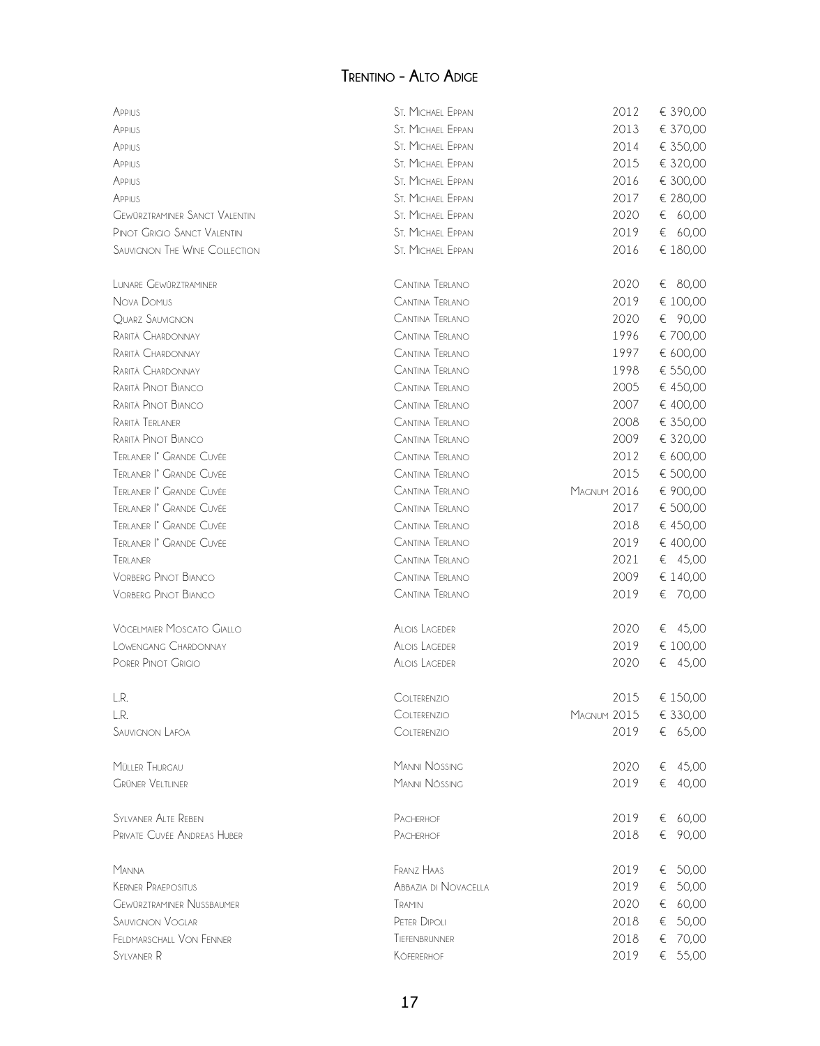# Trentino - Alto Adige

| | | | |
|---|---|---|---|
| Appius | St. Michael Eppan | 2012 | € 390,00 |
| Appius | St. Michael Eppan | 2013 | € 370,00 |
| Appius | St. Michael Eppan | 2014 | € 350,00 |
| Appius | St. Michael Eppan | 2015 | € 320,00 |
| Appius | St. Michael Eppan | 2016 | € 300,00 |
| Appius | St. Michael Eppan | 2017 | € 280,00 |
| Gewürztraminer Sanct Valentin | St. Michael Eppan | 2020 | € 60,00 |
| Pinot Grigio Sanct Valentin | St. Michael Eppan | 2019 | € 60,00 |
| Sauvignon The Wine Collection | St. Michael Eppan | 2016 | € 180,00 |
| | | | |
| Lunare Gewürztraminer | Cantina Terlano | 2020 | € 80,00 |
| Nova Domus | Cantina Terlano | 2019 | € 100,00 |
| Quarz Sauvignon | Cantina Terlano | 2020 | € 90,00 |
| Rarità Chardonnay | Cantina Terlano | 1996 | € 700,00 |
| Rarità Chardonnay | Cantina Terlano | 1997 | € 600,00 |
| Rarità Chardonnay | Cantina Terlano | 1998 | € 550,00 |
| Rarità Pinot Bianco | Cantina Terlano | 2005 | € 450,00 |
| Rarità Pinot Bianco | Cantina Terlano | 2007 | € 400,00 |
| Rarità Terlaner | Cantina Terlano | 2008 | € 350,00 |
| Rarità Pinot Bianco | Cantina Terlano | 2009 | € 320,00 |
| Terlaner I° Grande Cuvée | Cantina Terlano | 2012 | € 600,00 |
| Terlaner I° Grande Cuvée | Cantina Terlano | 2015 | € 500,00 |
| Terlaner I° Grande Cuvée | Cantina Terlano | Magnum 2016 | € 900,00 |
| Terlaner I° Grande Cuvée | Cantina Terlano | 2017 | € 500,00 |
| Terlaner I° Grande Cuvée | Cantina Terlano | 2018 | € 450,00 |
| Terlaner I° Grande Cuvée | Cantina Terlano | 2019 | € 400,00 |
| Terlaner | Cantina Terlano | 2021 | € 45,00 |
| Vorberg Pinot Bianco | Cantina Terlano | 2009 | € 140,00 |
| Vorberg Pinot Bianco | Cantina Terlano | 2019 | € 70,00 |
| | | | |
| Vögelmaier Moscato Giallo | Alois Lageder | 2020 | € 45,00 |
| Löwengang Chardonnay | Alois Lageder | 2019 | € 100,00 |
| Porer Pinot Grigio | Alois Lageder | 2020 | € 45,00 |
| | | | |
| L.R. | Colterenzio | 2015 | € 150,00 |
| L.R. | Colterenzio | Magnum 2015 | € 330,00 |
| Sauvignon Lafòa | Colterenzio | 2019 | € 65,00 |
| | | | |
| Müller Thurgau | Manni Nössing | 2020 | € 45,00 |
| Grüner Veltliner | Manni Nössing | 2019 | € 40,00 |
| | | | |
| Sylvaner Alte Reben | Pacherhof | 2019 | € 60,00 |
| Private Cuvée Andreas Huber | Pacherhof | 2018 | € 90,00 |
| | | | |
| Manna | Franz Haas | 2019 | € 50,00 |
| Kerner Praepositus | Abbazia di Novacella | 2019 | € 50,00 |
| Gewürztraminer Nussbaumer | Tramin | 2020 | € 60,00 |
| Sauvignon Voglar | Peter Dipoli | 2018 | € 50,00 |
| Feldmarschall Von Fenner | Tiefenbrunner | 2018 | € 70,00 |
| Sylvaner R | Köfererhof | 2019 | € 55,00 |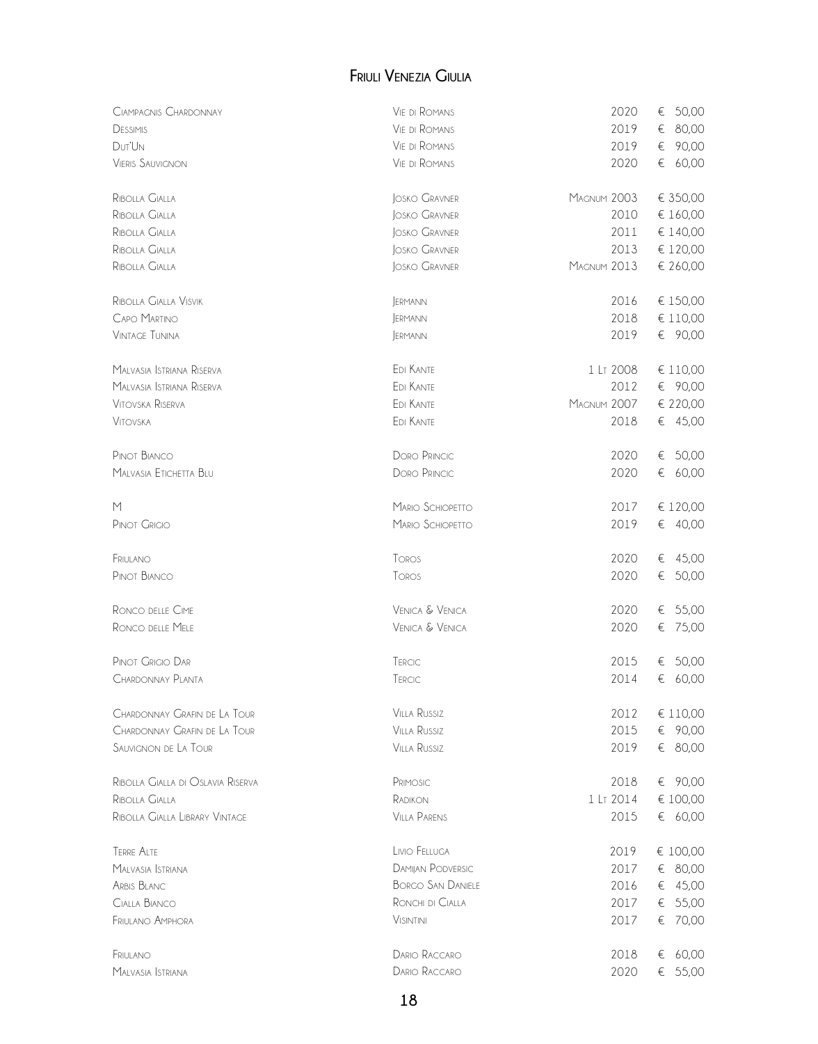# Friuli Venezia Giulia

| | | | |
|---|---|---|---|
| Ciampagnis Chardonnay | Vie di Romans | 2020 | € 50,00 |
| Dessimis | Vie di Romans | 2019 | € 80,00 |
| Dut'Un | Vie di Romans | 2019 | € 90,00 |
| Vieris Sauvignon | Vie di Romans | 2020 | € 60,00 |
| | | | |
| Ribolla Gialla | Josko Gravner | Magnum 2003 | € 350,00 |
| Ribolla Gialla | Josko Gravner | 2010 | € 160,00 |
| Ribolla Gialla | Josko Gravner | 2011 | € 140,00 |
| Ribolla Gialla | Josko Gravner | 2013 | € 120,00 |
| Ribolla Gialla | Josko Gravner | Magnum 2013 | € 260,00 |
| | | | |
| Ribolla Gialla Visvik | Jermann | 2016 | € 150,00 |
| Capo Martino | Jermann | 2018 | € 110,00 |
| Vintage Tunina | Jermann | 2019 | € 90,00 |
| | | | |
| Malvasia Istriana Riserva | Edi Kante | 1 Lt 2008 | € 110,00 |
| Malvasia Istriana Riserva | Edi Kante | 2012 | € 90,00 |
| Vitovska Riserva | Edi Kante | Magnum 2007 | € 220,00 |
| Vitovska | Edi Kante | 2018 | € 45,00 |
| | | | |
| Pinot Bianco | Doro Princic | 2020 | € 50,00 |
| Malvasia Etichetta Blu | Doro Princic | 2020 | € 60,00 |
| | | | |
| M | Mario Schiopetto | 2017 | € 120,00 |
| Pinot Grigio | Mario Schiopetto | 2019 | € 40,00 |
| | | | |
| Friulano | Toros | 2020 | € 45,00 |
| Pinot Bianco | Toros | 2020 | € 50,00 |
| | | | |
| Ronco delle Cime | Venica & Venica | 2020 | € 55,00 |
| Ronco delle Mele | Venica & Venica | 2020 | € 75,00 |
| | | | |
| Pinot Grigio Dar | Tercic | 2015 | € 50,00 |
| Chardonnay Planta | Tercic | 2014 | € 60,00 |
| | | | |
| Chardonnay Grafin de La Tour | Villa Russiz | 2012 | € 110,00 |
| Chardonnay Grafin de La Tour | Villa Russiz | 2015 | € 90,00 |
| Sauvignon de La Tour | Villa Russiz | 2019 | € 80,00 |
| | | | |
| Ribolla Gialla di Oslavia Riserva | Primosic | 2018 | € 90,00 |
| Ribolla Gialla | Radikon | 1 Lt 2014 | € 100,00 |
| Ribolla Gialla Library Vintage | Villa Parens | 2015 | € 60,00 |
| | | | |
| Terre Alte | Livio Felluga | 2019 | € 100,00 |
| Malvasia Istriana | Damijan Podversic | 2017 | € 80,00 |
| Arbis Blanc | Borgo San Daniele | 2016 | € 45,00 |
| Cialla Bianco | Ronchi di Cialla | 2017 | € 55,00 |
| Friulano Amphora | Visintini | 2017 | € 70,00 |
| | | | |
| Friulano | Dario Raccaro | 2018 | € 60,00 |
| Malvasia Istriana | Dario Raccaro | 2020 | € 55,00 |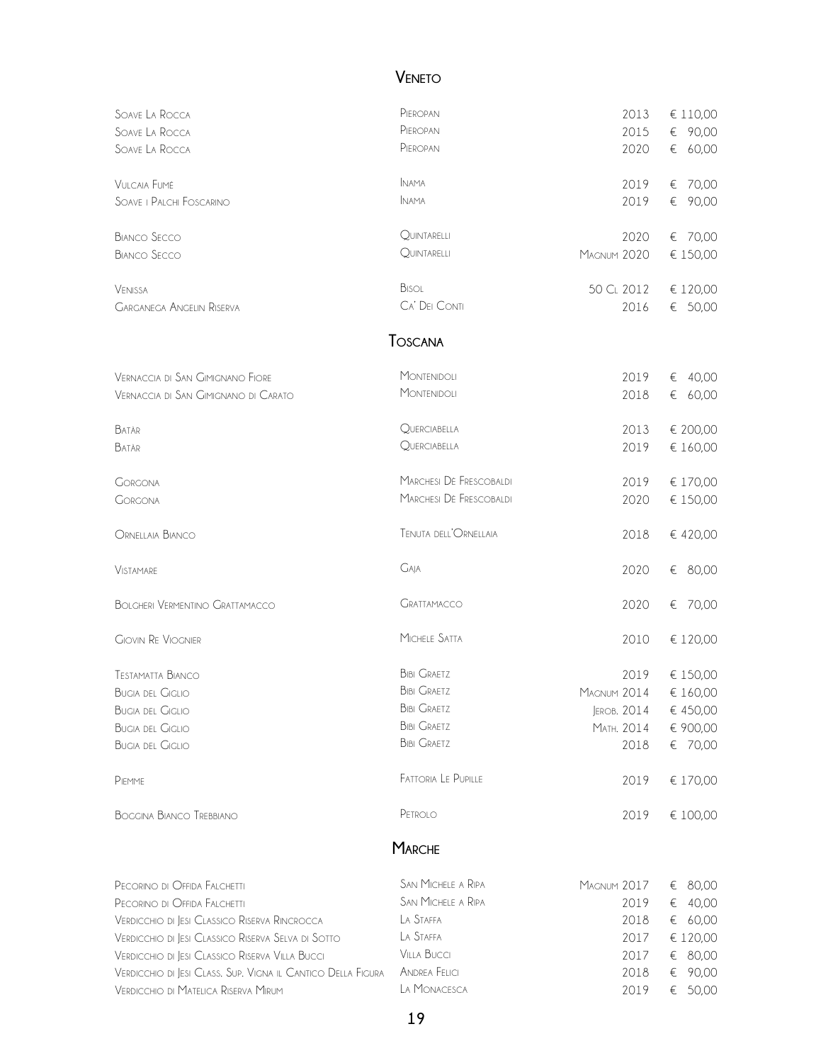## Veneto

| | | | |
|---|---|---|---|
| Soave La Rocca | Pieropan | 2013 | € 110,00 |
| Soave La Rocca | Pieropan | 2015 | € 90,00 |
| Soave La Rocca | Pieropan | 2020 | € 60,00 |
| Vulcaia Fumé | Inama | 2019 | € 70,00 |
| Soave i Palchi Foscarino | Inama | 2019 | € 90,00 |
| Bianco Secco | Quintarelli | 2020 | € 70,00 |
| Bianco Secco | Quintarelli | Magnum 2020 | € 150,00 |
| Venissa | Bisol | 50 Cl 2012 | € 120,00 |
| Garganega Angelin Riserva | Ca' Dei Conti | 2016 | € 50,00 |

## Toscana

| | | | |
|---|---|---|---|
| Vernaccia di San Gimignano Fiore | Montenidoli | 2019 | € 40,00 |
| Vernaccia di San Gimignano di Carato | Montenidoli | 2018 | € 60,00 |
| Batàr | Querciabella | 2013 | € 200,00 |
| Batàr | Querciabella | 2019 | € 160,00 |
| Gorgona | Marchesi De Frescobaldi | 2019 | € 170,00 |
| Gorgona | Marchesi De Frescobaldi | 2020 | € 150,00 |
| Ornellaia Bianco | Tenuta dell'Ornellaia | 2018 | € 420,00 |
| Vistamare | Gaja | 2020 | € 80,00 |
| Bolgheri Vermentino Grattamacco | Grattamacco | 2020 | € 70,00 |
| Giovin Re Viognier | Michele Satta | 2010 | € 120,00 |
| Testamatta Bianco | Bibi Graetz | 2019 | € 150,00 |
| Bugia del Giglio | Bibi Graetz | Magnum 2014 | € 160,00 |
| Bugia del Giglio | Bibi Graetz | Jerob. 2014 | € 450,00 |
| Bugia del Giglio | Bibi Graetz | Math. 2014 | € 900,00 |
| Bugia del Giglio | Bibi Graetz | 2018 | € 70,00 |
| Piemme | Fattoria Le Pupille | 2019 | € 170,00 |
| Boggina Bianco Trebbiano | Petrolo | 2019 | € 100,00 |

## Marche

| | | | |
|---|---|---|---|
| Pecorino di Offida Falchetti | San Michele a Ripa | Magnum 2017 | € 80,00 |
| Pecorino di Offida Falchetti | San Michele a Ripa | 2019 | € 40,00 |
| Verdicchio di Jesi Classico Riserva Rincrocca | La Staffa | 2018 | € 60,00 |
| Verdicchio di Jesi Classico Riserva Selva di Sotto | La Staffa | 2017 | € 120,00 |
| Verdicchio di Jesi Classico Riserva Villa Bucci | Villa Bucci | 2017 | € 80,00 |
| Verdicchio di Jesi Class. Sup. Vigna il Cantico Della Figura | Andrea Felici | 2018 | € 90,00 |
| Verdicchio di Matelica Riserva Mirum | La Monacesca | 2019 | € 50,00 |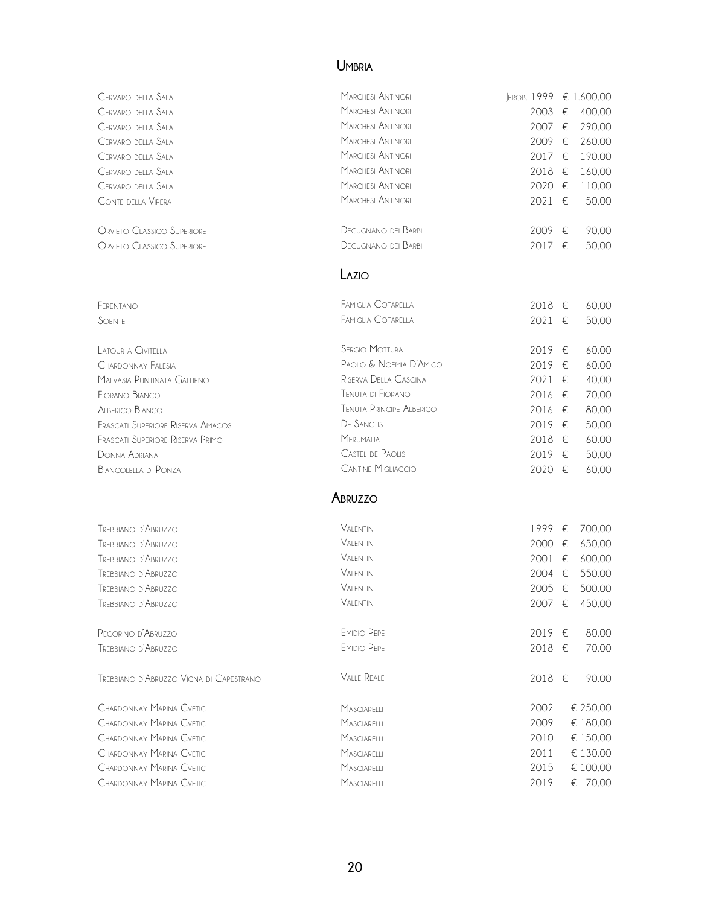## Umbria

| | | | |
|---|---|---|---|
| Cervaro della Sala | Marchesi Antinori | Jerob. 1999 | € 1.600,00 |
| Cervaro della Sala | Marchesi Antinori | 2003 | € 400,00 |
| Cervaro della Sala | Marchesi Antinori | 2007 | € 290,00 |
| Cervaro della Sala | Marchesi Antinori | 2009 | € 260,00 |
| Cervaro della Sala | Marchesi Antinori | 2017 | € 190,00 |
| Cervaro della Sala | Marchesi Antinori | 2018 | € 160,00 |
| Cervaro della Sala | Marchesi Antinori | 2020 | € 110,00 |
| Conte della Vipera | Marchesi Antinori | 2021 | € 50,00 |
| Orvieto Classico Superiore | Decugnano dei Barbi | 2009 | € 90,00 |
| Orvieto Classico Superiore | Decugnano dei Barbi | 2017 | € 50,00 |

## Lazio

| | | | |
|---|---|---|---|
| Ferentano | Famiglia Cotarella | 2018 | € 60,00 |
| Soente | Famiglia Cotarella | 2021 | € 50,00 |
| Latour a Civitella | Sergio Mottura | 2019 | € 60,00 |
| Chardonnay Falesia | Paolo & Noemia D'Amico | 2019 | € 60,00 |
| Malvasia Puntinata Gallieno | Riserva Della Cascina | 2021 | € 40,00 |
| Fiorano Bianco | Tenuta di Fiorano | 2016 | € 70,00 |
| Alberico Bianco | Tenuta Principe Alberico | 2016 | € 80,00 |
| Frascati Superiore Riserva Amacos | De Sanctis | 2019 | € 50,00 |
| Frascati Superiore Riserva Primo | Merumalia | 2018 | € 60,00 |
| Donna Adriana | Castel de Paolis | 2019 | € 50,00 |
| Biancolella di Ponza | Cantine Migliaccio | 2020 | € 60,00 |

## Abruzzo

| | | | |
|---|---|---|---|
| Trebbiano d'Abruzzo | Valentini | 1999 | € 700,00 |
| Trebbiano d'Abruzzo | Valentini | 2000 | € 650,00 |
| Trebbiano d'Abruzzo | Valentini | 2001 | € 600,00 |
| Trebbiano d'Abruzzo | Valentini | 2004 | € 550,00 |
| Trebbiano d'Abruzzo | Valentini | 2005 | € 500,00 |
| Trebbiano d'Abruzzo | Valentini | 2007 | € 450,00 |
| Pecorino d'Abruzzo | Emidio Pepe | 2019 | € 80,00 |
| Trebbiano d'Abruzzo | Emidio Pepe | 2018 | € 70,00 |
| Trebbiano d'Abruzzo Vigna di Capestrano | Valle Reale | 2018 | € 90,00 |
| Chardonnay Marina Cvetic | Masciarelli | 2002 | € 250,00 |
| Chardonnay Marina Cvetic | Masciarelli | 2009 | € 180,00 |
| Chardonnay Marina Cvetic | Masciarelli | 2010 | € 150,00 |
| Chardonnay Marina Cvetic | Masciarelli | 2011 | € 130,00 |
| Chardonnay Marina Cvetic | Masciarelli | 2015 | € 100,00 |
| Chardonnay Marina Cvetic | Masciarelli | 2019 | € 70,00 |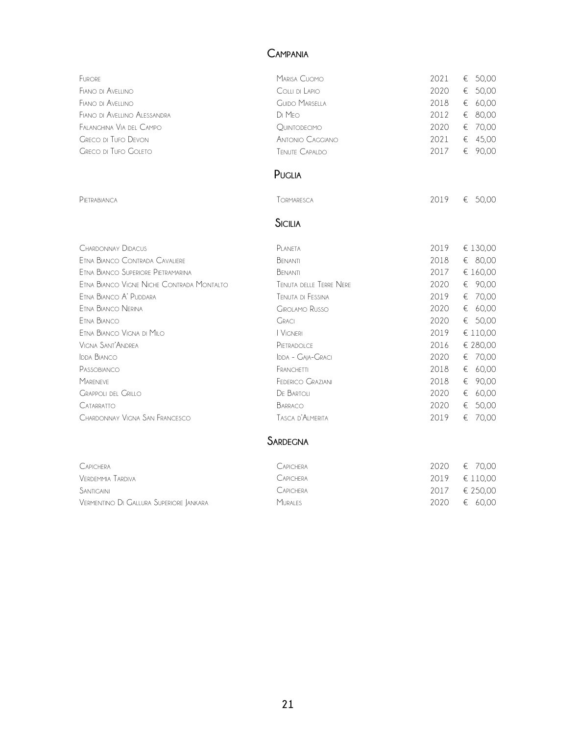## Campania

| | | | |
|---|---|---|---|
| Furore | Marisa Cuomo | 2021 | € 50,00 |
| Fiano di Avellino | Colli di Lapio | 2020 | € 50,00 |
| Fiano di Avellino | Guido Marsella | 2018 | € 60,00 |
| Fiano di Avellino Alessandra | Di Meo | 2012 | € 80,00 |
| Falanghina Via del Campo | Quintodecimo | 2020 | € 70,00 |
| Greco di Tufo Devon | Antonio Caggiano | 2021 | € 45,00 |
| Greco di Tufo Goleto | Tenute Capaldo | 2017 | € 90,00 |

## Puglia

| | | | |
|---|---|---|---|
| Pietrabianca | Tormaresca | 2019 | € 50,00 |

## Sicilia

| | | | |
|---|---|---|---|
| Chardonnay Didacus | Planeta | 2019 | € 130,00 |
| Etna Bianco Contrada Cavaliere | Benanti | 2018 | € 80,00 |
| Etna Bianco Superiore Pietramarina | Benanti | 2017 | € 160,00 |
| Etna Bianco Vigne Niche Contrada Montalto | Tenuta delle Terre Nere | 2020 | € 90,00 |
| Etna Bianco A' Puddara | Tenuta di Fessina | 2019 | € 70,00 |
| Etna Bianco Nerina | Girolamo Russo | 2020 | € 60,00 |
| Etna Bianco | Graci | 2020 | € 50,00 |
| Etna Bianco Vigna di Milo | I Vigneri | 2019 | € 110,00 |
| Vigna Sant'Andrea | Pietradolce | 2016 | € 280,00 |
| Idda Bianco | Idda - Gaja-Graci | 2020 | € 70,00 |
| Passobianco | Franchetti | 2018 | € 60,00 |
| Mareneve | Federico Graziani | 2018 | € 90,00 |
| Grappoli del Grillo | De Bartoli | 2020 | € 60,00 |
| Catarratto | Barraco | 2020 | € 50,00 |
| Chardonnay Vigna San Francesco | Tasca d'Almerita | 2019 | € 70,00 |

## Sardegna

| | | | |
|---|---|---|---|
| Capichera | Capichera | 2020 | € 70,00 |
| Verdemmia Tardiva | Capichera | 2019 | € 110,00 |
| Santigaini | Capichera | 2017 | € 250,00 |
| Vermentino Di Gallura Superiore Jankara | Murales | 2020 | € 60,00 |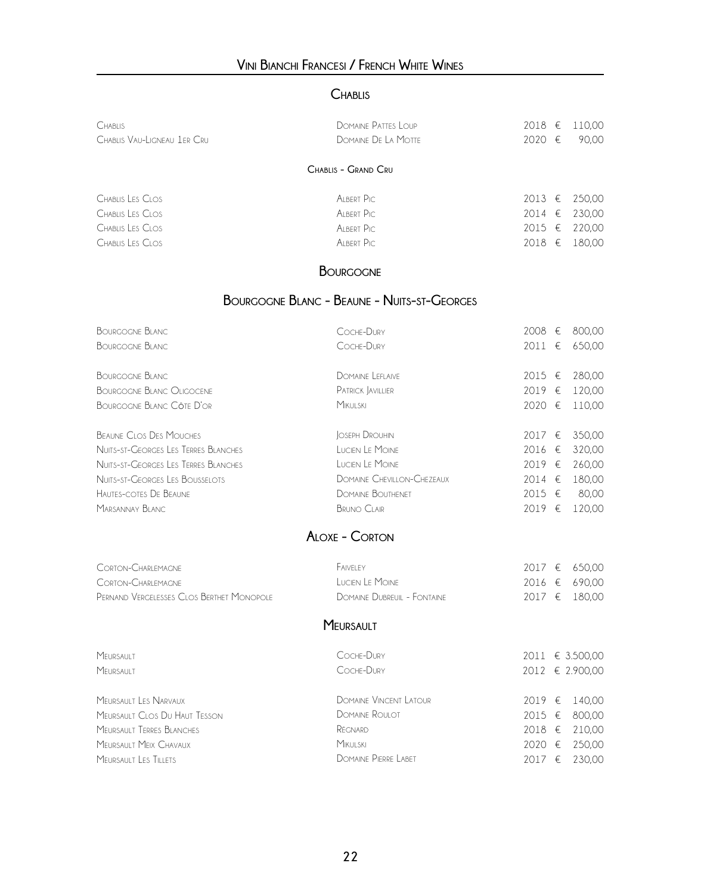# Vini Bianchi Francesi / French White Wines

## Chablis

| | | | |
|---|---|---|---|
| Chablis | Domaine Pattes Loup | 2018 | € 110,00 |
| Chablis Vau-Ligneau 1er Cru | Domaine De La Motte | 2020 | € 90,00 |

### Chablis - Grand Cru

| | | | |
|---|---|---|---|
| Chablis Les Clos | Albert Pic | 2013 | € 250,00 |
| Chablis Les Clos | Albert Pic | 2014 | € 230,00 |
| Chablis Les Clos | Albert Pic | 2015 | € 220,00 |
| Chablis Les Clos | Albert Pic | 2018 | € 180,00 |

## Bourgogne

### Bourgogne Blanc - Beaune - Nuits-st-Georges

| | | | |
|---|---|---|---|
| Bourgogne Blanc | Coche-Dury | 2008 | € 800,00 |
| Bourgogne Blanc | Coche-Dury | 2011 | € 650,00 |
| Bourgogne Blanc | Domaine Leflaive | 2015 | € 280,00 |
| Bourgogne Blanc Oligocene | Patrick Javillier | 2019 | € 120,00 |
| Bourgogne Blanc Côte D'or | Mikulski | 2020 | € 110,00 |
| Beaune Clos Des Mouches | Joseph Drouhin | 2017 | € 350,00 |
| Nuits-st-Georges Les Terres Blanches | Lucien Le Moine | 2016 | € 320,00 |
| Nuits-st-Georges Les Terres Blanches | Lucien Le Moine | 2019 | € 260,00 |
| Nuits-st-Georges Les Bousselots | Domaine Chevillon-Chezeaux | 2014 | € 180,00 |
| Hautes-cotes De Beaune | Domaine Bouthenet | 2015 | € 80,00 |
| Marsannay Blanc | Bruno Clair | 2019 | € 120,00 |

## Aloxe - Corton

| | | | |
|---|---|---|---|
| Corton-Charlemagne | Faiveley | 2017 | € 650,00 |
| Corton-Charlemagne | Lucien Le Moine | 2016 | € 690,00 |
| Pernand Vergelesses Clos Berthet Monopole | Domaine Dubreuil - Fontaine | 2017 | € 180,00 |

## Meursault

| | | | |
|---|---|---|---|
| Meursault | Coche-Dury | 2011 | € 3.500,00 |
| Meursault | Coche-Dury | 2012 | € 2.900,00 |
| Meursault Les Narvaux | Domaine Vincent Latour | 2019 | € 140,00 |
| Meursault Clos Du Haut Tesson | Domaine Roulot | 2015 | € 800,00 |
| Meursault Terres Blanches | Regnard | 2018 | € 210,00 |
| Meursault Meix Chavaux | Mikulski | 2020 | € 250,00 |
| Meursault Les Tillets | Domaine Pierre Labet | 2017 | € 230,00 |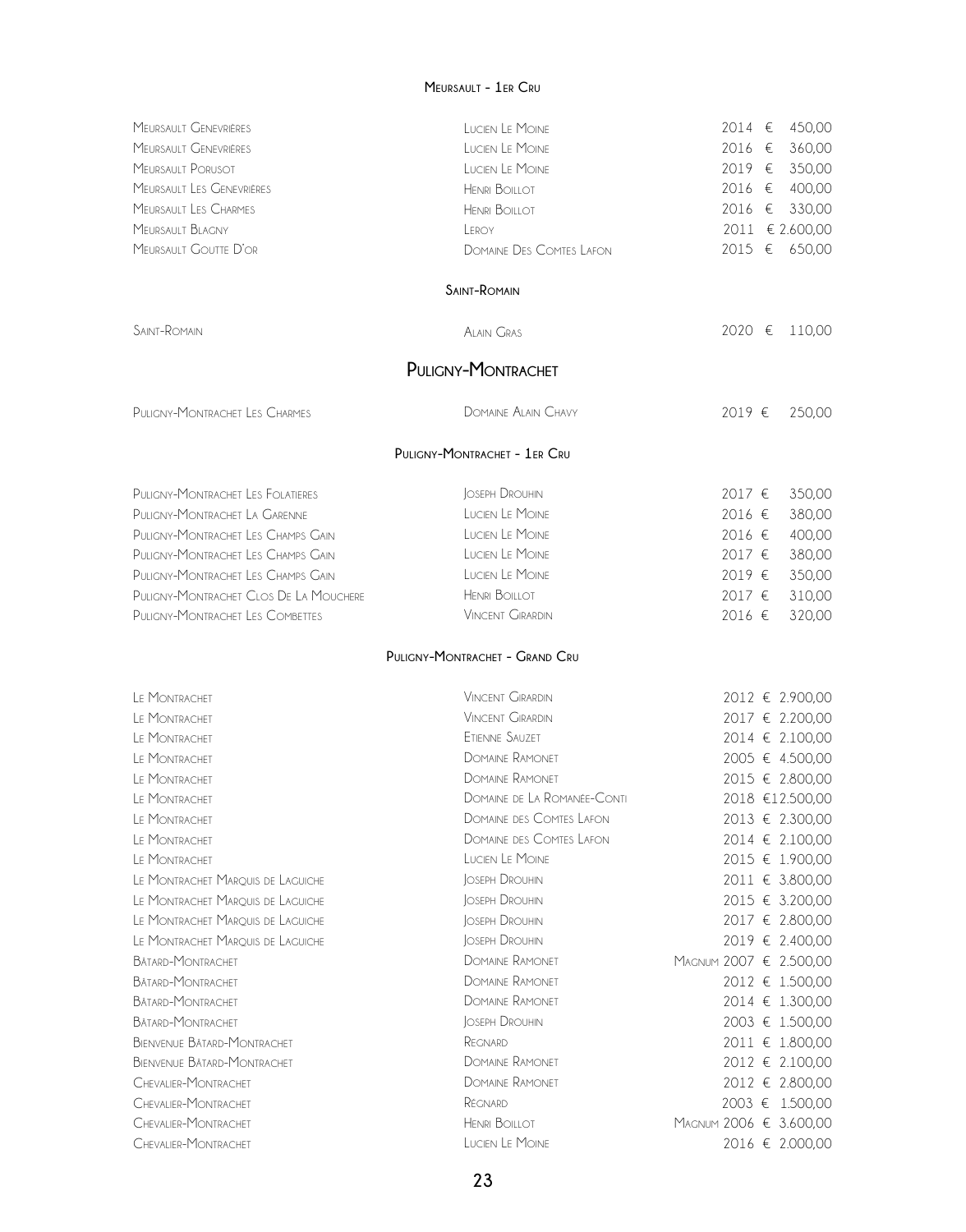### Meursault - 1er Cru

| | | | |
|---|---|---|---|
| Meursault Genevrières | Lucien Le Moine | 2014 | € 450,00 |
| Meursault Genevrières | Lucien Le Moine | 2016 | € 360,00 |
| Meursault Porusot | Lucien Le Moine | 2019 | € 350,00 |
| Meursault Les Genevrières | Henri Boillot | 2016 | € 400,00 |
| Meursault Les Charmes | Henri Boillot | 2016 | € 330,00 |
| Meursault Blagny | Leroy | 2011 | € 2.600,00 |
| Meursault Goutte D'or | Domaine Des Comtes Lafon | 2015 | € 650,00 |

### Saint-Romain

| | | | |
|---|---|---|---|
| Saint-Romain | Alain Gras | 2020 | € 110,00 |

## Puligny-Montrachet

| | | | |
|---|---|---|---|
| Puligny-Montrachet Les Charmes | Domaine Alain Chavy | 2019 | € 250,00 |

### Puligny-Montrachet - 1er Cru

| | | | |
|---|---|---|---|
| Puligny-Montrachet Les Folatieres | Joseph Drouhin | 2017 | € 350,00 |
| Puligny-Montrachet La Garenne | Lucien Le Moine | 2016 | € 380,00 |
| Puligny-Montrachet Les Champs Gain | Lucien Le Moine | 2016 | € 400,00 |
| Puligny-Montrachet Les Champs Gain | Lucien Le Moine | 2017 | € 380,00 |
| Puligny-Montrachet Les Champs Gain | Lucien Le Moine | 2019 | € 350,00 |
| Puligny-Montrachet Clos De La Mouchere | Henri Boillot | 2017 | € 310,00 |
| Puligny-Montrachet Les Combettes | Vincent Girardin | 2016 | € 320,00 |

### Puligny-Montrachet - Grand Cru

| | | | |
|---|---|---|---|
| Le Montrachet | Vincent Girardin | 2012 | € 2.900,00 |
| Le Montrachet | Vincent Girardin | 2017 | € 2.200,00 |
| Le Montrachet | Etienne Sauzet | 2014 | € 2.100,00 |
| Le Montrachet | Domaine Ramonet | 2005 | € 4.500,00 |
| Le Montrachet | Domaine Ramonet | 2015 | € 2.800,00 |
| Le Montrachet | Domaine de La Romanée-Conti | 2018 | € 12.500,00 |
| Le Montrachet | Domaine des Comtes Lafon | 2013 | € 2.300,00 |
| Le Montrachet | Domaine des Comtes Lafon | 2014 | € 2.100,00 |
| Le Montrachet | Lucien Le Moine | 2015 | € 1.900,00 |
| Le Montrachet Marquis de Laguiche | Joseph Drouhin | 2011 | € 3.800,00 |
| Le Montrachet Marquis de Laguiche | Joseph Drouhin | 2015 | € 3.200,00 |
| Le Montrachet Marquis de Laguiche | Joseph Drouhin | 2017 | € 2.800,00 |
| Le Montrachet Marquis de Laguiche | Joseph Drouhin | 2019 | € 2.400,00 |
| Bâtard-Montrachet | Domaine Ramonet | Magnum 2007 | € 2.500,00 |
| Bâtard-Montrachet | Domaine Ramonet | 2012 | € 1.500,00 |
| Bâtard-Montrachet | Domaine Ramonet | 2014 | € 1.300,00 |
| Bâtard-Montrachet | Joseph Drouhin | 2003 | € 1.500,00 |
| Bienvenue Bâtard-Montrachet | Regnard | 2011 | € 1.800,00 |
| Bienvenue Bâtard-Montrachet | Domaine Ramonet | 2012 | € 2.100,00 |
| Chevalier-Montrachet | Domaine Ramonet | 2012 | € 2.800,00 |
| Chevalier-Montrachet | Regnard | 2003 | € 1.500,00 |
| Chevalier-Montrachet | Henri Boillot | Magnum 2006 | € 3.600,00 |
| Chevalier-Montrachet | Lucien Le Moine | 2016 | € 2.000,00 |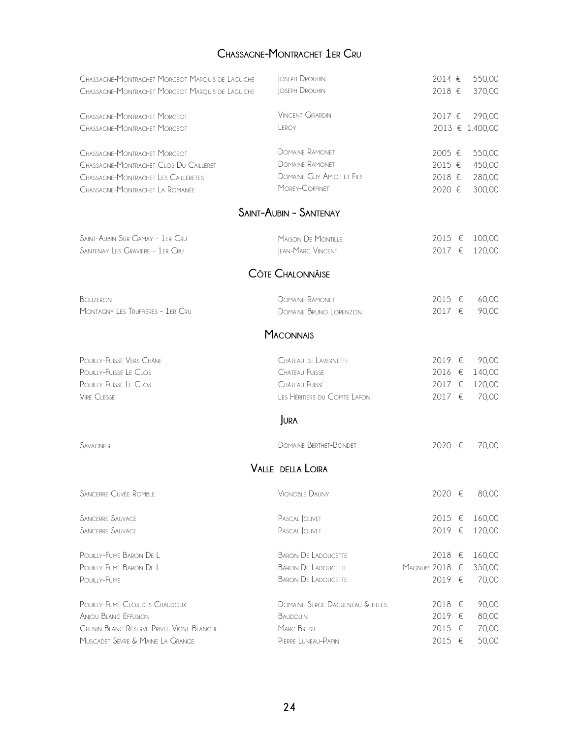## Chassagne-Montrachet 1er Cru

| | | | |
|---|---|---|---|
| Chassagne-Montrachet Morgeot Marquis de Laguiche | Joseph Drouhin | 2014 | € 550,00 |
| Chassagne-Montrachet Morgeot Marquis de Laguiche | Joseph Drouhin | 2018 | € 370,00 |
| Chassagne-Montrachet Morgeot | Vincent Girardin | 2017 | € 290,00 |
| Chassagne-Montrachet Morgeot | Leroy | 2013 | € 1.400,00 |
| Chassagne-Montrachet Morgeot | Domaine Ramonet | 2005 | € 550,00 |
| Chassagne-Montrachet Clos Du Cailleret | Domaine Ramonet | 2015 | € 450,00 |
| Chassagne-Montrachet Les Caillerets | Domaine Guy Amiot et Fils | 2018 | € 280,00 |
| Chassagne-Montrachet La Romanée | Morey-Coffinet | 2020 | € 300,00 |

## Saint-Aubin - Santenay

| | | | |
|---|---|---|---|
| Saint-Aubin Sur Gamay - 1er Cru | Maison De Montille | 2015 | € 100,00 |
| Santenay Les Graviere - 1er Cru | Jean-Marc Vincent | 2017 | € 120,00 |

## Côte Chalonnâise

| | | | |
|---|---|---|---|
| Bouzeron | Domaine Ramonet | 2015 | € 60,00 |
| Montagny Les Truffieres - 1er Cru | Domaine Bruno Lorenzon | 2017 | € 90,00 |

## Maconnais

| | | | |
|---|---|---|---|
| Pouilly-Fuissé Vers Châne | Château de Lavernette | 2019 | € 90,00 |
| Pouilly-Fuissé Le Clos | Château Fuissé | 2016 | € 140,00 |
| Pouilly-Fuissé Le Clos | Château Fuissé | 2017 | € 120,00 |
| Viré Clessé | Les Héritiers du Comte Lafon | 2017 | € 70,00 |

## Jura

| | | | |
|---|---|---|---|
| Savagnier | Domaine Berthet-Bondet | 2020 | € 70,00 |

## Valle della Loira

| | | | |
|---|---|---|---|
| Sancerre Cuvée Romble | Vignoble Dauny | 2020 | € 80,00 |
| Sancerre Sauvage | Pascal Jolivet | 2015 | € 160,00 |
| Sancerre Sauvage | Pascal Jolivet | 2019 | € 120,00 |
| Pouilly-Fumé Baron De L | Baron De Ladoucette | 2018 | € 160,00 |
| Pouilly-Fumé Baron De L | Baron De Ladoucette | Magnum 2018 | € 350,00 |
| Pouilly-Fumé | Baron De Ladoucette | 2019 | € 70,00 |
| Pouilly-Fumé Clos des Chaudoux | Domaine Serge Dagueneau & filles | 2018 | € 90,00 |
| Anjou Blanc Effusion | Baudouin | 2019 | € 80,00 |
| Chenin Blanc Réserve Privée Vigne Blanche | Marc Bredif | 2015 | € 70,00 |
| Muscadet Sèvre & Maine La Grange | Pierre Luneau-Papin | 2015 | € 50,00 |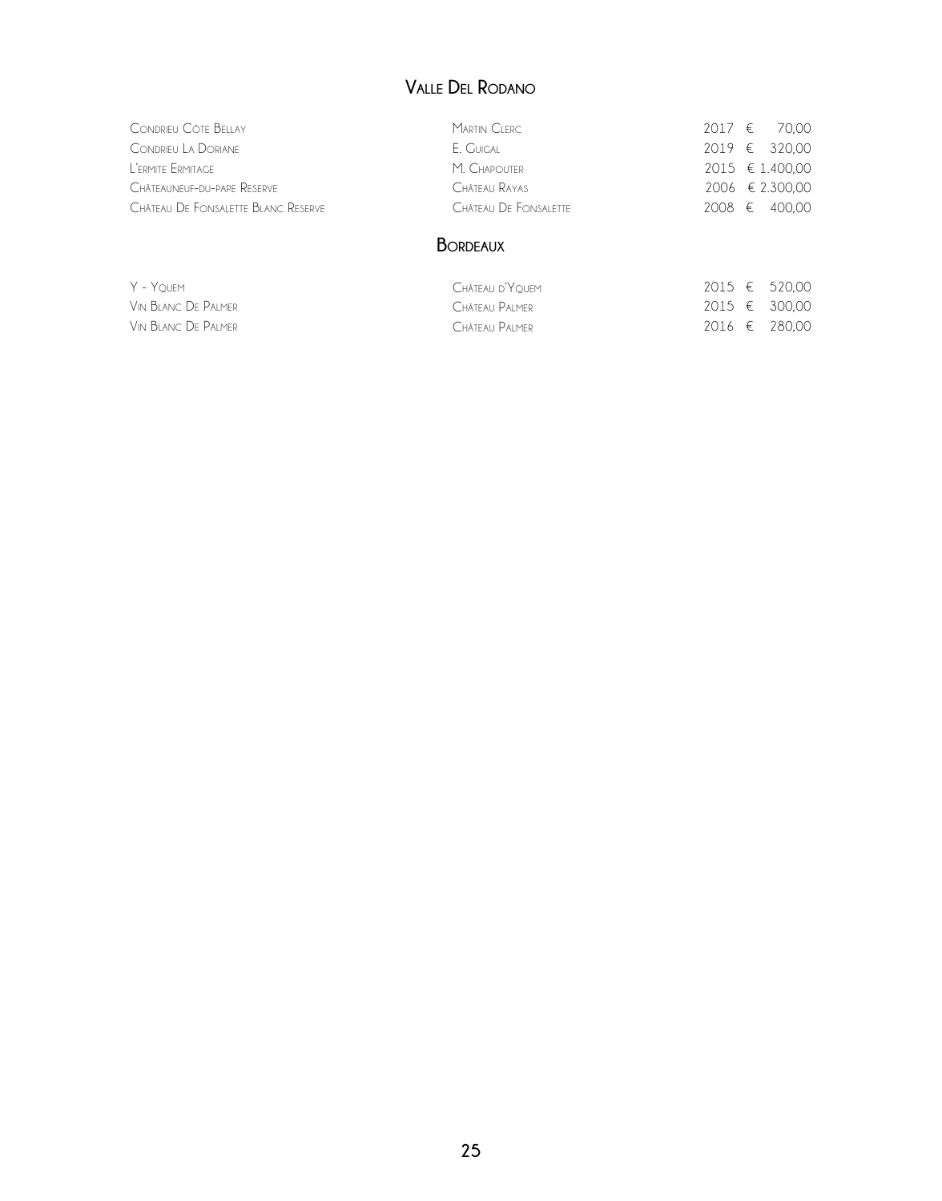## Valle Del Rodano

| | | | |
|---|---|---|---|
| Condrieu Côte Bellay | Martin Clerc | 2017 | € 70,00 |
| Condrieu La Doriane | E. Guigal | 2019 | € 320,00 |
| L'ermite Ermitage | M. Chapouter | 2015 | € 1.400,00 |
| Châteauneuf-du-pape Reserve | Château Rayas | 2006 | € 2.300,00 |
| Château De Fonsalette Blanc Reserve | Château De Fonsalette | 2008 | € 400,00 |

## Bordeaux

| | | | |
|---|---|---|---|
| Y - Yquem | Château d'Yquem | 2015 | € 520,00 |
| Vin Blanc De Palmer | Château Palmer | 2015 | € 300,00 |
| Vin Blanc De Palmer | Château Palmer | 2016 | € 280,00 |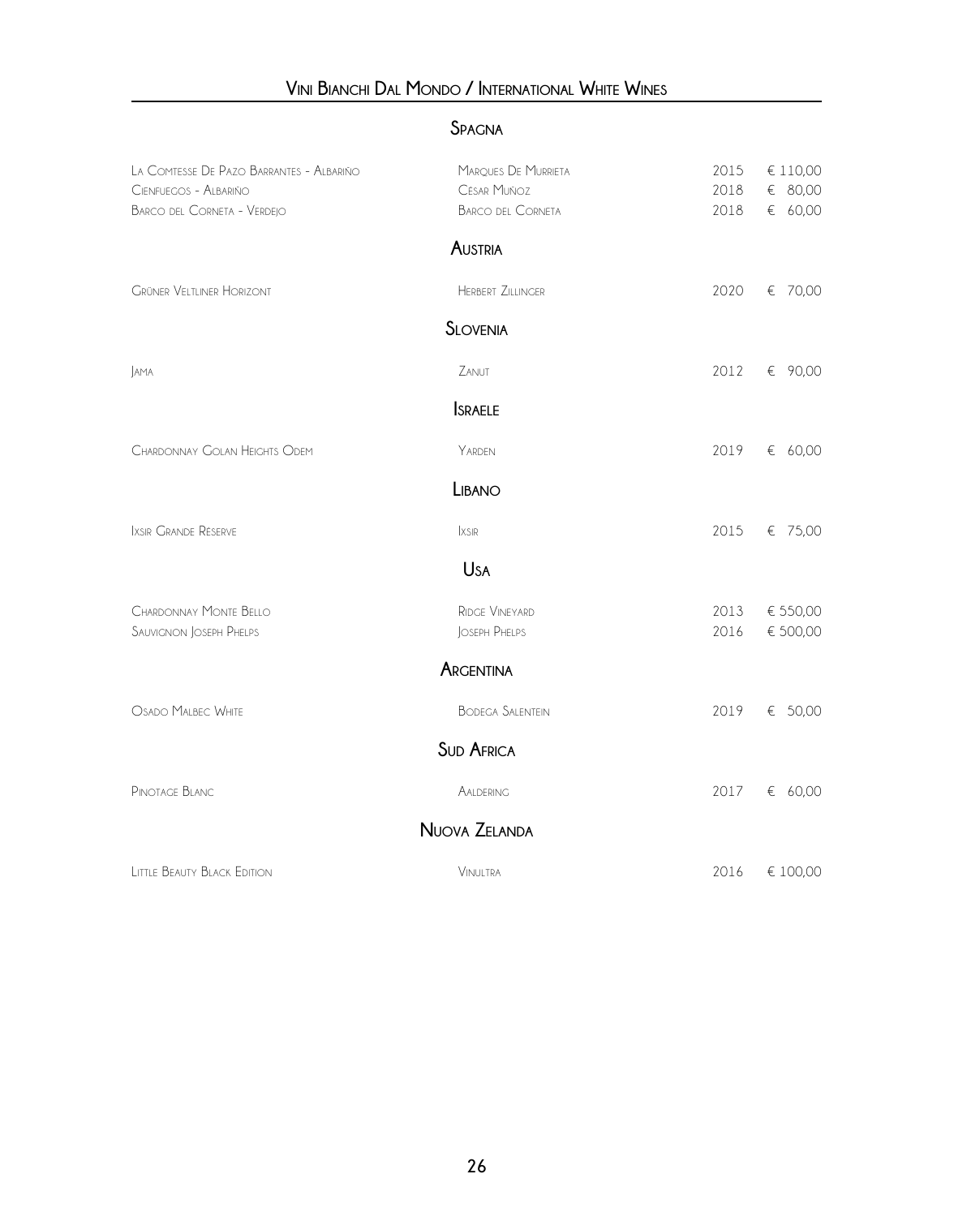# Vini Bianchi Dal Mondo / International White Wines

## Spagna

| | | | |
|---|---|---|---|
| La Comtesse De Pazo Barrantes - Albariño | Marques De Murrieta | 2015 | € 110,00 |
| Cienfuegos - Albariño | César Muñoz | 2018 | € 80,00 |
| Barco del Corneta - Verdejo | Barco del Corneta | 2018 | € 60,00 |

## Austria

| | | | |
|---|---|---|---|
| Grüner Veltliner Horizont | Herbert Zillinger | 2020 | € 70,00 |

## Slovenia

| | | | |
|---|---|---|---|
| Jama | Zanut | 2012 | € 90,00 |

## Israele

| | | | |
|---|---|---|---|
| Chardonnay Golan Heights Odem | Yarden | 2019 | € 60,00 |

## Libano

| | | | |
|---|---|---|---|
| Ixsir Grande Rèserve | Ixsir | 2015 | € 75,00 |

## Usa

| | | | |
|---|---|---|---|
| Chardonnay Monte Bello | Ridge Vineyard | 2013 | € 550,00 |
| Sauvignon Joseph Phelps | Joseph Phelps | 2016 | € 500,00 |

## Argentina

| | | | |
|---|---|---|---|
| Osado Malbec White | Bodega Salentein | 2019 | € 50,00 |

## Sud Africa

| | | | |
|---|---|---|---|
| Pinotage Blanc | Aaldering | 2017 | € 60,00 |

## Nuova Zelanda

| | | | |
|---|---|---|---|
| Little Beauty Black Edition | Vinultra | 2016 | € 100,00 |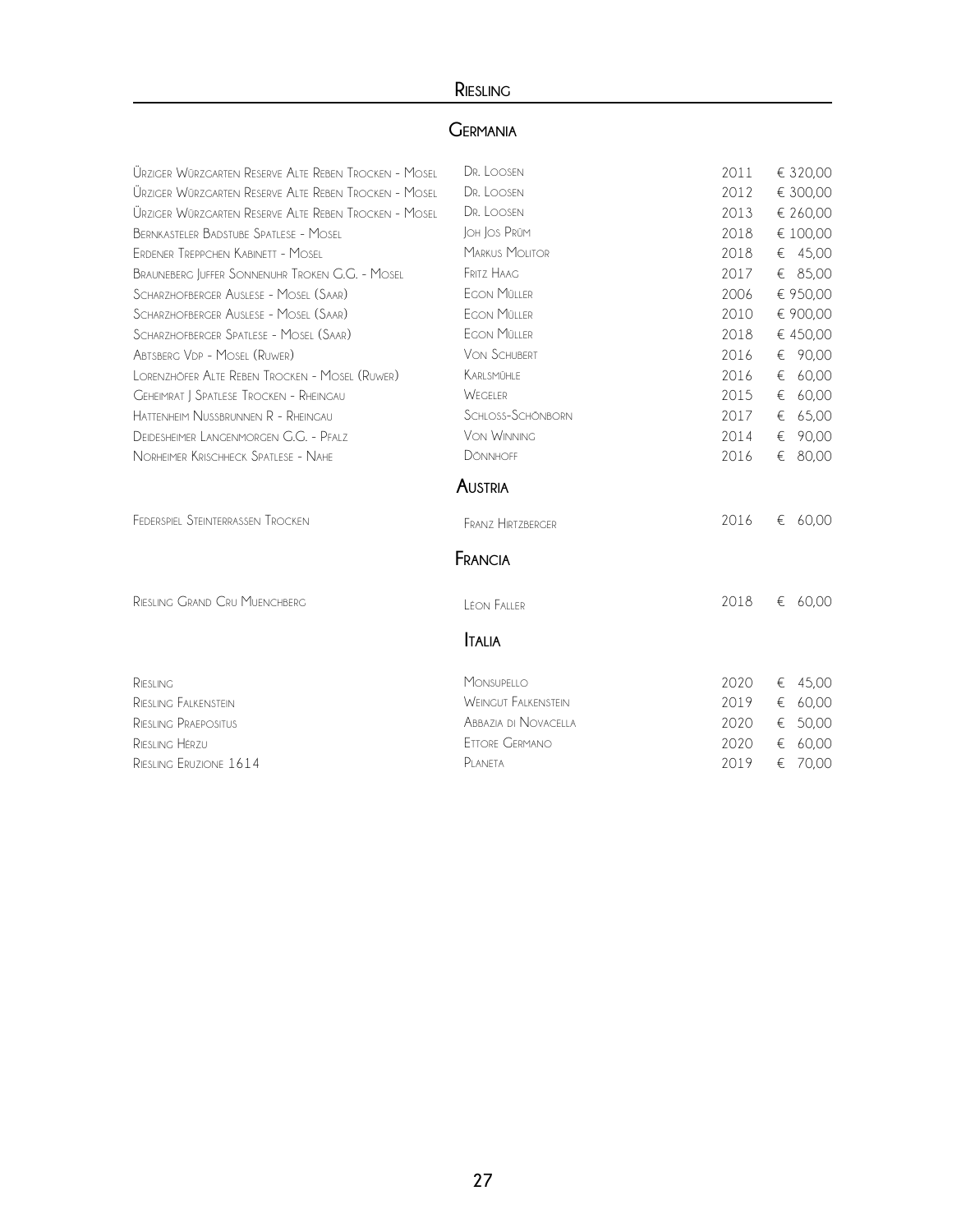# Riesling

## Germania

| | | | |
|---|---|---|---|
| Ürziger Würzgarten Reserve Alte Reben Trocken - Mosel | Dr. Loosen | 2011 | € 320,00 |
| Ürziger Würzgarten Reserve Alte Reben Trocken - Mosel | Dr. Loosen | 2012 | € 300,00 |
| Ürziger Würzgarten Reserve Alte Reben Trocken - Mosel | Dr. Loosen | 2013 | € 260,00 |
| Bernkasteler Badstube Spatlese - Mosel | Joh Jos Prüm | 2018 | € 100,00 |
| Erdener Treppchen Kabinett - Mosel | Markus Molitor | 2018 | € 45,00 |
| Brauneberg Juffer Sonnenuhr Troken G.G. - Mosel | Fritz Haag | 2017 | € 85,00 |
| Scharzhofberger Auslese - Mosel (Saar) | Egon Müller | 2006 | € 950,00 |
| Scharzhofberger Auslese - Mosel (Saar) | Egon Müller | 2010 | € 900,00 |
| Scharzhofberger Spatlese - Mosel (Saar) | Egon Müller | 2018 | € 450,00 |
| Abtsberg Vdp - Mosel (Ruwer) | Von Schubert | 2016 | € 90,00 |
| Lorenzhöfer Alte Reben Trocken - Mosel (Ruwer) | Karlsmühle | 2016 | € 60,00 |
| Geheimrat J Spatlese Trocken - Rheingau | Wegeler | 2015 | € 60,00 |
| Hattenheim Nussbrunnen R - Rheingau | Schloss-Schönborn | 2017 | € 65,00 |
| Deidesheimer Langenmorgen G.G. - Pfalz | Von Winning | 2014 | € 90,00 |
| Norheimer Krischheck Spatlese - Nahe | Dönnhoff | 2016 | € 80,00 |

## Austria

| | | | |
|---|---|---|---|
| Federspiel Steinterrassen Trocken | Franz Hirtzberger | 2016 | € 60,00 |

## Francia

| | | | |
|---|---|---|---|
| Riesling Grand Cru Muenchberg | Leon Faller | 2018 | € 60,00 |

## Italia

| | | | |
|---|---|---|---|
| Riesling | Monsupello | 2020 | € 45,00 |
| Riesling Falkenstein | Weingut Falkenstein | 2019 | € 60,00 |
| Riesling Praepositus | Abbazia di Novacella | 2020 | € 50,00 |
| Riesling Hérzu | Ettore Germano | 2020 | € 60,00 |
| Riesling Eruzione 1614 | Planeta | 2019 | € 70,00 |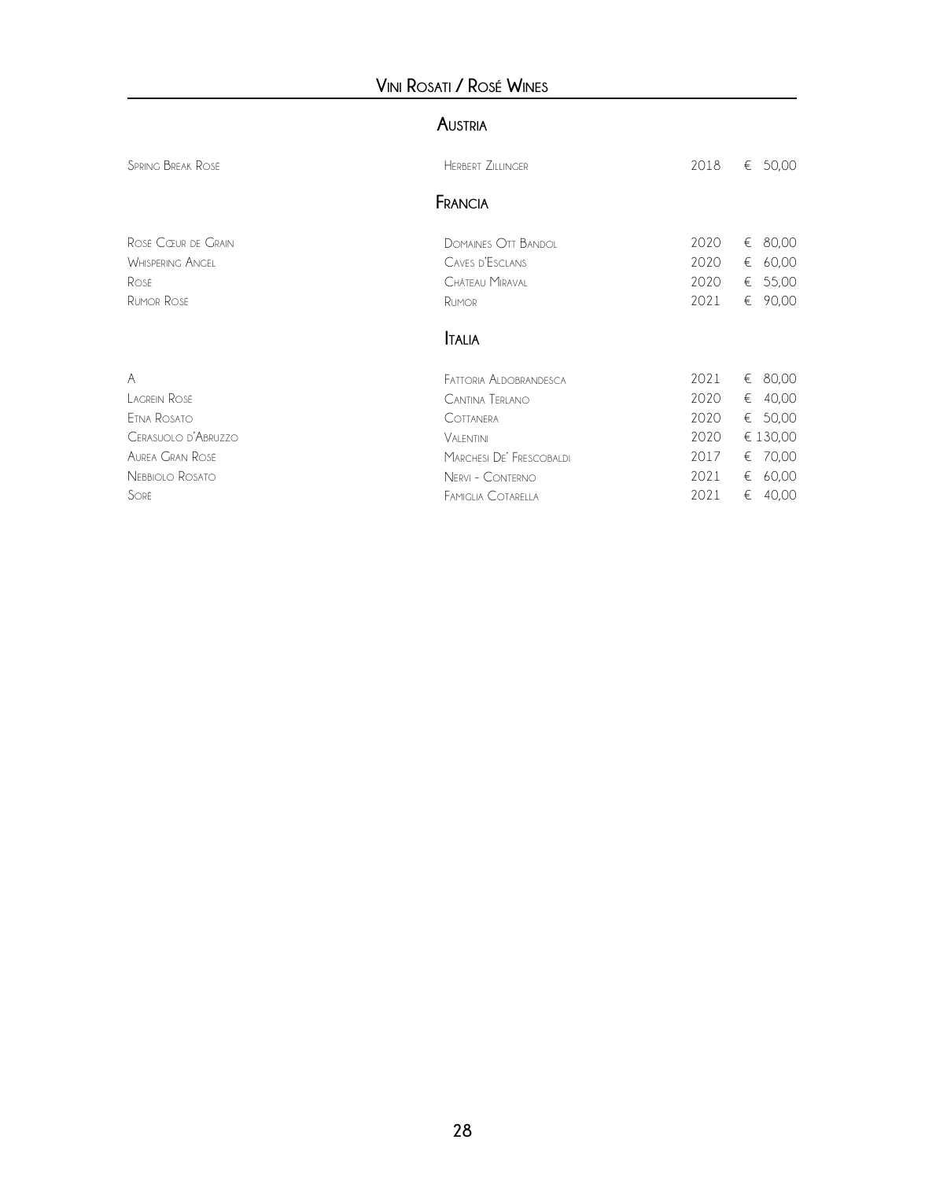# Vini Rosati / Rosé Wines

## Austria

| | | | |
|---|---|---|---|
| Spring Break Rosé | Herbert Zillinger | 2018 | € 50,00 |

## Francia

| | | | |
|---|---|---|---|
| Rosé Cœur de Grain | Domaines Ott Bandol | 2020 | € 80,00 |
| Whispering Angel | Caves d'Esclans | 2020 | € 60,00 |
| Rosé | Château Miraval | 2020 | € 55,00 |
| Rumor Rosé | Rumor | 2021 | € 90,00 |

## Italia

| | | | |
|---|---|---|---|
| A | Fattoria Aldobrandesca | 2021 | € 80,00 |
| Lagrein Rosé | Cantina Terlano | 2020 | € 40,00 |
| Etna Rosato | Cottanera | 2020 | € 50,00 |
| Cerasuolo d'Abruzzo | Valentini | 2020 | € 130,00 |
| Aurea Gran Rosé | Marchesi De' Frescobaldi | 2017 | € 70,00 |
| Nebbiolo Rosato | Nervi - Conterno | 2021 | € 60,00 |
| Sorè | Famiglia Cotarella | 2021 | € 40,00 |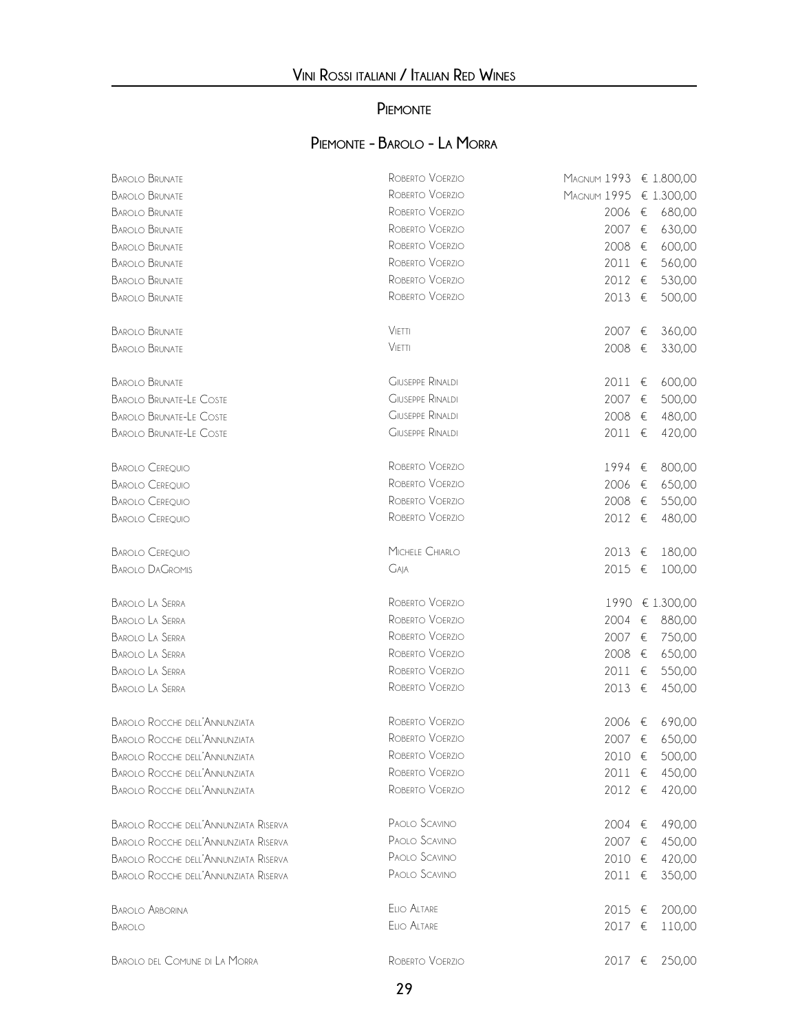# Vini Rossi italiani / Italian Red Wines

## Piemonte

### Piemonte - Barolo - La Morra

| Wine | Producer | Vintage | Price |
|---|---|---|---|
| Barolo Brunate | Roberto Voerzio | Magnum 1993 | € 1.800,00 |
| Barolo Brunate | Roberto Voerzio | Magnum 1995 | € 1.300,00 |
| Barolo Brunate | Roberto Voerzio | 2006 | € 680,00 |
| Barolo Brunate | Roberto Voerzio | 2007 | € 630,00 |
| Barolo Brunate | Roberto Voerzio | 2008 | € 600,00 |
| Barolo Brunate | Roberto Voerzio | 2011 | € 560,00 |
| Barolo Brunate | Roberto Voerzio | 2012 | € 530,00 |
| Barolo Brunate | Roberto Voerzio | 2013 | € 500,00 |
| Barolo Brunate | Vietti | 2007 | € 360,00 |
| Barolo Brunate | Vietti | 2008 | € 330,00 |
| Barolo Brunate | Giuseppe Rinaldi | 2011 | € 600,00 |
| Barolo Brunate-Le Coste | Giuseppe Rinaldi | 2007 | € 500,00 |
| Barolo Brunate-Le Coste | Giuseppe Rinaldi | 2008 | € 480,00 |
| Barolo Brunate-Le Coste | Giuseppe Rinaldi | 2011 | € 420,00 |
| Barolo Cerequio | Roberto Voerzio | 1994 | € 800,00 |
| Barolo Cerequio | Roberto Voerzio | 2006 | € 650,00 |
| Barolo Cerequio | Roberto Voerzio | 2008 | € 550,00 |
| Barolo Cerequio | Roberto Voerzio | 2012 | € 480,00 |
| Barolo Cerequio | Michele Chiarlo | 2013 | € 180,00 |
| Barolo DaGromis | Gaja | 2015 | € 100,00 |
| Barolo La Serra | Roberto Voerzio | 1990 | € 1.300,00 |
| Barolo La Serra | Roberto Voerzio | 2004 | € 880,00 |
| Barolo La Serra | Roberto Voerzio | 2007 | € 750,00 |
| Barolo La Serra | Roberto Voerzio | 2008 | € 650,00 |
| Barolo La Serra | Roberto Voerzio | 2011 | € 550,00 |
| Barolo La Serra | Roberto Voerzio | 2013 | € 450,00 |
| Barolo Rocche dell'Annunziata | Roberto Voerzio | 2006 | € 690,00 |
| Barolo Rocche dell'Annunziata | Roberto Voerzio | 2007 | € 650,00 |
| Barolo Rocche dell'Annunziata | Roberto Voerzio | 2010 | € 500,00 |
| Barolo Rocche dell'Annunziata | Roberto Voerzio | 2011 | € 450,00 |
| Barolo Rocche dell'Annunziata | Roberto Voerzio | 2012 | € 420,00 |
| Barolo Rocche dell'Annunziata Riserva | Paolo Scavino | 2004 | € 490,00 |
| Barolo Rocche dell'Annunziata Riserva | Paolo Scavino | 2007 | € 450,00 |
| Barolo Rocche dell'Annunziata Riserva | Paolo Scavino | 2010 | € 420,00 |
| Barolo Rocche dell'Annunziata Riserva | Paolo Scavino | 2011 | € 350,00 |
| Barolo Arborina | Elio Altare | 2015 | € 200,00 |
| Barolo | Elio Altare | 2017 | € 110,00 |
| Barolo del Comune di La Morra | Roberto Voerzio | 2017 | € 250,00 |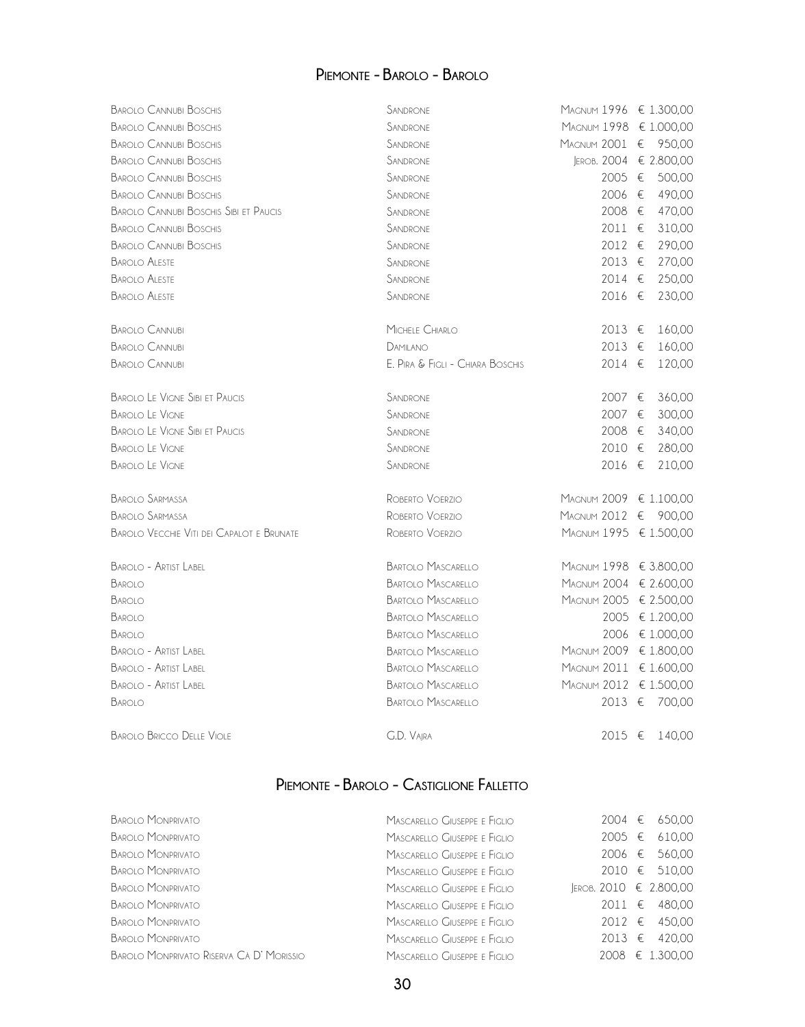## Piemonte - Barolo - Barolo

| Vino | Produttore | Annata | Prezzo |
|---|---|---|---|
| Barolo Cannubi Boschis | Sandrone | Magnum 1996 | € 1.300,00 |
| Barolo Cannubi Boschis | Sandrone | Magnum 1998 | € 1.000,00 |
| Barolo Cannubi Boschis | Sandrone | Magnum 2001 | € 950,00 |
| Barolo Cannubi Boschis | Sandrone | Jerob. 2004 | € 2.800,00 |
| Barolo Cannubi Boschis | Sandrone | 2005 | € 500,00 |
| Barolo Cannubi Boschis | Sandrone | 2006 | € 490,00 |
| Barolo Cannubi Boschis Sibi et Paucis | Sandrone | 2008 | € 470,00 |
| Barolo Cannubi Boschis | Sandrone | 2011 | € 310,00 |
| Barolo Cannubi Boschis | Sandrone | 2012 | € 290,00 |
| Barolo Aleste | Sandrone | 2013 | € 270,00 |
| Barolo Aleste | Sandrone | 2014 | € 250,00 |
| Barolo Aleste | Sandrone | 2016 | € 230,00 |
| Barolo Cannubi | Michele Chiarlo | 2013 | € 160,00 |
| Barolo Cannubi | Damilano | 2013 | € 160,00 |
| Barolo Cannubi | E. Pira & Figli - Chiara Boschis | 2014 | € 120,00 |
| Barolo Le Vigne Sibi et Paucis | Sandrone | 2007 | € 360,00 |
| Barolo Le Vigne | Sandrone | 2007 | € 300,00 |
| Barolo Le Vigne Sibi et Paucis | Sandrone | 2008 | € 340,00 |
| Barolo Le Vigne | Sandrone | 2010 | € 280,00 |
| Barolo Le Vigne | Sandrone | 2016 | € 210,00 |
| Barolo Sarmassa | Roberto Voerzio | Magnum 2009 | € 1.100,00 |
| Barolo Sarmassa | Roberto Voerzio | Magnum 2012 | € 900,00 |
| Barolo Vecchie Viti dei Capalot e Brunate | Roberto Voerzio | Magnum 1995 | € 1.500,00 |
| Barolo - Artist Label | Bartolo Mascarello | Magnum 1998 | € 3.800,00 |
| Barolo | Bartolo Mascarello | Magnum 2004 | € 2.600,00 |
| Barolo | Bartolo Mascarello | Magnum 2005 | € 2.500,00 |
| Barolo | Bartolo Mascarello | 2005 | € 1.200,00 |
| Barolo | Bartolo Mascarello | 2006 | € 1.000,00 |
| Barolo - Artist Label | Bartolo Mascarello | Magnum 2009 | € 1.800,00 |
| Barolo - Artist Label | Bartolo Mascarello | Magnum 2011 | € 1.600,00 |
| Barolo - Artist Label | Bartolo Mascarello | Magnum 2012 | € 1.500,00 |
| Barolo | Bartolo Mascarello | 2013 | € 700,00 |
| Barolo Bricco Delle Viole | G.D. Vajra | 2015 | € 140,00 |

## Piemonte - Barolo - Castiglione Falletto

| Vino | Produttore | Annata | Prezzo |
|---|---|---|---|
| Barolo Monprivato | Mascarello Giuseppe e Figlio | 2004 | € 650,00 |
| Barolo Monprivato | Mascarello Giuseppe e Figlio | 2005 | € 610,00 |
| Barolo Monprivato | Mascarello Giuseppe e Figlio | 2006 | € 560,00 |
| Barolo Monprivato | Mascarello Giuseppe e Figlio | 2010 | € 510,00 |
| Barolo Monprivato | Mascarello Giuseppe e Figlio | Jerob. 2010 | € 2.800,00 |
| Barolo Monprivato | Mascarello Giuseppe e Figlio | 2011 | € 480,00 |
| Barolo Monprivato | Mascarello Giuseppe e Figlio | 2012 | € 450,00 |
| Barolo Monprivato | Mascarello Giuseppe e Figlio | 2013 | € 420,00 |
| Barolo Monprivato Riserva Ca D' Morissio | Mascarello Giuseppe e Figlio | 2008 | € 1.300,00 |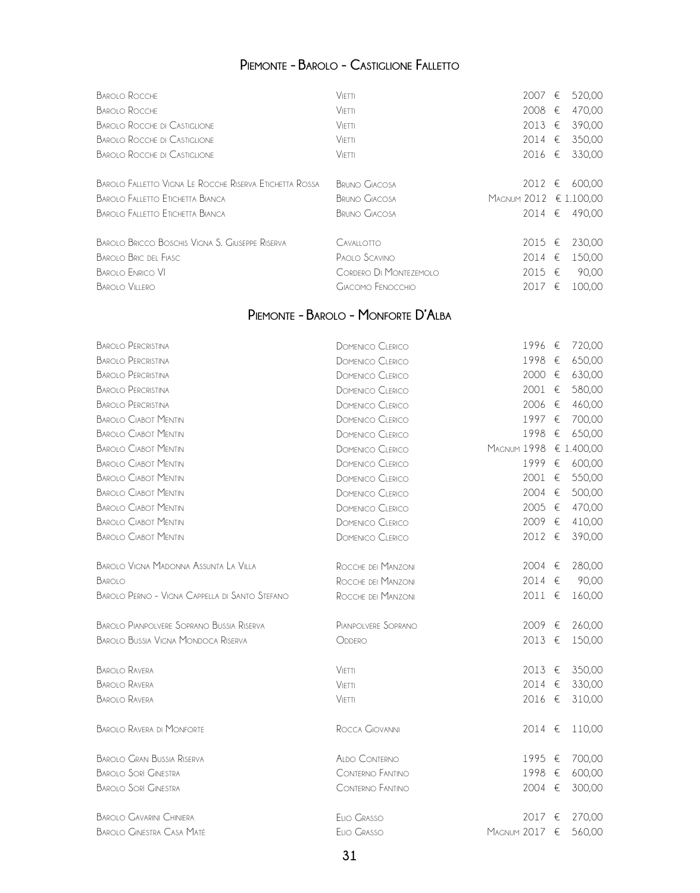## Piemonte - Barolo - Castiglione Falletto

| | | | |
|---|---|---|---|
| Barolo Rocche | Vietti | 2007 | € 520,00 |
| Barolo Rocche | Vietti | 2008 | € 470,00 |
| Barolo Rocche di Castiglione | Vietti | 2013 | € 390,00 |
| Barolo Rocche di Castiglione | Vietti | 2014 | € 350,00 |
| Barolo Rocche di Castiglione | Vietti | 2016 | € 330,00 |
| Barolo Falletto Vigna Le Rocche Riserva Etichetta Rossa | Bruno Giacosa | 2012 | € 600,00 |
| Barolo Falletto Etichetta Bianca | Bruno Giacosa | Magnum 2012 | € 1.100,00 |
| Barolo Falletto Etichetta Bianca | Bruno Giacosa | 2014 | € 490,00 |
| Barolo Bricco Boschis Vigna S. Giuseppe Riserva | Cavallotto | 2015 | € 230,00 |
| Barolo Bric del Fiasc | Paolo Scavino | 2014 | € 150,00 |
| Barolo Enrico VI | Cordero Di Montezemolo | 2015 | € 90,00 |
| Barolo Villero | Giacomo Fenocchio | 2017 | € 100,00 |

## Piemonte - Barolo - Monforte D'Alba

| | | | |
|---|---|---|---|
| Barolo Percristina | Domenico Clerico | 1996 | € 720,00 |
| Barolo Percristina | Domenico Clerico | 1998 | € 650,00 |
| Barolo Percristina | Domenico Clerico | 2000 | € 630,00 |
| Barolo Percristina | Domenico Clerico | 2001 | € 580,00 |
| Barolo Percristina | Domenico Clerico | 2006 | € 460,00 |
| Barolo Ciabot Mentin | Domenico Clerico | 1997 | € 700,00 |
| Barolo Ciabot Mentin | Domenico Clerico | 1998 | € 650,00 |
| Barolo Ciabot Mentin | Domenico Clerico | Magnum 1998 | € 1.400,00 |
| Barolo Ciabot Mentin | Domenico Clerico | 1999 | € 600,00 |
| Barolo Ciabot Mentin | Domenico Clerico | 2001 | € 550,00 |
| Barolo Ciabot Mentin | Domenico Clerico | 2004 | € 500,00 |
| Barolo Ciabot Mentin | Domenico Clerico | 2005 | € 470,00 |
| Barolo Ciabot Mentin | Domenico Clerico | 2009 | € 410,00 |
| Barolo Ciabot Mentin | Domenico Clerico | 2012 | € 390,00 |
| Barolo Vigna Madonna Assunta La Villa | Rocche dei Manzoni | 2004 | € 280,00 |
| Barolo | Rocche dei Manzoni | 2014 | € 90,00 |
| Barolo Perno - Vigna Cappella di Santo Stefano | Rocche dei Manzoni | 2011 | € 160,00 |
| Barolo Pianpolvere Soprano Bussia Riserva | Pianpolvere Soprano | 2009 | € 260,00 |
| Barolo Bussia Vigna Mondoca Riserva | Oddero | 2013 | € 150,00 |
| Barolo Ravera | Vietti | 2013 | € 350,00 |
| Barolo Ravera | Vietti | 2014 | € 330,00 |
| Barolo Ravera | Vietti | 2016 | € 310,00 |
| Barolo Ravera di Monforte | Rocca Giovanni | 2014 | € 110,00 |
| Barolo Gran Bussia Riserva | Aldo Conterno | 1995 | € 700,00 |
| Barolo Sorì Ginestra | Conterno Fantino | 1998 | € 600,00 |
| Barolo Sorì Ginestra | Conterno Fantino | 2004 | € 300,00 |
| Barolo Gavarini Chiniera | Elio Grasso | 2017 | € 270,00 |
| Barolo Ginestra Casa Maté | Elio Grasso | Magnum 2017 | € 560,00 |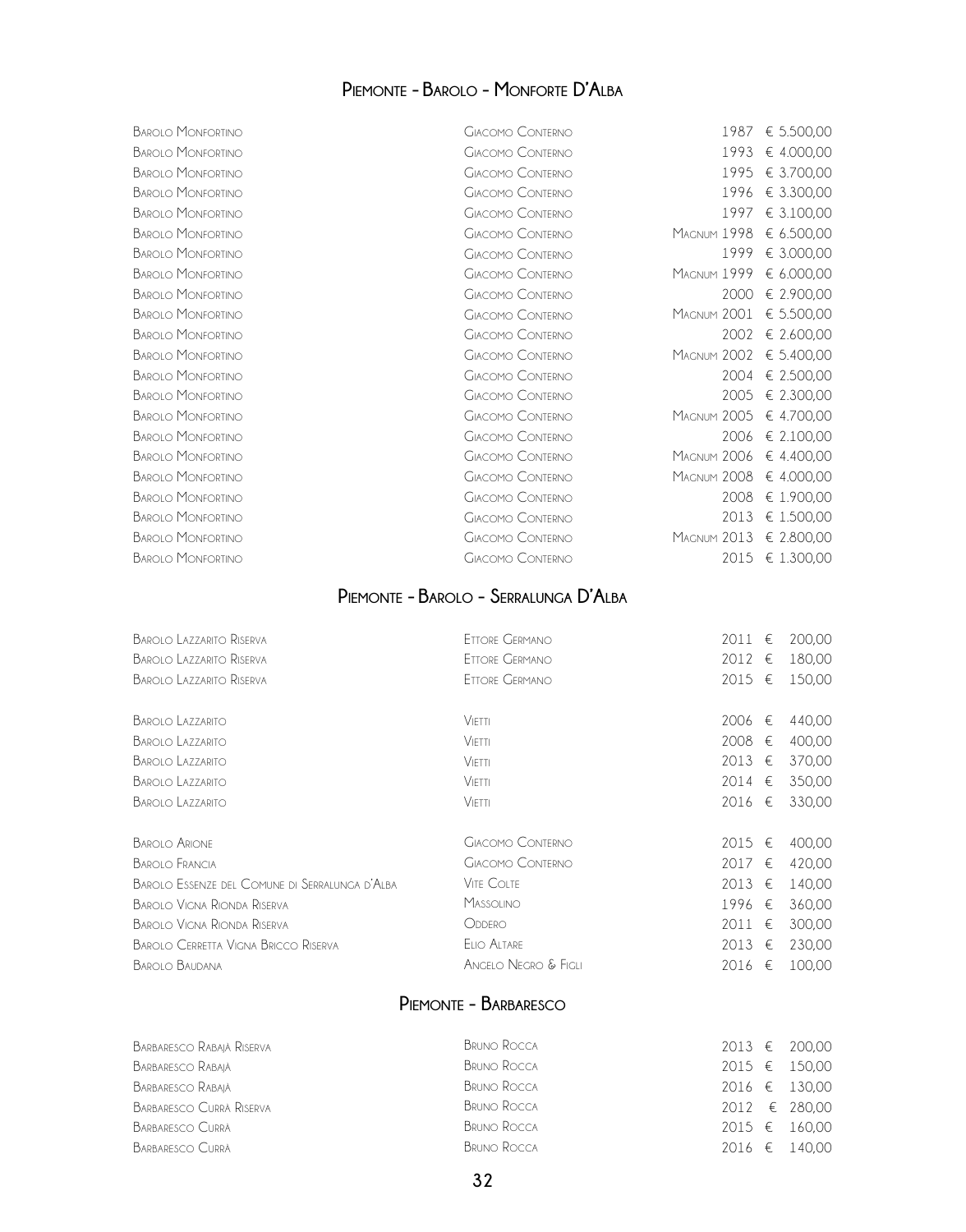## Piemonte - Barolo - Monforte D'Alba

| | | | |
|---|---|---|---|
| Barolo Monfortino | Giacomo Conterno | 1987 | € 5.500,00 |
| Barolo Monfortino | Giacomo Conterno | 1993 | € 4.000,00 |
| Barolo Monfortino | Giacomo Conterno | 1995 | € 3.700,00 |
| Barolo Monfortino | Giacomo Conterno | 1996 | € 3.300,00 |
| Barolo Monfortino | Giacomo Conterno | 1997 | € 3.100,00 |
| Barolo Monfortino | Giacomo Conterno | Magnum 1998 | € 6.500,00 |
| Barolo Monfortino | Giacomo Conterno | 1999 | € 3.000,00 |
| Barolo Monfortino | Giacomo Conterno | Magnum 1999 | € 6.000,00 |
| Barolo Monfortino | Giacomo Conterno | 2000 | € 2.900,00 |
| Barolo Monfortino | Giacomo Conterno | Magnum 2001 | € 5.500,00 |
| Barolo Monfortino | Giacomo Conterno | 2002 | € 2.600,00 |
| Barolo Monfortino | Giacomo Conterno | Magnum 2002 | € 5.400,00 |
| Barolo Monfortino | Giacomo Conterno | 2004 | € 2.500,00 |
| Barolo Monfortino | Giacomo Conterno | 2005 | € 2.300,00 |
| Barolo Monfortino | Giacomo Conterno | Magnum 2005 | € 4.700,00 |
| Barolo Monfortino | Giacomo Conterno | 2006 | € 2.100,00 |
| Barolo Monfortino | Giacomo Conterno | Magnum 2006 | € 4.400,00 |
| Barolo Monfortino | Giacomo Conterno | Magnum 2008 | € 4.000,00 |
| Barolo Monfortino | Giacomo Conterno | 2008 | € 1.900,00 |
| Barolo Monfortino | Giacomo Conterno | 2013 | € 1.500,00 |
| Barolo Monfortino | Giacomo Conterno | Magnum 2013 | € 2.800,00 |
| Barolo Monfortino | Giacomo Conterno | 2015 | € 1.300,00 |

## Piemonte - Barolo - Serralunga D'Alba

| | | | |
|---|---|---|---|
| Barolo Lazzarito Riserva | Ettore Germano | 2011 | € 200,00 |
| Barolo Lazzarito Riserva | Ettore Germano | 2012 | € 180,00 |
| Barolo Lazzarito Riserva | Ettore Germano | 2015 | € 150,00 |
| Barolo Lazzarito | Vietti | 2006 | € 440,00 |
| Barolo Lazzarito | Vietti | 2008 | € 400,00 |
| Barolo Lazzarito | Vietti | 2013 | € 370,00 |
| Barolo Lazzarito | Vietti | 2014 | € 350,00 |
| Barolo Lazzarito | Vietti | 2016 | € 330,00 |
| Barolo Arione | Giacomo Conterno | 2015 | € 400,00 |
| Barolo Francia | Giacomo Conterno | 2017 | € 420,00 |
| Barolo Essenze del Comune di Serralunga d'Alba | Vite Colte | 2013 | € 140,00 |
| Barolo Vigna Rionda Riserva | Massolino | 1996 | € 360,00 |
| Barolo Vigna Rionda Riserva | Oddero | 2011 | € 300,00 |
| Barolo Cerretta Vigna Bricco Riserva | Elio Altare | 2013 | € 230,00 |
| Barolo Baudana | Angelo Negro & Figli | 2016 | € 100,00 |

## Piemonte - Barbaresco

| | | | |
|---|---|---|---|
| Barbaresco Rabajà Riserva | Bruno Rocca | 2013 | € 200,00 |
| Barbaresco Rabajà | Bruno Rocca | 2015 | € 150,00 |
| Barbaresco Rabajà | Bruno Rocca | 2016 | € 130,00 |
| Barbaresco Currà Riserva | Bruno Rocca | 2012 | € 280,00 |
| Barbaresco Currà | Bruno Rocca | 2015 | € 160,00 |
| Barbaresco Currà | Bruno Rocca | 2016 | € 140,00 |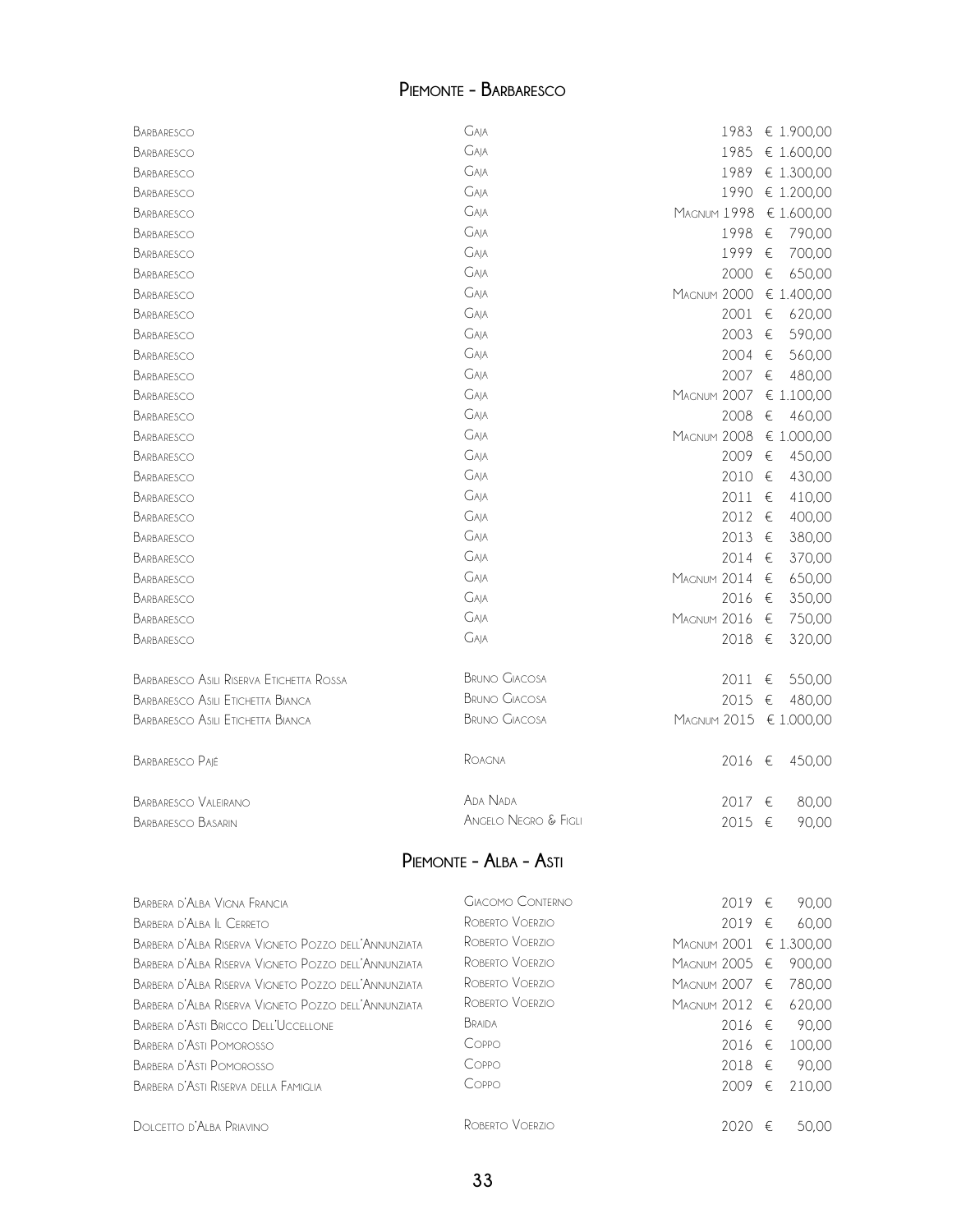## Piemonte - Barbaresco

| | | | |
|---|---|---|---|
| Barbaresco | Gaja | 1983 | € 1.900,00 |
| Barbaresco | Gaja | 1985 | € 1.600,00 |
| Barbaresco | Gaja | 1989 | € 1.300,00 |
| Barbaresco | Gaja | 1990 | € 1.200,00 |
| Barbaresco | Gaja | Magnum 1998 | € 1.600,00 |
| Barbaresco | Gaja | 1998 | € 790,00 |
| Barbaresco | Gaja | 1999 | € 700,00 |
| Barbaresco | Gaja | 2000 | € 650,00 |
| Barbaresco | Gaja | Magnum 2000 | € 1.400,00 |
| Barbaresco | Gaja | 2001 | € 620,00 |
| Barbaresco | Gaja | 2003 | € 590,00 |
| Barbaresco | Gaja | 2004 | € 560,00 |
| Barbaresco | Gaja | 2007 | € 480,00 |
| Barbaresco | Gaja | Magnum 2007 | € 1.100,00 |
| Barbaresco | Gaja | 2008 | € 460,00 |
| Barbaresco | Gaja | Magnum 2008 | € 1.000,00 |
| Barbaresco | Gaja | 2009 | € 450,00 |
| Barbaresco | Gaja | 2010 | € 430,00 |
| Barbaresco | Gaja | 2011 | € 410,00 |
| Barbaresco | Gaja | 2012 | € 400,00 |
| Barbaresco | Gaja | 2013 | € 380,00 |
| Barbaresco | Gaja | 2014 | € 370,00 |
| Barbaresco | Gaja | Magnum 2014 | € 650,00 |
| Barbaresco | Gaja | 2016 | € 350,00 |
| Barbaresco | Gaja | Magnum 2016 | € 750,00 |
| Barbaresco | Gaja | 2018 | € 320,00 |
| Barbaresco Asili Riserva Etichetta Rossa | Bruno Giacosa | 2011 | € 550,00 |
| Barbaresco Asili Etichetta Bianca | Bruno Giacosa | 2015 | € 480,00 |
| Barbaresco Asili Etichetta Bianca | Bruno Giacosa | Magnum 2015 | € 1.000,00 |
| Barbaresco Pajé | Roagna | 2016 | € 450,00 |
| Barbaresco Valeirano | Ada Nada | 2017 | € 80,00 |
| Barbaresco Basarin | Angelo Negro & Figli | 2015 | € 90,00 |

## Piemonte - Alba - Asti

| | | | |
|---|---|---|---|
| Barbera d'Alba Vigna Francia | Giacomo Conterno | 2019 | € 90,00 |
| Barbera d'Alba Il Cerreto | Roberto Voerzio | 2019 | € 60,00 |
| Barbera d'Alba Riserva Vigneto Pozzo dell'Annunziata | Roberto Voerzio | Magnum 2001 | € 1.300,00 |
| Barbera d'Alba Riserva Vigneto Pozzo dell'Annunziata | Roberto Voerzio | Magnum 2005 | € 900,00 |
| Barbera d'Alba Riserva Vigneto Pozzo dell'Annunziata | Roberto Voerzio | Magnum 2007 | € 780,00 |
| Barbera d'Alba Riserva Vigneto Pozzo dell'Annunziata | Roberto Voerzio | Magnum 2012 | € 620,00 |
| Barbera d'Asti Bricco Dell'Uccellone | Braida | 2016 | € 90,00 |
| Barbera d'Asti Pomorosso | Coppo | 2016 | € 100,00 |
| Barbera d'Asti Pomorosso | Coppo | 2018 | € 90,00 |
| Barbera d'Asti Riserva della Famiglia | Coppo | 2009 | € 210,00 |
| Dolcetto d'Alba Priavino | Roberto Voerzio | 2020 | € 50,00 |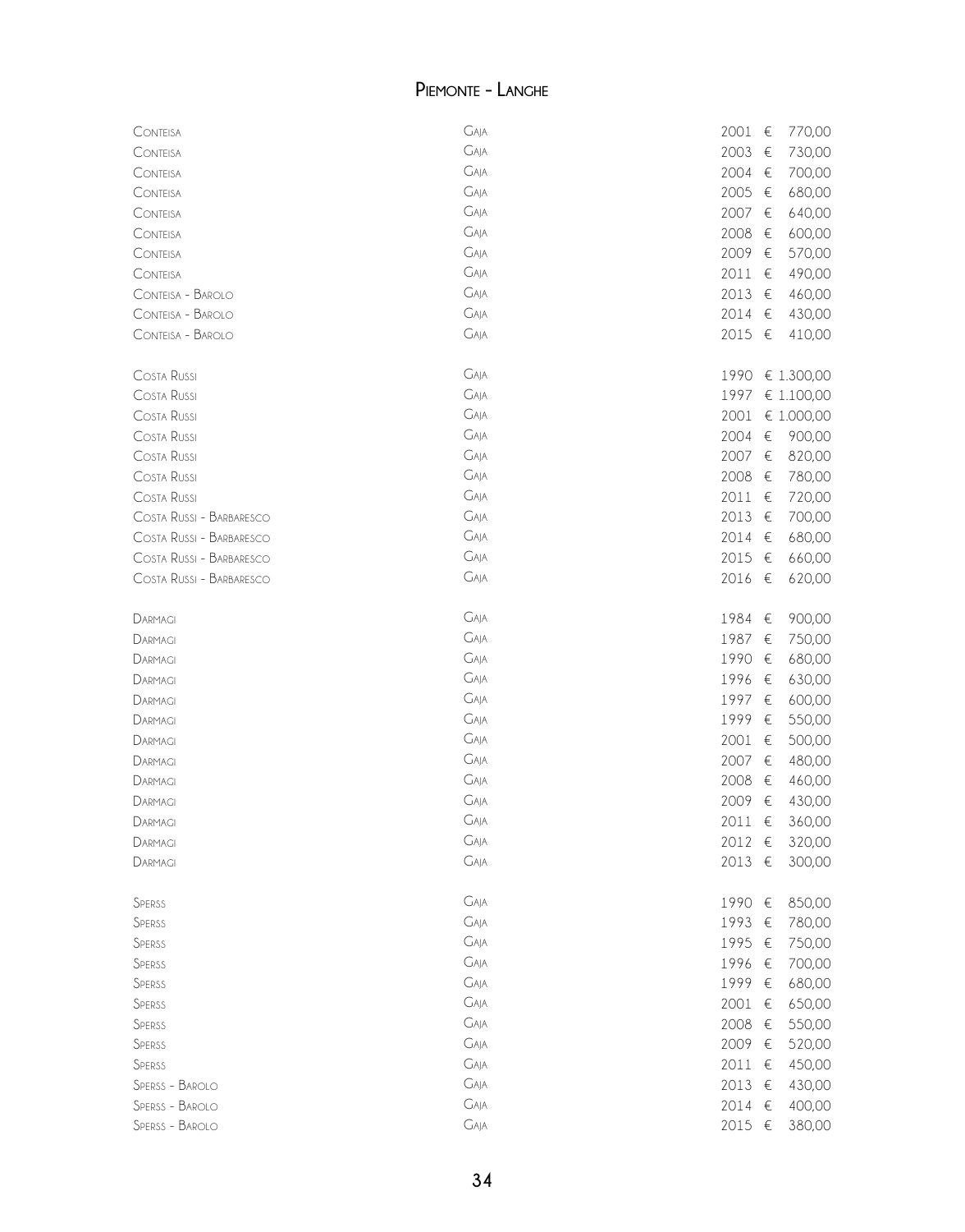## Piemonte - Langhe

| | | | |
|---|---|---|---|
| Conteisa | Gaja | 2001 | € 770,00 |
| Conteisa | Gaja | 2003 | € 730,00 |
| Conteisa | Gaja | 2004 | € 700,00 |
| Conteisa | Gaja | 2005 | € 680,00 |
| Conteisa | Gaja | 2007 | € 640,00 |
| Conteisa | Gaja | 2008 | € 600,00 |
| Conteisa | Gaja | 2009 | € 570,00 |
| Conteisa | Gaja | 2011 | € 490,00 |
| Conteisa - Barolo | Gaja | 2013 | € 460,00 |
| Conteisa - Barolo | Gaja | 2014 | € 430,00 |
| Conteisa - Barolo | Gaja | 2015 | € 410,00 |
| | | | |
| Costa Russi | Gaja | 1990 | € 1.300,00 |
| Costa Russi | Gaja | 1997 | € 1.100,00 |
| Costa Russi | Gaja | 2001 | € 1.000,00 |
| Costa Russi | Gaja | 2004 | € 900,00 |
| Costa Russi | Gaja | 2007 | € 820,00 |
| Costa Russi | Gaja | 2008 | € 780,00 |
| Costa Russi | Gaja | 2011 | € 720,00 |
| Costa Russi - Barbaresco | Gaja | 2013 | € 700,00 |
| Costa Russi - Barbaresco | Gaja | 2014 | € 680,00 |
| Costa Russi - Barbaresco | Gaja | 2015 | € 660,00 |
| Costa Russi - Barbaresco | Gaja | 2016 | € 620,00 |
| | | | |
| Darmagi | Gaja | 1984 | € 900,00 |
| Darmagi | Gaja | 1987 | € 750,00 |
| Darmagi | Gaja | 1990 | € 680,00 |
| Darmagi | Gaja | 1996 | € 630,00 |
| Darmagi | Gaja | 1997 | € 600,00 |
| Darmagi | Gaja | 1999 | € 550,00 |
| Darmagi | Gaja | 2001 | € 500,00 |
| Darmagi | Gaja | 2007 | € 480,00 |
| Darmagi | Gaja | 2008 | € 460,00 |
| Darmagi | Gaja | 2009 | € 430,00 |
| Darmagi | Gaja | 2011 | € 360,00 |
| Darmagi | Gaja | 2012 | € 320,00 |
| Darmagi | Gaja | 2013 | € 300,00 |
| | | | |
| Sperss | Gaja | 1990 | € 850,00 |
| Sperss | Gaja | 1993 | € 780,00 |
| Sperss | Gaja | 1995 | € 750,00 |
| Sperss | Gaja | 1996 | € 700,00 |
| Sperss | Gaja | 1999 | € 680,00 |
| Sperss | Gaja | 2001 | € 650,00 |
| Sperss | Gaja | 2008 | € 550,00 |
| Sperss | Gaja | 2009 | € 520,00 |
| Sperss | Gaja | 2011 | € 450,00 |
| Sperss - Barolo | Gaja | 2013 | € 430,00 |
| Sperss - Barolo | Gaja | 2014 | € 400,00 |
| Sperss - Barolo | Gaja | 2015 | € 380,00 |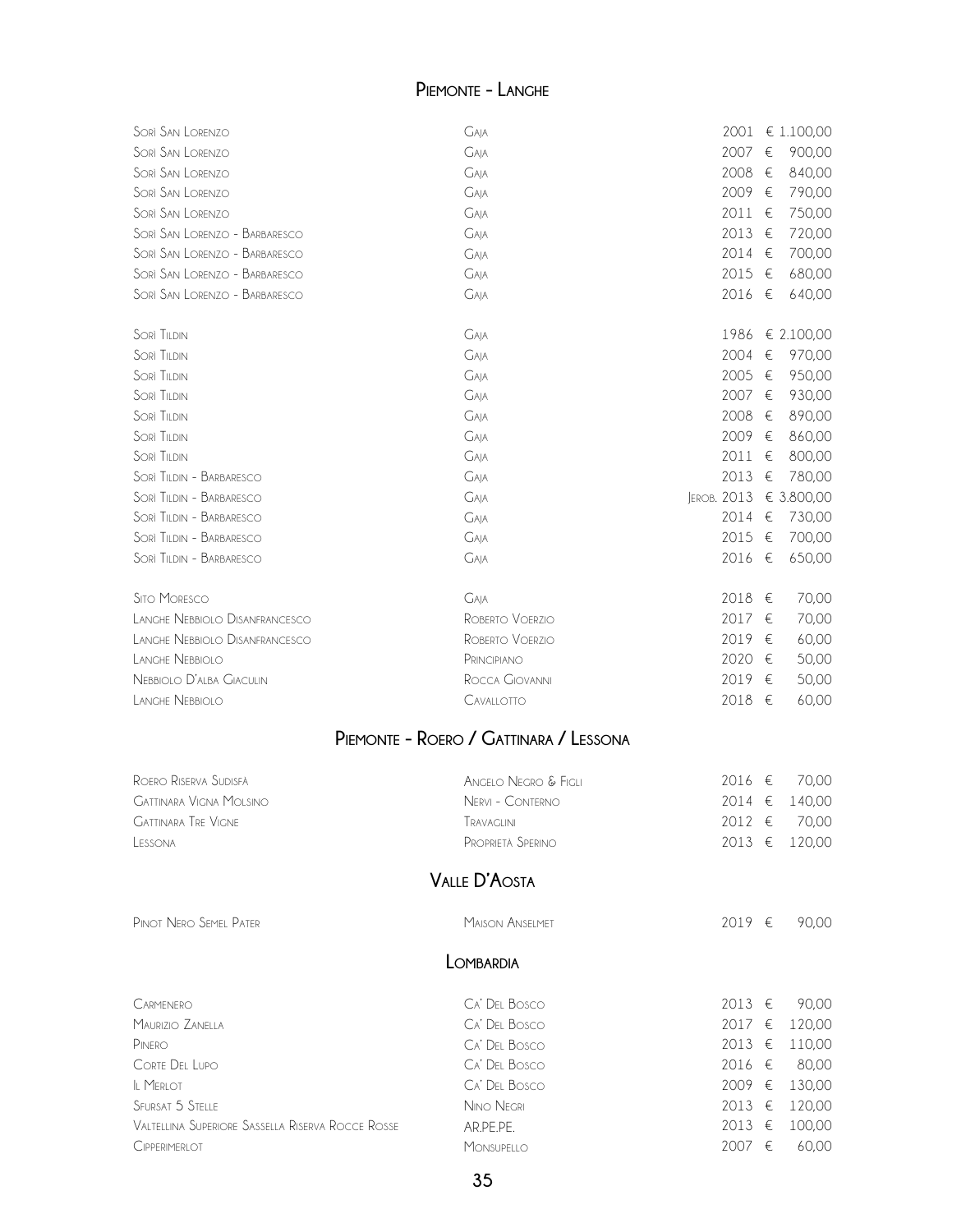## Piemonte - Langhe

| | | | |
|---|---|---|---|
| Sorì San Lorenzo | Gaja | 2001 | € 1.100,00 |
| Sorì San Lorenzo | Gaja | 2007 | € 900,00 |
| Sorì San Lorenzo | Gaja | 2008 | € 840,00 |
| Sorì San Lorenzo | Gaja | 2009 | € 790,00 |
| Sorì San Lorenzo | Gaja | 2011 | € 750,00 |
| Sorì San Lorenzo - Barbaresco | Gaja | 2013 | € 720,00 |
| Sorì San Lorenzo - Barbaresco | Gaja | 2014 | € 700,00 |
| Sorì San Lorenzo - Barbaresco | Gaja | 2015 | € 680,00 |
| Sorì San Lorenzo - Barbaresco | Gaja | 2016 | € 640,00 |
| | | | |
| Sorì Tildin | Gaja | 1986 | € 2.100,00 |
| Sorì Tildin | Gaja | 2004 | € 970,00 |
| Sorì Tildin | Gaja | 2005 | € 950,00 |
| Sorì Tildin | Gaja | 2007 | € 930,00 |
| Sorì Tildin | Gaja | 2008 | € 890,00 |
| Sorì Tildin | Gaja | 2009 | € 860,00 |
| Sorì Tildin | Gaja | 2011 | € 800,00 |
| Sorì Tildin - Barbaresco | Gaja | 2013 | € 780,00 |
| Sorì Tildin - Barbaresco | Gaja | Jerob. 2013 | € 3.800,00 |
| Sorì Tildin - Barbaresco | Gaja | 2014 | € 730,00 |
| Sorì Tildin - Barbaresco | Gaja | 2015 | € 700,00 |
| Sorì Tildin - Barbaresco | Gaja | 2016 | € 650,00 |
| | | | |
| Sito Moresco | Gaja | 2018 | € 70,00 |
| Langhe Nebbiolo Disanfrancesco | Roberto Voerzio | 2017 | € 70,00 |
| Langhe Nebbiolo Disanfrancesco | Roberto Voerzio | 2019 | € 60,00 |
| Langhe Nebbiolo | Principiano | 2020 | € 50,00 |
| Nebbiolo D'Alba Giaculin | Rocca Giovanni | 2019 | € 50,00 |
| Langhe Nebbiolo | Cavallotto | 2018 | € 60,00 |

## Piemonte - Roero / Gattinara / Lessona

| | | | |
|---|---|---|---|
| Roero Riserva Sudisfà | Angelo Negro & Figli | 2016 | € 70,00 |
| Gattinara Vigna Molsino | Nervi - Conterno | 2014 | € 140,00 |
| Gattinara Tre Vigne | Travaglini | 2012 | € 70,00 |
| Lessona | Proprietà Sperino | 2013 | € 120,00 |

## Valle D'Aosta

| | | | |
|---|---|---|---|
| Pinot Nero Semel Pater | Maison Anselmet | 2019 | € 90,00 |

## Lombardia

| | | | |
|---|---|---|---|
| Carmenero | Ca' Del Bosco | 2013 | € 90,00 |
| Maurizio Zanella | Ca' Del Bosco | 2017 | € 120,00 |
| Pinero | Ca' Del Bosco | 2013 | € 110,00 |
| Corte Del Lupo | Ca' Del Bosco | 2016 | € 80,00 |
| Il Merlot | Ca' Del Bosco | 2009 | € 130,00 |
| Sfursat 5 Stelle | Nino Negri | 2013 | € 120,00 |
| Valtellina Superiore Sassella Riserva Rocce Rosse | AR.PE.PE. | 2013 | € 100,00 |
| Cipperimerlot | Monsupello | 2007 | € 60,00 |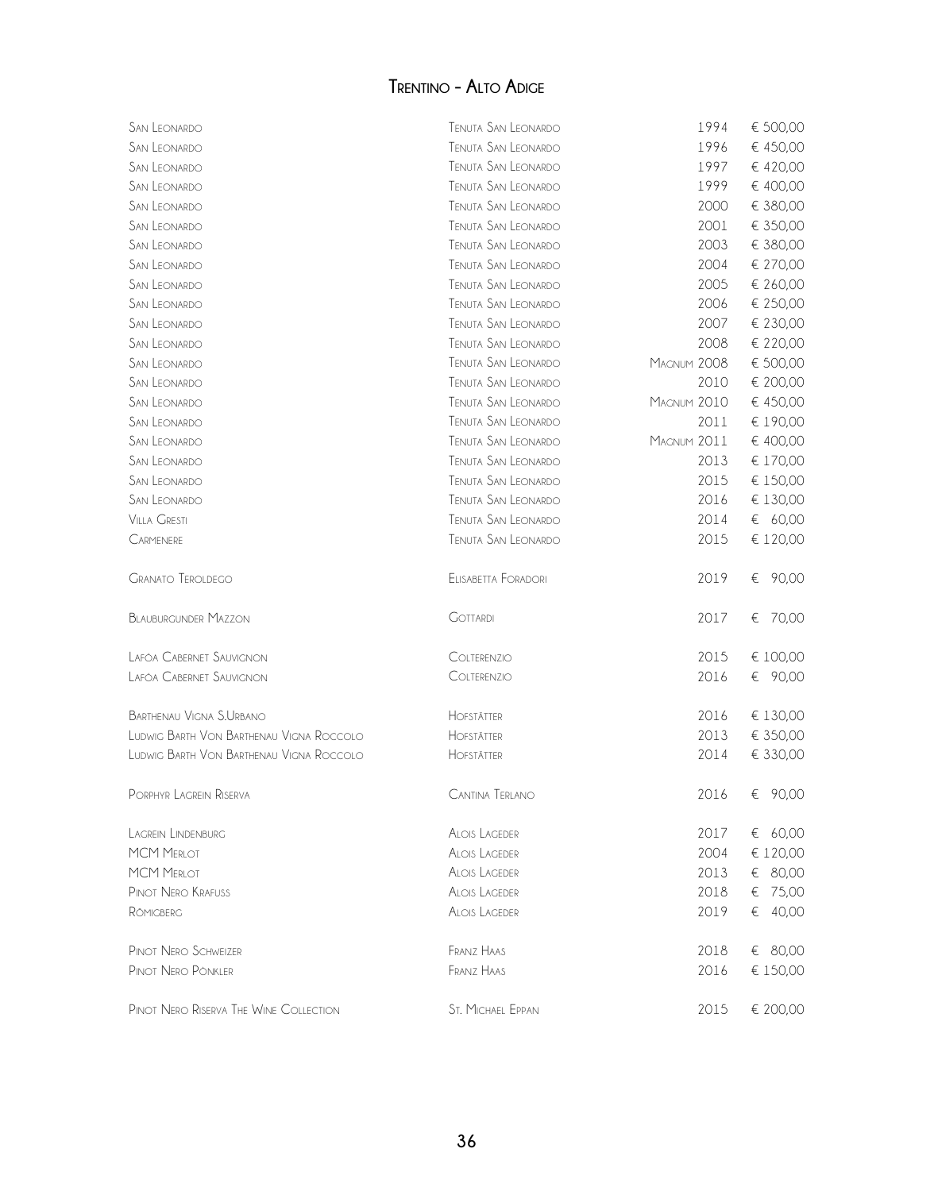# Trentino - Alto Adige

| | | | |
|---|---|---|---|
| San Leonardo | Tenuta San Leonardo | 1994 | € 500,00 |
| San Leonardo | Tenuta San Leonardo | 1996 | € 450,00 |
| San Leonardo | Tenuta San Leonardo | 1997 | € 420,00 |
| San Leonardo | Tenuta San Leonardo | 1999 | € 400,00 |
| San Leonardo | Tenuta San Leonardo | 2000 | € 380,00 |
| San Leonardo | Tenuta San Leonardo | 2001 | € 350,00 |
| San Leonardo | Tenuta San Leonardo | 2003 | € 380,00 |
| San Leonardo | Tenuta San Leonardo | 2004 | € 270,00 |
| San Leonardo | Tenuta San Leonardo | 2005 | € 260,00 |
| San Leonardo | Tenuta San Leonardo | 2006 | € 250,00 |
| San Leonardo | Tenuta San Leonardo | 2007 | € 230,00 |
| San Leonardo | Tenuta San Leonardo | 2008 | € 220,00 |
| San Leonardo | Tenuta San Leonardo | Magnum 2008 | € 500,00 |
| San Leonardo | Tenuta San Leonardo | 2010 | € 200,00 |
| San Leonardo | Tenuta San Leonardo | Magnum 2010 | € 450,00 |
| San Leonardo | Tenuta San Leonardo | 2011 | € 190,00 |
| San Leonardo | Tenuta San Leonardo | Magnum 2011 | € 400,00 |
| San Leonardo | Tenuta San Leonardo | 2013 | € 170,00 |
| San Leonardo | Tenuta San Leonardo | 2015 | € 150,00 |
| San Leonardo | Tenuta San Leonardo | 2016 | € 130,00 |
| Villa Gresti | Tenuta San Leonardo | 2014 | € 60,00 |
| Carmenere | Tenuta San Leonardo | 2015 | € 120,00 |
| | | | |
| Granato Teroldego | Elisabetta Foradori | 2019 | € 90,00 |
| | | | |
| Blauburgunder Mazzon | Gottardi | 2017 | € 70,00 |
| | | | |
| Lafòa Cabernet Sauvignon | Colterenzio | 2015 | € 100,00 |
| Lafòa Cabernet Sauvignon | Colterenzio | 2016 | € 90,00 |
| | | | |
| Barthenau Vigna S.Urbano | Hofstätter | 2016 | € 130,00 |
| Ludwig Barth Von Barthenau Vigna Roccolo | Hofstätter | 2013 | € 350,00 |
| Ludwig Barth Von Barthenau Vigna Roccolo | Hofstätter | 2014 | € 330,00 |
| | | | |
| Porphyr Lagrein Riserva | Cantina Terlano | 2016 | € 90,00 |
| | | | |
| Lagrein Lindenburg | Alois Lageder | 2017 | € 60,00 |
| MCM Merlot | Alois Lageder | 2004 | € 120,00 |
| MCM Merlot | Alois Lageder | 2013 | € 80,00 |
| Pinot Nero Krafuss | Alois Lageder | 2018 | € 75,00 |
| Römigberg | Alois Lageder | 2019 | € 40,00 |
| | | | |
| Pinot Nero Schweizer | Franz Haas | 2018 | € 80,00 |
| Pinot Nero Pönkler | Franz Haas | 2016 | € 150,00 |
| | | | |
| Pinot Nero Riserva The Wine Collection | St. Michael Eppan | 2015 | € 200,00 |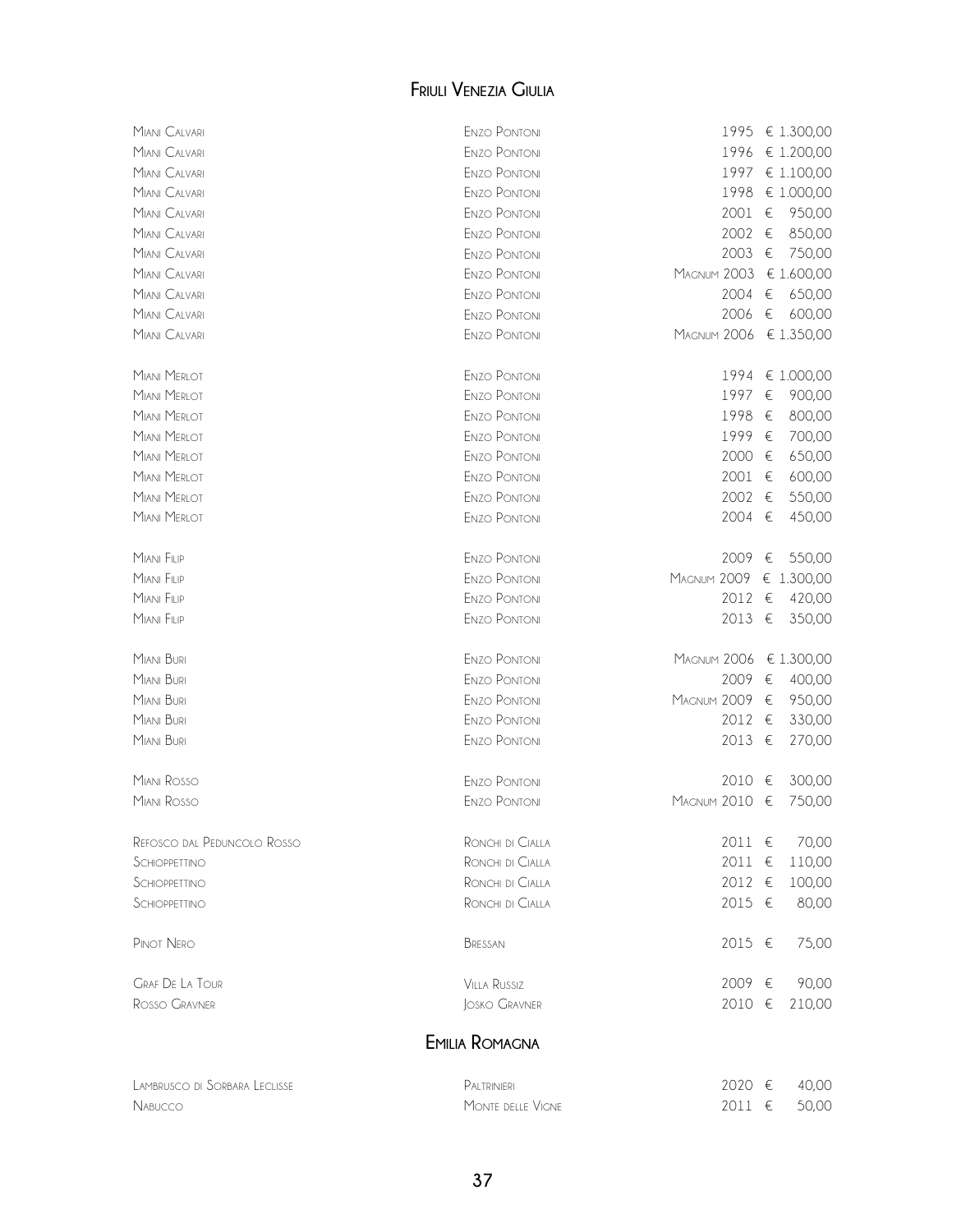## Friuli Venezia Giulia

| | | | |
|---|---|---|---|
| Miani Calvari | Enzo Pontoni | 1995 | € 1.300,00 |
| Miani Calvari | Enzo Pontoni | 1996 | € 1.200,00 |
| Miani Calvari | Enzo Pontoni | 1997 | € 1.100,00 |
| Miani Calvari | Enzo Pontoni | 1998 | € 1.000,00 |
| Miani Calvari | Enzo Pontoni | 2001 | € 950,00 |
| Miani Calvari | Enzo Pontoni | 2002 | € 850,00 |
| Miani Calvari | Enzo Pontoni | 2003 | € 750,00 |
| Miani Calvari | Enzo Pontoni | Magnum 2003 | € 1.600,00 |
| Miani Calvari | Enzo Pontoni | 2004 | € 650,00 |
| Miani Calvari | Enzo Pontoni | 2006 | € 600,00 |
| Miani Calvari | Enzo Pontoni | Magnum 2006 | € 1.350,00 |
| | | | |
| Miani Merlot | Enzo Pontoni | 1994 | € 1.000,00 |
| Miani Merlot | Enzo Pontoni | 1997 | € 900,00 |
| Miani Merlot | Enzo Pontoni | 1998 | € 800,00 |
| Miani Merlot | Enzo Pontoni | 1999 | € 700,00 |
| Miani Merlot | Enzo Pontoni | 2000 | € 650,00 |
| Miani Merlot | Enzo Pontoni | 2001 | € 600,00 |
| Miani Merlot | Enzo Pontoni | 2002 | € 550,00 |
| Miani Merlot | Enzo Pontoni | 2004 | € 450,00 |
| | | | |
| Miani Filip | Enzo Pontoni | 2009 | € 550,00 |
| Miani Filip | Enzo Pontoni | Magnum 2009 | € 1.300,00 |
| Miani Filip | Enzo Pontoni | 2012 | € 420,00 |
| Miani Filip | Enzo Pontoni | 2013 | € 350,00 |
| | | | |
| Miani Buri | Enzo Pontoni | Magnum 2006 | € 1.300,00 |
| Miani Buri | Enzo Pontoni | 2009 | € 400,00 |
| Miani Buri | Enzo Pontoni | Magnum 2009 | € 950,00 |
| Miani Buri | Enzo Pontoni | 2012 | € 330,00 |
| Miani Buri | Enzo Pontoni | 2013 | € 270,00 |
| | | | |
| Miani Rosso | Enzo Pontoni | 2010 | € 300,00 |
| Miani Rosso | Enzo Pontoni | Magnum 2010 | € 750,00 |
| | | | |
| Refosco dal Peduncolo Rosso | Ronchi di Cialla | 2011 | € 70,00 |
| Schioppettino | Ronchi di Cialla | 2011 | € 110,00 |
| Schioppettino | Ronchi di Cialla | 2012 | € 100,00 |
| Schioppettino | Ronchi di Cialla | 2015 | € 80,00 |
| | | | |
| Pinot Nero | Bressan | 2015 | € 75,00 |
| | | | |
| Graf De La Tour | Villa Russiz | 2009 | € 90,00 |
| Rosso Gravner | Josko Gravner | 2010 | € 210,00 |

## Emilia Romagna

| | | | |
|---|---|---|---|
| Lambrusco di Sorbara Leclisse | Paltrinieri | 2020 | € 40,00 |
| Nabucco | Monte delle Vigne | 2011 | € 50,00 |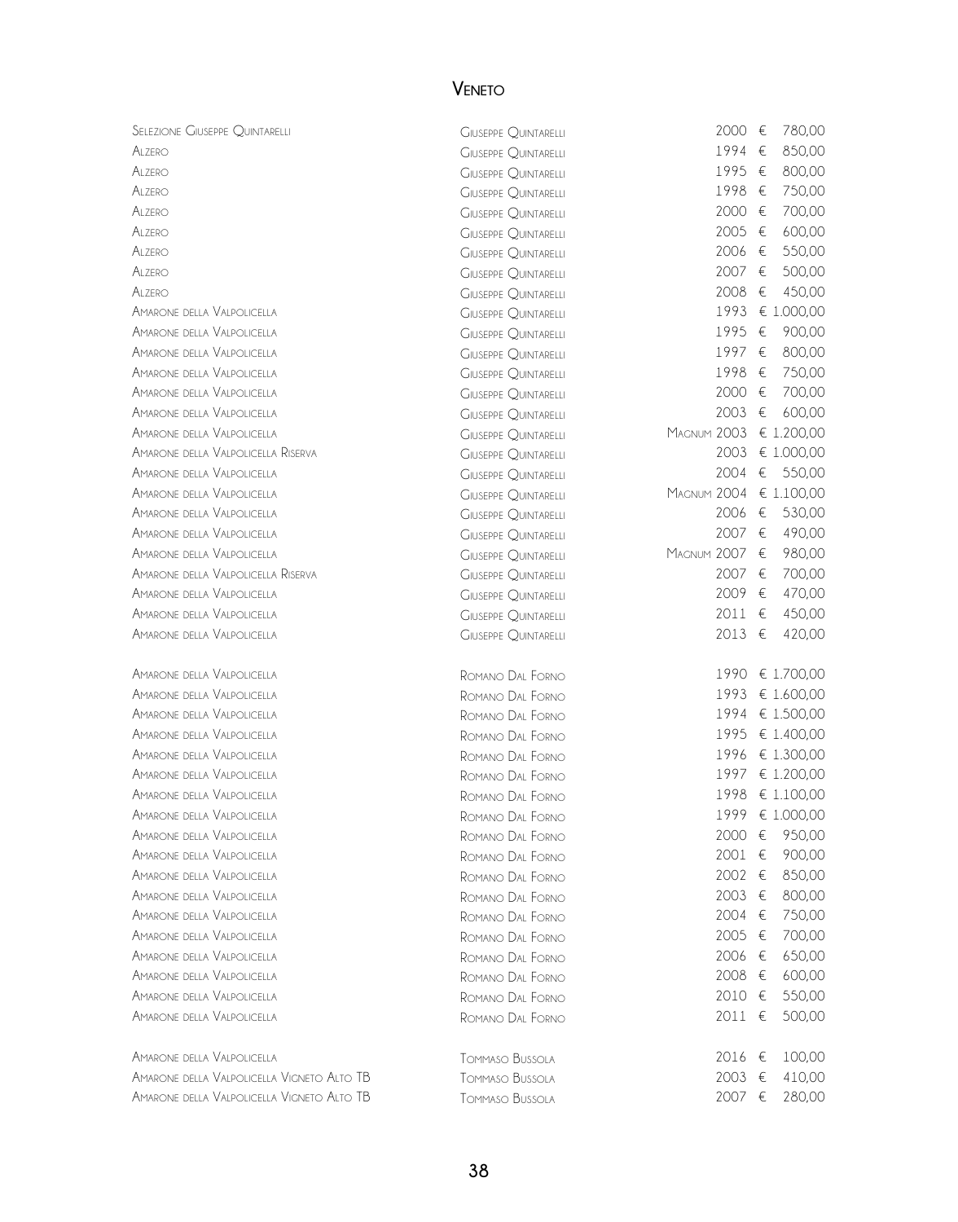# Veneto

| | | | |
|---|---|---|---|
| Selezione Giuseppe Quintarelli | Giuseppe Quintarelli | 2000 | € 780,00 |
| Alzero | Giuseppe Quintarelli | 1994 | € 850,00 |
| Alzero | Giuseppe Quintarelli | 1995 | € 800,00 |
| Alzero | Giuseppe Quintarelli | 1998 | € 750,00 |
| Alzero | Giuseppe Quintarelli | 2000 | € 700,00 |
| Alzero | Giuseppe Quintarelli | 2005 | € 600,00 |
| Alzero | Giuseppe Quintarelli | 2006 | € 550,00 |
| Alzero | Giuseppe Quintarelli | 2007 | € 500,00 |
| Alzero | Giuseppe Quintarelli | 2008 | € 450,00 |
| Amarone della Valpolicella | Giuseppe Quintarelli | 1993 | € 1.000,00 |
| Amarone della Valpolicella | Giuseppe Quintarelli | 1995 | € 900,00 |
| Amarone della Valpolicella | Giuseppe Quintarelli | 1997 | € 800,00 |
| Amarone della Valpolicella | Giuseppe Quintarelli | 1998 | € 750,00 |
| Amarone della Valpolicella | Giuseppe Quintarelli | 2000 | € 700,00 |
| Amarone della Valpolicella | Giuseppe Quintarelli | 2003 | € 600,00 |
| Amarone della Valpolicella | Giuseppe Quintarelli | Magnum 2003 | € 1.200,00 |
| Amarone della Valpolicella Riserva | Giuseppe Quintarelli | 2003 | € 1.000,00 |
| Amarone della Valpolicella | Giuseppe Quintarelli | 2004 | € 550,00 |
| Amarone della Valpolicella | Giuseppe Quintarelli | Magnum 2004 | € 1.100,00 |
| Amarone della Valpolicella | Giuseppe Quintarelli | 2006 | € 530,00 |
| Amarone della Valpolicella | Giuseppe Quintarelli | 2007 | € 490,00 |
| Amarone della Valpolicella | Giuseppe Quintarelli | Magnum 2007 | € 980,00 |
| Amarone della Valpolicella Riserva | Giuseppe Quintarelli | 2007 | € 700,00 |
| Amarone della Valpolicella | Giuseppe Quintarelli | 2009 | € 470,00 |
| Amarone della Valpolicella | Giuseppe Quintarelli | 2011 | € 450,00 |
| Amarone della Valpolicella | Giuseppe Quintarelli | 2013 | € 420,00 |
| | | | |
| Amarone della Valpolicella | Romano Dal Forno | 1990 | € 1.700,00 |
| Amarone della Valpolicella | Romano Dal Forno | 1993 | € 1.600,00 |
| Amarone della Valpolicella | Romano Dal Forno | 1994 | € 1.500,00 |
| Amarone della Valpolicella | Romano Dal Forno | 1995 | € 1.400,00 |
| Amarone della Valpolicella | Romano Dal Forno | 1996 | € 1.300,00 |
| Amarone della Valpolicella | Romano Dal Forno | 1997 | € 1.200,00 |
| Amarone della Valpolicella | Romano Dal Forno | 1998 | € 1.100,00 |
| Amarone della Valpolicella | Romano Dal Forno | 1999 | € 1.000,00 |
| Amarone della Valpolicella | Romano Dal Forno | 2000 | € 950,00 |
| Amarone della Valpolicella | Romano Dal Forno | 2001 | € 900,00 |
| Amarone della Valpolicella | Romano Dal Forno | 2002 | € 850,00 |
| Amarone della Valpolicella | Romano Dal Forno | 2003 | € 800,00 |
| Amarone della Valpolicella | Romano Dal Forno | 2004 | € 750,00 |
| Amarone della Valpolicella | Romano Dal Forno | 2005 | € 700,00 |
| Amarone della Valpolicella | Romano Dal Forno | 2006 | € 650,00 |
| Amarone della Valpolicella | Romano Dal Forno | 2008 | € 600,00 |
| Amarone della Valpolicella | Romano Dal Forno | 2010 | € 550,00 |
| Amarone della Valpolicella | Romano Dal Forno | 2011 | € 500,00 |
| | | | |
| Amarone della Valpolicella | Tommaso Bussola | 2016 | € 100,00 |
| Amarone della Valpolicella Vigneto Alto TB | Tommaso Bussola | 2003 | € 410,00 |
| Amarone della Valpolicella Vigneto Alto TB | Tommaso Bussola | 2007 | € 280,00 |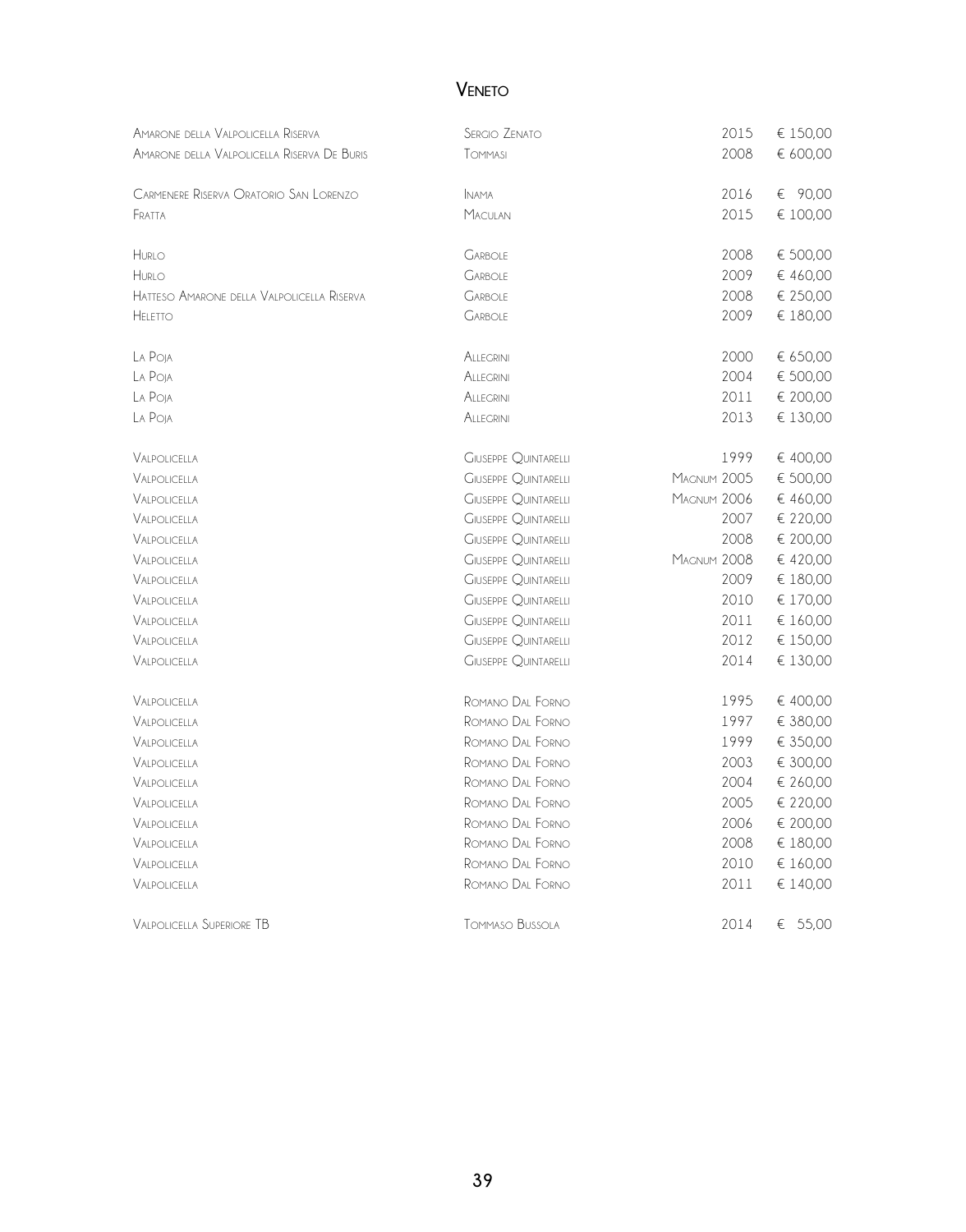# Veneto

| | | | |
|---|---|---|---|
| Amarone della Valpolicella Riserva | Sergio Zenato | 2015 | € 150,00 |
| Amarone della Valpolicella Riserva De Buris | Tommasi | 2008 | € 600,00 |
| | | | |
| Carmenere Riserva Oratorio San Lorenzo | Inama | 2016 | € 90,00 |
| Fratta | Maculan | 2015 | € 100,00 |
| | | | |
| Hurlo | Garbole | 2008 | € 500,00 |
| Hurlo | Garbole | 2009 | € 460,00 |
| Hatteso Amarone della Valpolicella Riserva | Garbole | 2008 | € 250,00 |
| Heletto | Garbole | 2009 | € 180,00 |
| | | | |
| La Poja | Allegrini | 2000 | € 650,00 |
| La Poja | Allegrini | 2004 | € 500,00 |
| La Poja | Allegrini | 2011 | € 200,00 |
| La Poja | Allegrini | 2013 | € 130,00 |
| | | | |
| Valpolicella | Giuseppe Quintarelli | 1999 | € 400,00 |
| Valpolicella | Giuseppe Quintarelli | Magnum 2005 | € 500,00 |
| Valpolicella | Giuseppe Quintarelli | Magnum 2006 | € 460,00 |
| Valpolicella | Giuseppe Quintarelli | 2007 | € 220,00 |
| Valpolicella | Giuseppe Quintarelli | 2008 | € 200,00 |
| Valpolicella | Giuseppe Quintarelli | Magnum 2008 | € 420,00 |
| Valpolicella | Giuseppe Quintarelli | 2009 | € 180,00 |
| Valpolicella | Giuseppe Quintarelli | 2010 | € 170,00 |
| Valpolicella | Giuseppe Quintarelli | 2011 | € 160,00 |
| Valpolicella | Giuseppe Quintarelli | 2012 | € 150,00 |
| Valpolicella | Giuseppe Quintarelli | 2014 | € 130,00 |
| | | | |
| Valpolicella | Romano Dal Forno | 1995 | € 400,00 |
| Valpolicella | Romano Dal Forno | 1997 | € 380,00 |
| Valpolicella | Romano Dal Forno | 1999 | € 350,00 |
| Valpolicella | Romano Dal Forno | 2003 | € 300,00 |
| Valpolicella | Romano Dal Forno | 2004 | € 260,00 |
| Valpolicella | Romano Dal Forno | 2005 | € 220,00 |
| Valpolicella | Romano Dal Forno | 2006 | € 200,00 |
| Valpolicella | Romano Dal Forno | 2008 | € 180,00 |
| Valpolicella | Romano Dal Forno | 2010 | € 160,00 |
| Valpolicella | Romano Dal Forno | 2011 | € 140,00 |
| | | | |
| Valpolicella Superiore TB | Tommaso Bussola | 2014 | € 55,00 |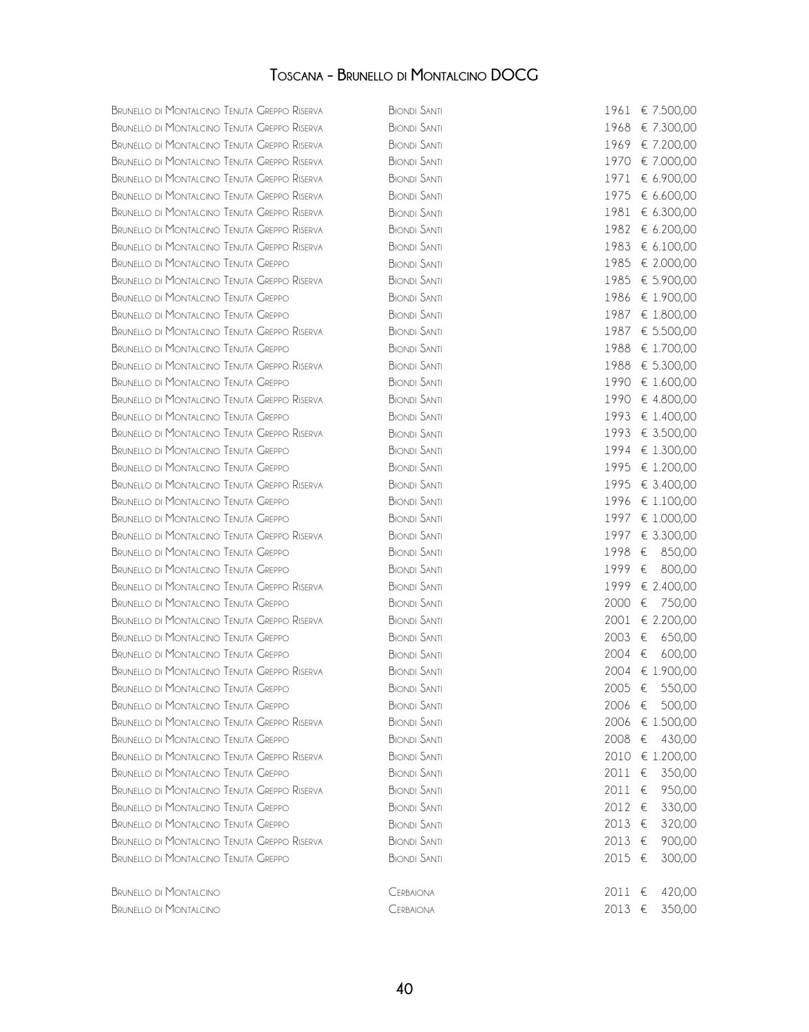# Toscana - Brunello di Montalcino DOCG

| | | | |
|---|---|---|---|
| Brunello di Montalcino Tenuta Greppo Riserva | Biondi Santi | 1961 | € 7.500,00 |
| Brunello di Montalcino Tenuta Greppo Riserva | Biondi Santi | 1968 | € 7.300,00 |
| Brunello di Montalcino Tenuta Greppo Riserva | Biondi Santi | 1969 | € 7.200,00 |
| Brunello di Montalcino Tenuta Greppo Riserva | Biondi Santi | 1970 | € 7.000,00 |
| Brunello di Montalcino Tenuta Greppo Riserva | Biondi Santi | 1971 | € 6.900,00 |
| Brunello di Montalcino Tenuta Greppo Riserva | Biondi Santi | 1975 | € 6.600,00 |
| Brunello di Montalcino Tenuta Greppo Riserva | Biondi Santi | 1981 | € 6.300,00 |
| Brunello di Montalcino Tenuta Greppo Riserva | Biondi Santi | 1982 | € 6.200,00 |
| Brunello di Montalcino Tenuta Greppo Riserva | Biondi Santi | 1983 | € 6.100,00 |
| Brunello di Montalcino Tenuta Greppo | Biondi Santi | 1985 | € 2.000,00 |
| Brunello di Montalcino Tenuta Greppo Riserva | Biondi Santi | 1985 | € 5.900,00 |
| Brunello di Montalcino Tenuta Greppo | Biondi Santi | 1986 | € 1.900,00 |
| Brunello di Montalcino Tenuta Greppo | Biondi Santi | 1987 | € 1.800,00 |
| Brunello di Montalcino Tenuta Greppo Riserva | Biondi Santi | 1987 | € 5.500,00 |
| Brunello di Montalcino Tenuta Greppo | Biondi Santi | 1988 | € 1.700,00 |
| Brunello di Montalcino Tenuta Greppo Riserva | Biondi Santi | 1988 | € 5.300,00 |
| Brunello di Montalcino Tenuta Greppo | Biondi Santi | 1990 | € 1.600,00 |
| Brunello di Montalcino Tenuta Greppo Riserva | Biondi Santi | 1990 | € 4.800,00 |
| Brunello di Montalcino Tenuta Greppo | Biondi Santi | 1993 | € 1.400,00 |
| Brunello di Montalcino Tenuta Greppo Riserva | Biondi Santi | 1993 | € 3.500,00 |
| Brunello di Montalcino Tenuta Greppo | Biondi Santi | 1994 | € 1.300,00 |
| Brunello di Montalcino Tenuta Greppo | Biondi Santi | 1995 | € 1.200,00 |
| Brunello di Montalcino Tenuta Greppo Riserva | Biondi Santi | 1995 | € 3.400,00 |
| Brunello di Montalcino Tenuta Greppo | Biondi Santi | 1996 | € 1.100,00 |
| Brunello di Montalcino Tenuta Greppo | Biondi Santi | 1997 | € 1.000,00 |
| Brunello di Montalcino Tenuta Greppo Riserva | Biondi Santi | 1997 | € 3.300,00 |
| Brunello di Montalcino Tenuta Greppo | Biondi Santi | 1998 | € 850,00 |
| Brunello di Montalcino Tenuta Greppo | Biondi Santi | 1999 | € 800,00 |
| Brunello di Montalcino Tenuta Greppo Riserva | Biondi Santi | 1999 | € 2.400,00 |
| Brunello di Montalcino Tenuta Greppo | Biondi Santi | 2000 | € 750,00 |
| Brunello di Montalcino Tenuta Greppo Riserva | Biondi Santi | 2001 | € 2.200,00 |
| Brunello di Montalcino Tenuta Greppo | Biondi Santi | 2003 | € 650,00 |
| Brunello di Montalcino Tenuta Greppo | Biondi Santi | 2004 | € 600,00 |
| Brunello di Montalcino Tenuta Greppo Riserva | Biondi Santi | 2004 | € 1.900,00 |
| Brunello di Montalcino Tenuta Greppo | Biondi Santi | 2005 | € 550,00 |
| Brunello di Montalcino Tenuta Greppo | Biondi Santi | 2006 | € 500,00 |
| Brunello di Montalcino Tenuta Greppo Riserva | Biondi Santi | 2006 | € 1.500,00 |
| Brunello di Montalcino Tenuta Greppo | Biondi Santi | 2008 | € 430,00 |
| Brunello di Montalcino Tenuta Greppo Riserva | Biondi Santi | 2010 | € 1.200,00 |
| Brunello di Montalcino Tenuta Greppo | Biondi Santi | 2011 | € 350,00 |
| Brunello di Montalcino Tenuta Greppo Riserva | Biondi Santi | 2011 | € 950,00 |
| Brunello di Montalcino Tenuta Greppo | Biondi Santi | 2012 | € 330,00 |
| Brunello di Montalcino Tenuta Greppo | Biondi Santi | 2013 | € 320,00 |
| Brunello di Montalcino Tenuta Greppo Riserva | Biondi Santi | 2013 | € 900,00 |
| Brunello di Montalcino Tenuta Greppo | Biondi Santi | 2015 | € 300,00 |
| Brunello di Montalcino | Cerbaiona | 2011 | € 420,00 |
| Brunello di Montalcino | Cerbaiona | 2013 | € 350,00 |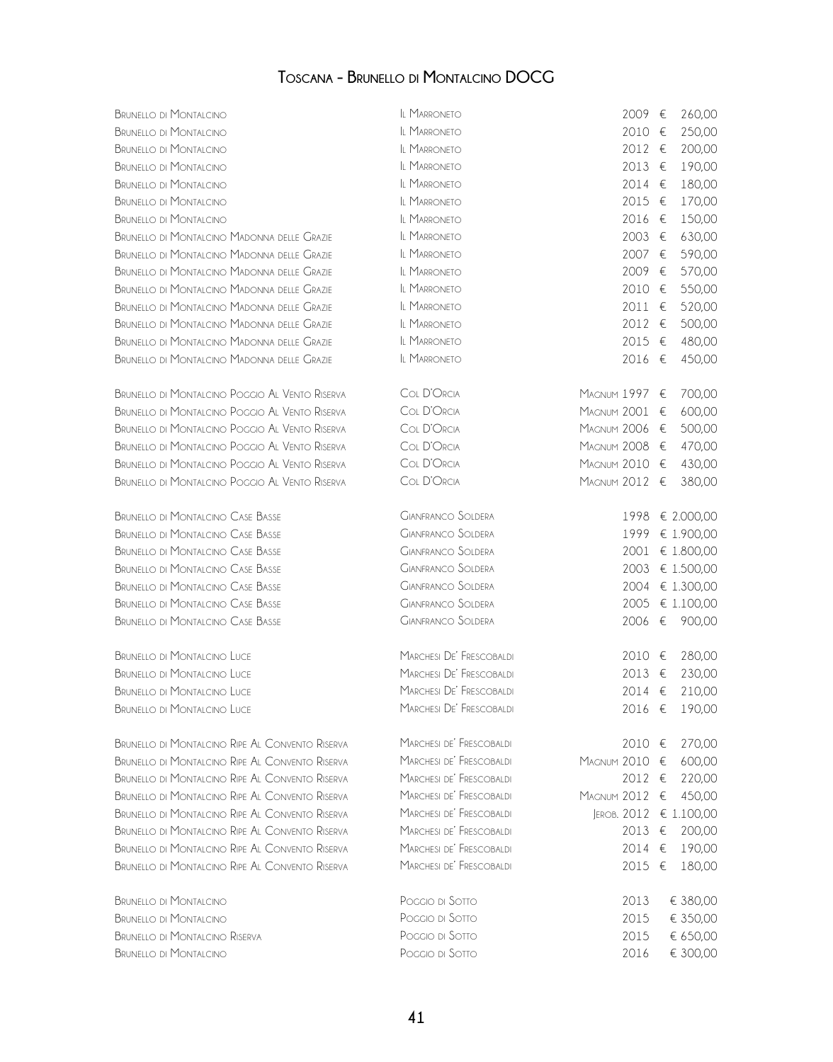# Toscana - Brunello di Montalcino DOCG

| | | | |
|---|---|---|---|
| Brunello di Montalcino | Il Marroneto | 2009 | € 260,00 |
| Brunello di Montalcino | Il Marroneto | 2010 | € 250,00 |
| Brunello di Montalcino | Il Marroneto | 2012 | € 200,00 |
| Brunello di Montalcino | Il Marroneto | 2013 | € 190,00 |
| Brunello di Montalcino | Il Marroneto | 2014 | € 180,00 |
| Brunello di Montalcino | Il Marroneto | 2015 | € 170,00 |
| Brunello di Montalcino | Il Marroneto | 2016 | € 150,00 |
| Brunello di Montalcino Madonna delle Grazie | Il Marroneto | 2003 | € 630,00 |
| Brunello di Montalcino Madonna delle Grazie | Il Marroneto | 2007 | € 590,00 |
| Brunello di Montalcino Madonna delle Grazie | Il Marroneto | 2009 | € 570,00 |
| Brunello di Montalcino Madonna delle Grazie | Il Marroneto | 2010 | € 550,00 |
| Brunello di Montalcino Madonna delle Grazie | Il Marroneto | 2011 | € 520,00 |
| Brunello di Montalcino Madonna delle Grazie | Il Marroneto | 2012 | € 500,00 |
| Brunello di Montalcino Madonna delle Grazie | Il Marroneto | 2015 | € 480,00 |
| Brunello di Montalcino Madonna delle Grazie | Il Marroneto | 2016 | € 450,00 |
| Brunello di Montalcino Poggio Al Vento Riserva | Col D'Orcia | Magnum 1997 | € 700,00 |
| Brunello di Montalcino Poggio Al Vento Riserva | Col D'Orcia | Magnum 2001 | € 600,00 |
| Brunello di Montalcino Poggio Al Vento Riserva | Col D'Orcia | Magnum 2006 | € 500,00 |
| Brunello di Montalcino Poggio Al Vento Riserva | Col D'Orcia | Magnum 2008 | € 470,00 |
| Brunello di Montalcino Poggio Al Vento Riserva | Col D'Orcia | Magnum 2010 | € 430,00 |
| Brunello di Montalcino Poggio Al Vento Riserva | Col D'Orcia | Magnum 2012 | € 380,00 |
| Brunello di Montalcino Case Basse | Gianfranco Soldera | 1998 | € 2.000,00 |
| Brunello di Montalcino Case Basse | Gianfranco Soldera | 1999 | € 1.900,00 |
| Brunello di Montalcino Case Basse | Gianfranco Soldera | 2001 | € 1.800,00 |
| Brunello di Montalcino Case Basse | Gianfranco Soldera | 2003 | € 1.500,00 |
| Brunello di Montalcino Case Basse | Gianfranco Soldera | 2004 | € 1.300,00 |
| Brunello di Montalcino Case Basse | Gianfranco Soldera | 2005 | € 1.100,00 |
| Brunello di Montalcino Case Basse | Gianfranco Soldera | 2006 | € 900,00 |
| Brunello di Montalcino Luce | Marchesi De' Frescobaldi | 2010 | € 280,00 |
| Brunello di Montalcino Luce | Marchesi De' Frescobaldi | 2013 | € 230,00 |
| Brunello di Montalcino Luce | Marchesi De' Frescobaldi | 2014 | € 210,00 |
| Brunello di Montalcino Luce | Marchesi De' Frescobaldi | 2016 | € 190,00 |
| Brunello di Montalcino Ripe Al Convento Riserva | Marchesi de' Frescobaldi | 2010 | € 270,00 |
| Brunello di Montalcino Ripe Al Convento Riserva | Marchesi de' Frescobaldi | Magnum 2010 | € 600,00 |
| Brunello di Montalcino Ripe Al Convento Riserva | Marchesi de' Frescobaldi | 2012 | € 220,00 |
| Brunello di Montalcino Ripe Al Convento Riserva | Marchesi de' Frescobaldi | Magnum 2012 | € 450,00 |
| Brunello di Montalcino Ripe Al Convento Riserva | Marchesi de' Frescobaldi | Jerob. 2012 | € 1.100,00 |
| Brunello di Montalcino Ripe Al Convento Riserva | Marchesi de' Frescobaldi | 2013 | € 200,00 |
| Brunello di Montalcino Ripe Al Convento Riserva | Marchesi de' Frescobaldi | 2014 | € 190,00 |
| Brunello di Montalcino Ripe Al Convento Riserva | Marchesi de' Frescobaldi | 2015 | € 180,00 |
| Brunello di Montalcino | Poggio di Sotto | 2013 | € 380,00 |
| Brunello di Montalcino | Poggio di Sotto | 2015 | € 350,00 |
| Brunello di Montalcino Riserva | Poggio di Sotto | 2015 | € 650,00 |
| Brunello di Montalcino | Poggio di Sotto | 2016 | € 300,00 |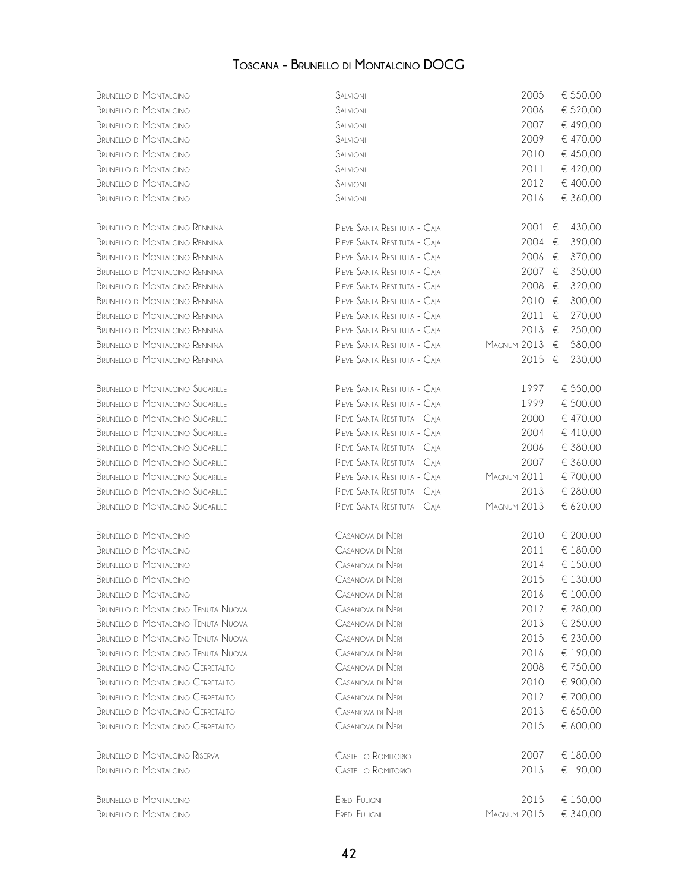# Toscana - Brunello di Montalcino DOCG

| | | | |
|---|---|---|---|
| Brunello di Montalcino | Salvioni | 2005 | € 550,00 |
| Brunello di Montalcino | Salvioni | 2006 | € 520,00 |
| Brunello di Montalcino | Salvioni | 2007 | € 490,00 |
| Brunello di Montalcino | Salvioni | 2009 | € 470,00 |
| Brunello di Montalcino | Salvioni | 2010 | € 450,00 |
| Brunello di Montalcino | Salvioni | 2011 | € 420,00 |
| Brunello di Montalcino | Salvioni | 2012 | € 400,00 |
| Brunello di Montalcino | Salvioni | 2016 | € 360,00 |
| | | | |
| Brunello di Montalcino Rennina | Pieve Santa Restituta - Gaja | 2001 | € 430,00 |
| Brunello di Montalcino Rennina | Pieve Santa Restituta - Gaja | 2004 | € 390,00 |
| Brunello di Montalcino Rennina | Pieve Santa Restituta - Gaja | 2006 | € 370,00 |
| Brunello di Montalcino Rennina | Pieve Santa Restituta - Gaja | 2007 | € 350,00 |
| Brunello di Montalcino Rennina | Pieve Santa Restituta - Gaja | 2008 | € 320,00 |
| Brunello di Montalcino Rennina | Pieve Santa Restituta - Gaja | 2010 | € 300,00 |
| Brunello di Montalcino Rennina | Pieve Santa Restituta - Gaja | 2011 | € 270,00 |
| Brunello di Montalcino Rennina | Pieve Santa Restituta - Gaja | 2013 | € 250,00 |
| Brunello di Montalcino Rennina | Pieve Santa Restituta - Gaja | Magnum 2013 | € 580,00 |
| Brunello di Montalcino Rennina | Pieve Santa Restituta - Gaja | 2015 | € 230,00 |
| | | | |
| Brunello di Montalcino Sugarille | Pieve Santa Restituta - Gaja | 1997 | € 550,00 |
| Brunello di Montalcino Sugarille | Pieve Santa Restituta - Gaja | 1999 | € 500,00 |
| Brunello di Montalcino Sugarille | Pieve Santa Restituta - Gaja | 2000 | € 470,00 |
| Brunello di Montalcino Sugarille | Pieve Santa Restituta - Gaja | 2004 | € 410,00 |
| Brunello di Montalcino Sugarille | Pieve Santa Restituta - Gaja | 2006 | € 380,00 |
| Brunello di Montalcino Sugarille | Pieve Santa Restituta - Gaja | 2007 | € 360,00 |
| Brunello di Montalcino Sugarille | Pieve Santa Restituta - Gaja | Magnum 2011 | € 700,00 |
| Brunello di Montalcino Sugarille | Pieve Santa Restituta - Gaja | 2013 | € 280,00 |
| Brunello di Montalcino Sugarille | Pieve Santa Restituta - Gaja | Magnum 2013 | € 620,00 |
| | | | |
| Brunello di Montalcino | Casanova di Neri | 2010 | € 200,00 |
| Brunello di Montalcino | Casanova di Neri | 2011 | € 180,00 |
| Brunello di Montalcino | Casanova di Neri | 2014 | € 150,00 |
| Brunello di Montalcino | Casanova di Neri | 2015 | € 130,00 |
| Brunello di Montalcino | Casanova di Neri | 2016 | € 100,00 |
| Brunello di Montalcino Tenuta Nuova | Casanova di Neri | 2012 | € 280,00 |
| Brunello di Montalcino Tenuta Nuova | Casanova di Neri | 2013 | € 250,00 |
| Brunello di Montalcino Tenuta Nuova | Casanova di Neri | 2015 | € 230,00 |
| Brunello di Montalcino Tenuta Nuova | Casanova di Neri | 2016 | € 190,00 |
| Brunello di Montalcino Cerretalto | Casanova di Neri | 2008 | € 750,00 |
| Brunello di Montalcino Cerretalto | Casanova di Neri | 2010 | € 900,00 |
| Brunello di Montalcino Cerretalto | Casanova di Neri | 2012 | € 700,00 |
| Brunello di Montalcino Cerretalto | Casanova di Neri | 2013 | € 650,00 |
| Brunello di Montalcino Cerretalto | Casanova di Neri | 2015 | € 600,00 |
| | | | |
| Brunello di Montalcino Riserva | Castello Romitorio | 2007 | € 180,00 |
| Brunello di Montalcino | Castello Romitorio | 2013 | € 90,00 |
| | | | |
| Brunello di Montalcino | Eredi Fuligni | 2015 | € 150,00 |
| Brunello di Montalcino | Eredi Fuligni | Magnum 2015 | € 340,00 |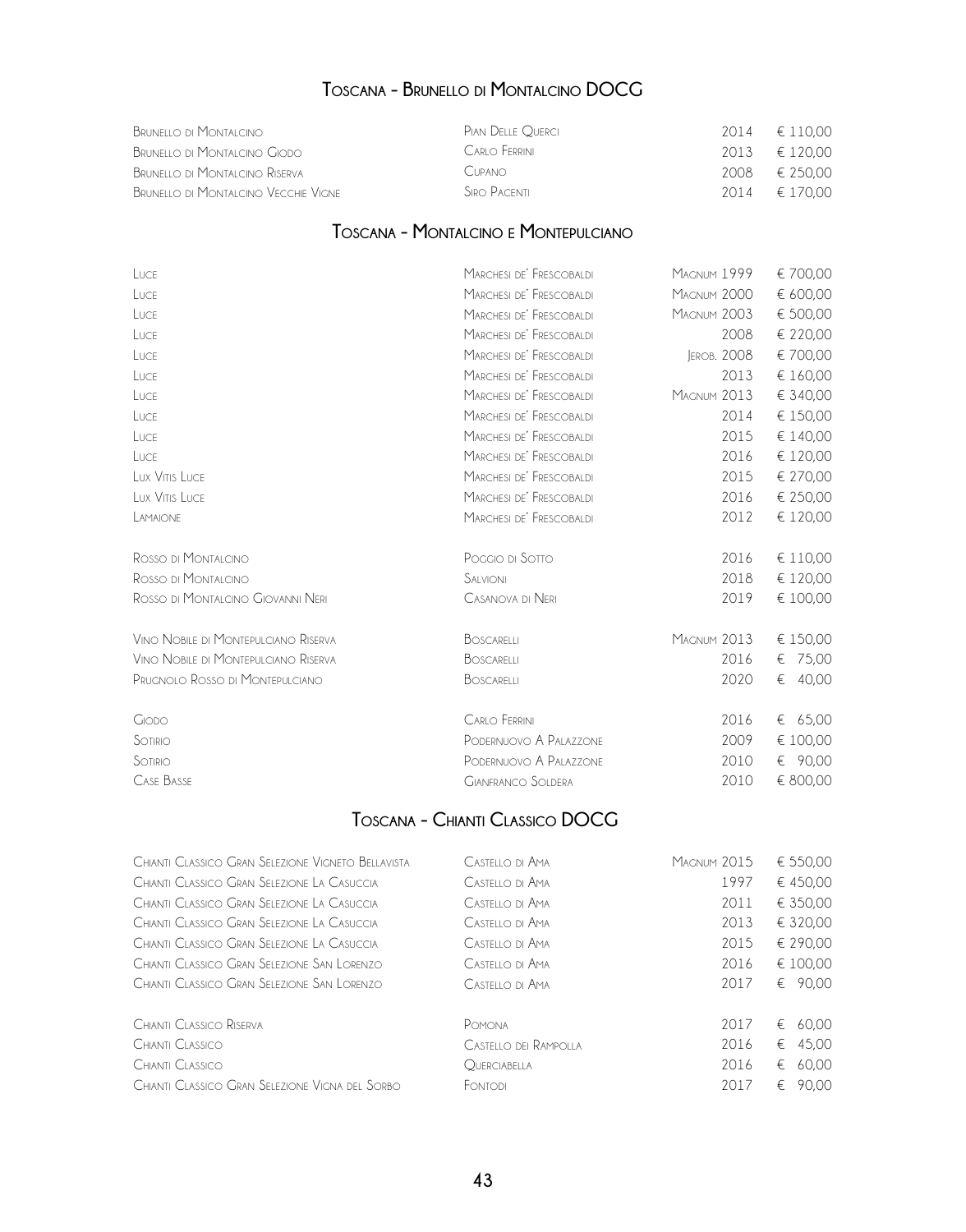## Toscana - Brunello di Montalcino DOCG

| | | | |
|---|---|---|---|
| Brunello di Montalcino | Pian Delle Querci | 2014 | € 110,00 |
| Brunello di Montalcino Giodo | Carlo Ferrini | 2013 | € 120,00 |
| Brunello di Montalcino Riserva | Cupano | 2008 | € 250,00 |
| Brunello di Montalcino Vecchie Vigne | Siro Pacenti | 2014 | € 170,00 |

## Toscana - Montalcino e Montepulciano

| | | | |
|---|---|---|---|
| Luce | Marchesi de' Frescobaldi | Magnum 1999 | € 700,00 |
| Luce | Marchesi de' Frescobaldi | Magnum 2000 | € 600,00 |
| Luce | Marchesi de' Frescobaldi | Magnum 2003 | € 500,00 |
| Luce | Marchesi de' Frescobaldi | 2008 | € 220,00 |
| Luce | Marchesi de' Frescobaldi | Jerob. 2008 | € 700,00 |
| Luce | Marchesi de' Frescobaldi | 2013 | € 160,00 |
| Luce | Marchesi de' Frescobaldi | Magnum 2013 | € 340,00 |
| Luce | Marchesi de' Frescobaldi | 2014 | € 150,00 |
| Luce | Marchesi de' Frescobaldi | 2015 | € 140,00 |
| Luce | Marchesi de' Frescobaldi | 2016 | € 120,00 |
| Lux Vitis Luce | Marchesi de' Frescobaldi | 2015 | € 270,00 |
| Lux Vitis Luce | Marchesi de' Frescobaldi | 2016 | € 250,00 |
| Lamaione | Marchesi de' Frescobaldi | 2012 | € 120,00 |
| | | | |
| Rosso di Montalcino | Poggio di Sotto | 2016 | € 110,00 |
| Rosso di Montalcino | Salvioni | 2018 | € 120,00 |
| Rosso di Montalcino Giovanni Neri | Casanova di Neri | 2019 | € 100,00 |
| | | | |
| Vino Nobile di Montepulciano Riserva | Boscarelli | Magnum 2013 | € 150,00 |
| Vino Nobile di Montepulciano Riserva | Boscarelli | 2016 | € 75,00 |
| Prugnolo Rosso di Montepulciano | Boscarelli | 2020 | € 40,00 |
| | | | |
| Giodo | Carlo Ferrini | 2016 | € 65,00 |
| Sotirio | Podernuovo A Palazzone | 2009 | € 100,00 |
| Sotirio | Podernuovo A Palazzone | 2010 | € 90,00 |
| Case Basse | Gianfranco Soldera | 2010 | € 800,00 |

## Toscana - Chianti Classico DOCG

| | | | |
|---|---|---|---|
| Chianti Classico Gran Selezione Vigneto Bellavista | Castello di Ama | Magnum 2015 | € 550,00 |
| Chianti Classico Gran Selezione La Casuccia | Castello di Ama | 1997 | € 450,00 |
| Chianti Classico Gran Selezione La Casuccia | Castello di Ama | 2011 | € 350,00 |
| Chianti Classico Gran Selezione La Casuccia | Castello di Ama | 2013 | € 320,00 |
| Chianti Classico Gran Selezione La Casuccia | Castello di Ama | 2015 | € 290,00 |
| Chianti Classico Gran Selezione San Lorenzo | Castello di Ama | 2016 | € 100,00 |
| Chianti Classico Gran Selezione San Lorenzo | Castello di Ama | 2017 | € 90,00 |
| | | | |
| Chianti Classico Riserva | Pomona | 2017 | € 60,00 |
| Chianti Classico | Castello dei Rampolla | 2016 | € 45,00 |
| Chianti Classico | Querciabella | 2016 | € 60,00 |
| Chianti Classico Gran Selezione Vigna del Sorbo | Fontodi | 2017 | € 90,00 |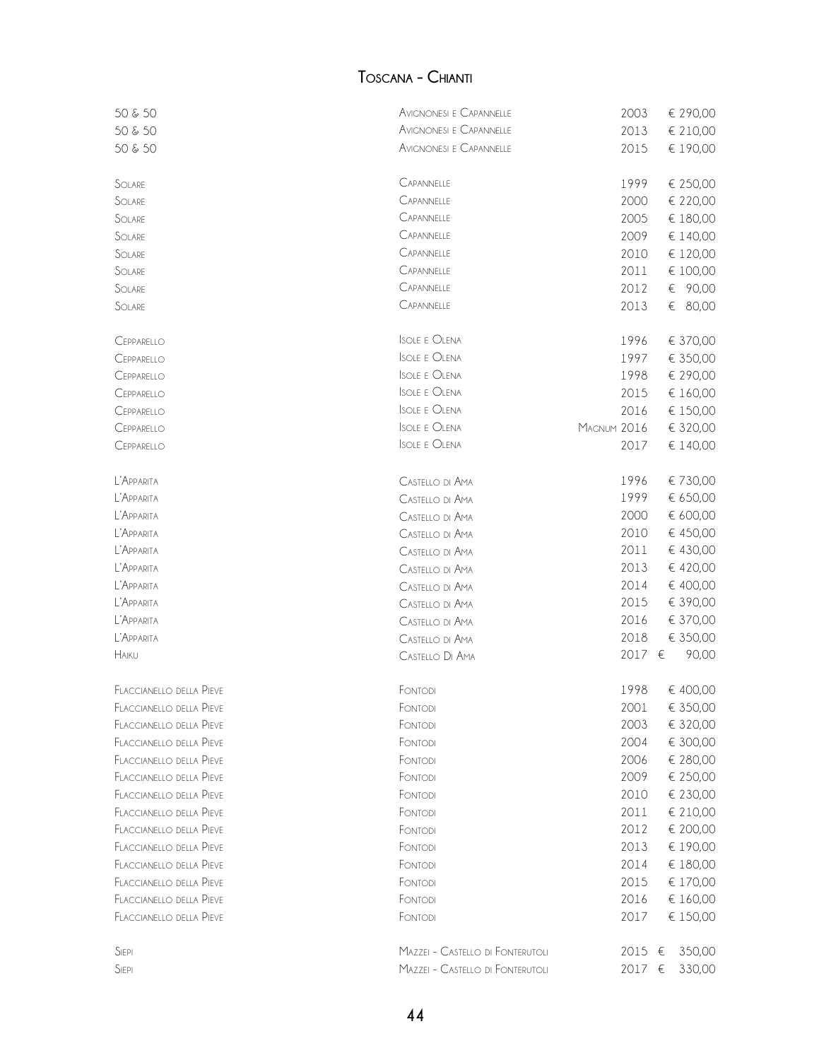# Toscana - Chianti

| | | | | |
|---|---|---|---|---|
| 50 & 50 | Avignonesi e Capannelle | | 2003 | € 290,00 |
| 50 & 50 | Avignonesi e Capannelle | | 2013 | € 210,00 |
| 50 & 50 | Avignonesi e Capannelle | | 2015 | € 190,00 |
| | | | | |
| Solare | Capannelle | | 1999 | € 250,00 |
| Solare | Capannelle | | 2000 | € 220,00 |
| Solare | Capannelle | | 2005 | € 180,00 |
| Solare | Capannelle | | 2009 | € 140,00 |
| Solare | Capannelle | | 2010 | € 120,00 |
| Solare | Capannelle | | 2011 | € 100,00 |
| Solare | Capannelle | | 2012 | € 90,00 |
| Solare | Capannelle | | 2013 | € 80,00 |
| | | | | |
| Cepparello | Isole e Olena | | 1996 | € 370,00 |
| Cepparello | Isole e Olena | | 1997 | € 350,00 |
| Cepparello | Isole e Olena | | 1998 | € 290,00 |
| Cepparello | Isole e Olena | | 2015 | € 160,00 |
| Cepparello | Isole e Olena | | 2016 | € 150,00 |
| Cepparello | Isole e Olena | Magnum | 2016 | € 320,00 |
| Cepparello | Isole e Olena | | 2017 | € 140,00 |
| | | | | |
| L'Apparita | Castello di Ama | | 1996 | € 730,00 |
| L'Apparita | Castello di Ama | | 1999 | € 650,00 |
| L'Apparita | Castello di Ama | | 2000 | € 600,00 |
| L'Apparita | Castello di Ama | | 2010 | € 450,00 |
| L'Apparita | Castello di Ama | | 2011 | € 430,00 |
| L'Apparita | Castello di Ama | | 2013 | € 420,00 |
| L'Apparita | Castello di Ama | | 2014 | € 400,00 |
| L'Apparita | Castello di Ama | | 2015 | € 390,00 |
| L'Apparita | Castello di Ama | | 2016 | € 370,00 |
| L'Apparita | Castello di Ama | | 2018 | € 350,00 |
| Haiku | Castello Di Ama | | 2017 | € 90,00 |
| | | | | |
| Flaccianello della Pieve | Fontodi | | 1998 | € 400,00 |
| Flaccianello della Pieve | Fontodi | | 2001 | € 350,00 |
| Flaccianello della Pieve | Fontodi | | 2003 | € 320,00 |
| Flaccianello della Pieve | Fontodi | | 2004 | € 300,00 |
| Flaccianello della Pieve | Fontodi | | 2006 | € 280,00 |
| Flaccianello della Pieve | Fontodi | | 2009 | € 250,00 |
| Flaccianello della Pieve | Fontodi | | 2010 | € 230,00 |
| Flaccianello della Pieve | Fontodi | | 2011 | € 210,00 |
| Flaccianello della Pieve | Fontodi | | 2012 | € 200,00 |
| Flaccianello della Pieve | Fontodi | | 2013 | € 190,00 |
| Flaccianello della Pieve | Fontodi | | 2014 | € 180,00 |
| Flaccianello della Pieve | Fontodi | | 2015 | € 170,00 |
| Flaccianello della Pieve | Fontodi | | 2016 | € 160,00 |
| Flaccianello della Pieve | Fontodi | | 2017 | € 150,00 |
| | | | | |
| Siepi | Mazzei - Castello di Fonterutoli | | 2015 | € 350,00 |
| Siepi | Mazzei - Castello di Fonterutoli | | 2017 | € 330,00 |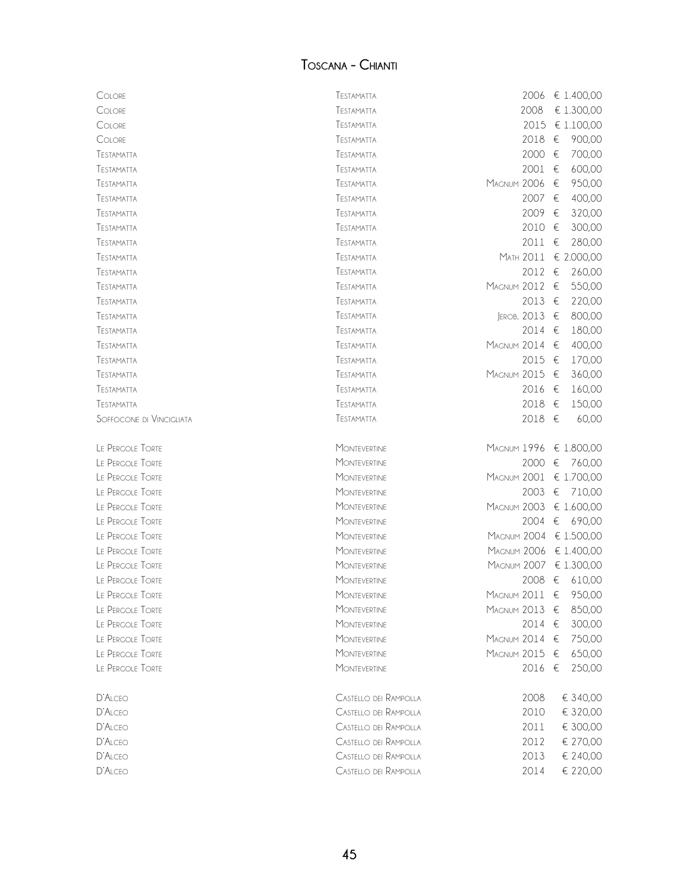# Toscana - Chianti

| | | | |
|---|---|---|---|
| Colore | Testamatta | 2006 | € 1.400,00 |
| Colore | Testamatta | 2008 | € 1.300,00 |
| Colore | Testamatta | 2015 | € 1.100,00 |
| Colore | Testamatta | 2018 | € 900,00 |
| Testamatta | Testamatta | 2000 | € 700,00 |
| Testamatta | Testamatta | 2001 | € 600,00 |
| Testamatta | Testamatta | Magnum 2006 | € 950,00 |
| Testamatta | Testamatta | 2007 | € 400,00 |
| Testamatta | Testamatta | 2009 | € 320,00 |
| Testamatta | Testamatta | 2010 | € 300,00 |
| Testamatta | Testamatta | 2011 | € 280,00 |
| Testamatta | Testamatta | Math 2011 | € 2.000,00 |
| Testamatta | Testamatta | 2012 | € 260,00 |
| Testamatta | Testamatta | Magnum 2012 | € 550,00 |
| Testamatta | Testamatta | 2013 | € 220,00 |
| Testamatta | Testamatta | Jerob. 2013 | € 800,00 |
| Testamatta | Testamatta | 2014 | € 180,00 |
| Testamatta | Testamatta | Magnum 2014 | € 400,00 |
| Testamatta | Testamatta | 2015 | € 170,00 |
| Testamatta | Testamatta | Magnum 2015 | € 360,00 |
| Testamatta | Testamatta | 2016 | € 160,00 |
| Testamatta | Testamatta | 2018 | € 150,00 |
| Soffocone di Vincigliata | Testamatta | 2018 | € 60,00 |
| Le Pergole Torte | Montevertine | Magnum 1996 | € 1.800,00 |
| Le Pergole Torte | Montevertine | 2000 | € 760,00 |
| Le Pergole Torte | Montevertine | Magnum 2001 | € 1.700,00 |
| Le Pergole Torte | Montevertine | 2003 | € 710,00 |
| Le Pergole Torte | Montevertine | Magnum 2003 | € 1.600,00 |
| Le Pergole Torte | Montevertine | 2004 | € 690,00 |
| Le Pergole Torte | Montevertine | Magnum 2004 | € 1.500,00 |
| Le Pergole Torte | Montevertine | Magnum 2006 | € 1.400,00 |
| Le Pergole Torte | Montevertine | Magnum 2007 | € 1.300,00 |
| Le Pergole Torte | Montevertine | 2008 | € 610,00 |
| Le Pergole Torte | Montevertine | Magnum 2011 | € 950,00 |
| Le Pergole Torte | Montevertine | Magnum 2013 | € 850,00 |
| Le Pergole Torte | Montevertine | 2014 | € 300,00 |
| Le Pergole Torte | Montevertine | Magnum 2014 | € 750,00 |
| Le Pergole Torte | Montevertine | Magnum 2015 | € 650,00 |
| Le Pergole Torte | Montevertine | 2016 | € 250,00 |
| D'Alceo | Castello dei Rampolla | 2008 | € 340,00 |
| D'Alceo | Castello dei Rampolla | 2010 | € 320,00 |
| D'Alceo | Castello dei Rampolla | 2011 | € 300,00 |
| D'Alceo | Castello dei Rampolla | 2012 | € 270,00 |
| D'Alceo | Castello dei Rampolla | 2013 | € 240,00 |
| D'Alceo | Castello dei Rampolla | 2014 | € 220,00 |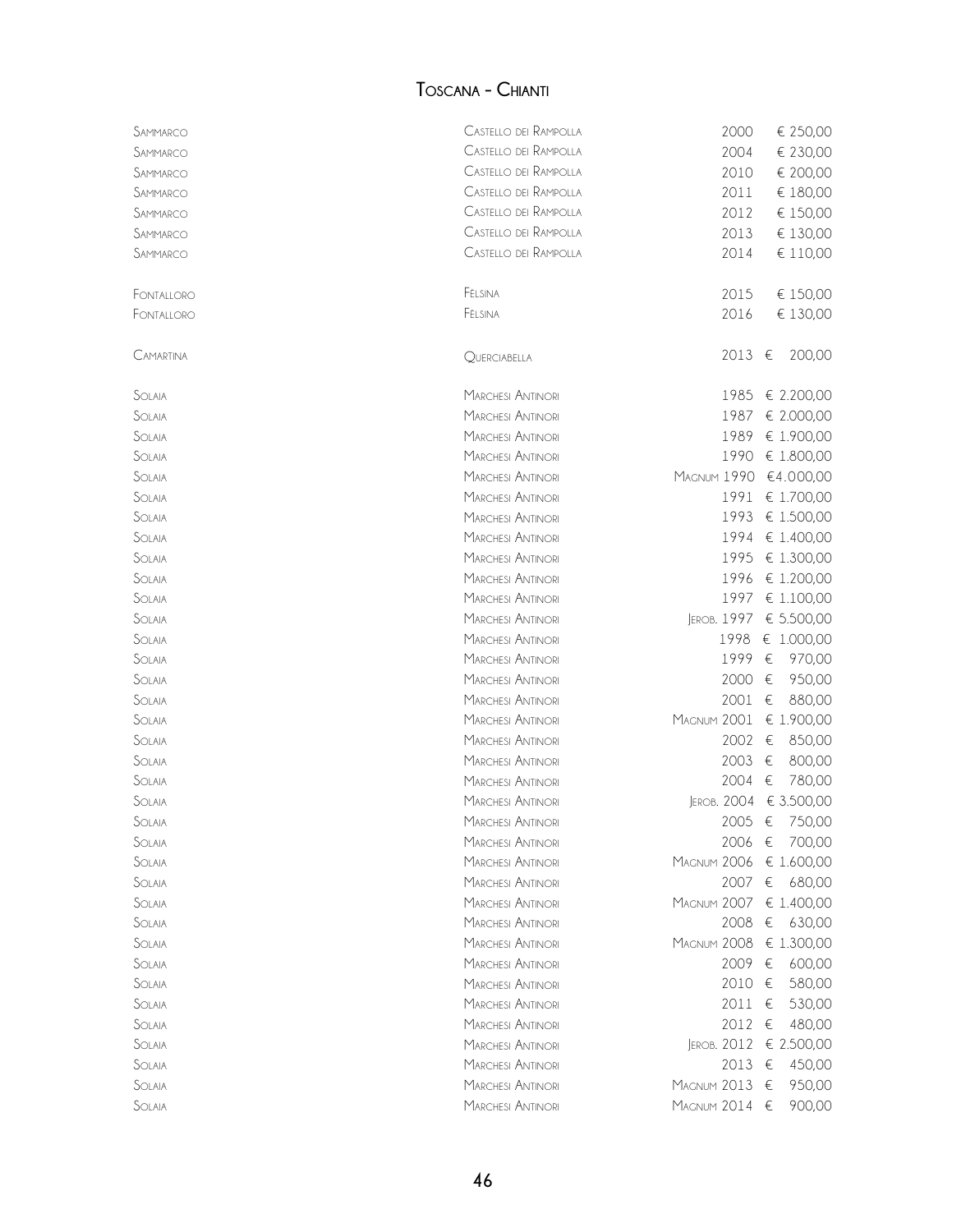# Toscana - Chianti

| | | | |
|---|---|---|---|
| Sammarco | Castello dei Rampolla | 2000 | € 250,00 |
| Sammarco | Castello dei Rampolla | 2004 | € 230,00 |
| Sammarco | Castello dei Rampolla | 2010 | € 200,00 |
| Sammarco | Castello dei Rampolla | 2011 | € 180,00 |
| Sammarco | Castello dei Rampolla | 2012 | € 150,00 |
| Sammarco | Castello dei Rampolla | 2013 | € 130,00 |
| Sammarco | Castello dei Rampolla | 2014 | € 110,00 |
| | | | |
| Fontalloro | Felsina | 2015 | € 150,00 |
| Fontalloro | Felsina | 2016 | € 130,00 |
| | | | |
| Camartina | Querciabella | 2013 | € 200,00 |
| | | | |
| Solaia | Marchesi Antinori | 1985 | € 2.200,00 |
| Solaia | Marchesi Antinori | 1987 | € 2.000,00 |
| Solaia | Marchesi Antinori | 1989 | € 1.900,00 |
| Solaia | Marchesi Antinori | 1990 | € 1.800,00 |
| Solaia | Marchesi Antinori | Magnum 1990 | €4.000,00 |
| Solaia | Marchesi Antinori | 1991 | € 1.700,00 |
| Solaia | Marchesi Antinori | 1993 | € 1.500,00 |
| Solaia | Marchesi Antinori | 1994 | € 1.400,00 |
| Solaia | Marchesi Antinori | 1995 | € 1.300,00 |
| Solaia | Marchesi Antinori | 1996 | € 1.200,00 |
| Solaia | Marchesi Antinori | 1997 | € 1.100,00 |
| Solaia | Marchesi Antinori | Jerob. 1997 | € 5.500,00 |
| Solaia | Marchesi Antinori | 1998 | € 1.000,00 |
| Solaia | Marchesi Antinori | 1999 | € 970,00 |
| Solaia | Marchesi Antinori | 2000 | € 950,00 |
| Solaia | Marchesi Antinori | 2001 | € 880,00 |
| Solaia | Marchesi Antinori | Magnum 2001 | € 1.900,00 |
| Solaia | Marchesi Antinori | 2002 | € 850,00 |
| Solaia | Marchesi Antinori | 2003 | € 800,00 |
| Solaia | Marchesi Antinori | 2004 | € 780,00 |
| Solaia | Marchesi Antinori | Jerob. 2004 | € 3.500,00 |
| Solaia | Marchesi Antinori | 2005 | € 750,00 |
| Solaia | Marchesi Antinori | 2006 | € 700,00 |
| Solaia | Marchesi Antinori | Magnum 2006 | € 1.600,00 |
| Solaia | Marchesi Antinori | 2007 | € 680,00 |
| Solaia | Marchesi Antinori | Magnum 2007 | € 1.400,00 |
| Solaia | Marchesi Antinori | 2008 | € 630,00 |
| Solaia | Marchesi Antinori | Magnum 2008 | € 1.300,00 |
| Solaia | Marchesi Antinori | 2009 | € 600,00 |
| Solaia | Marchesi Antinori | 2010 | € 580,00 |
| Solaia | Marchesi Antinori | 2011 | € 530,00 |
| Solaia | Marchesi Antinori | 2012 | € 480,00 |
| Solaia | Marchesi Antinori | Jerob. 2012 | € 2.500,00 |
| Solaia | Marchesi Antinori | 2013 | € 450,00 |
| Solaia | Marchesi Antinori | Magnum 2013 | € 950,00 |
| Solaia | Marchesi Antinori | Magnum 2014 | € 900,00 |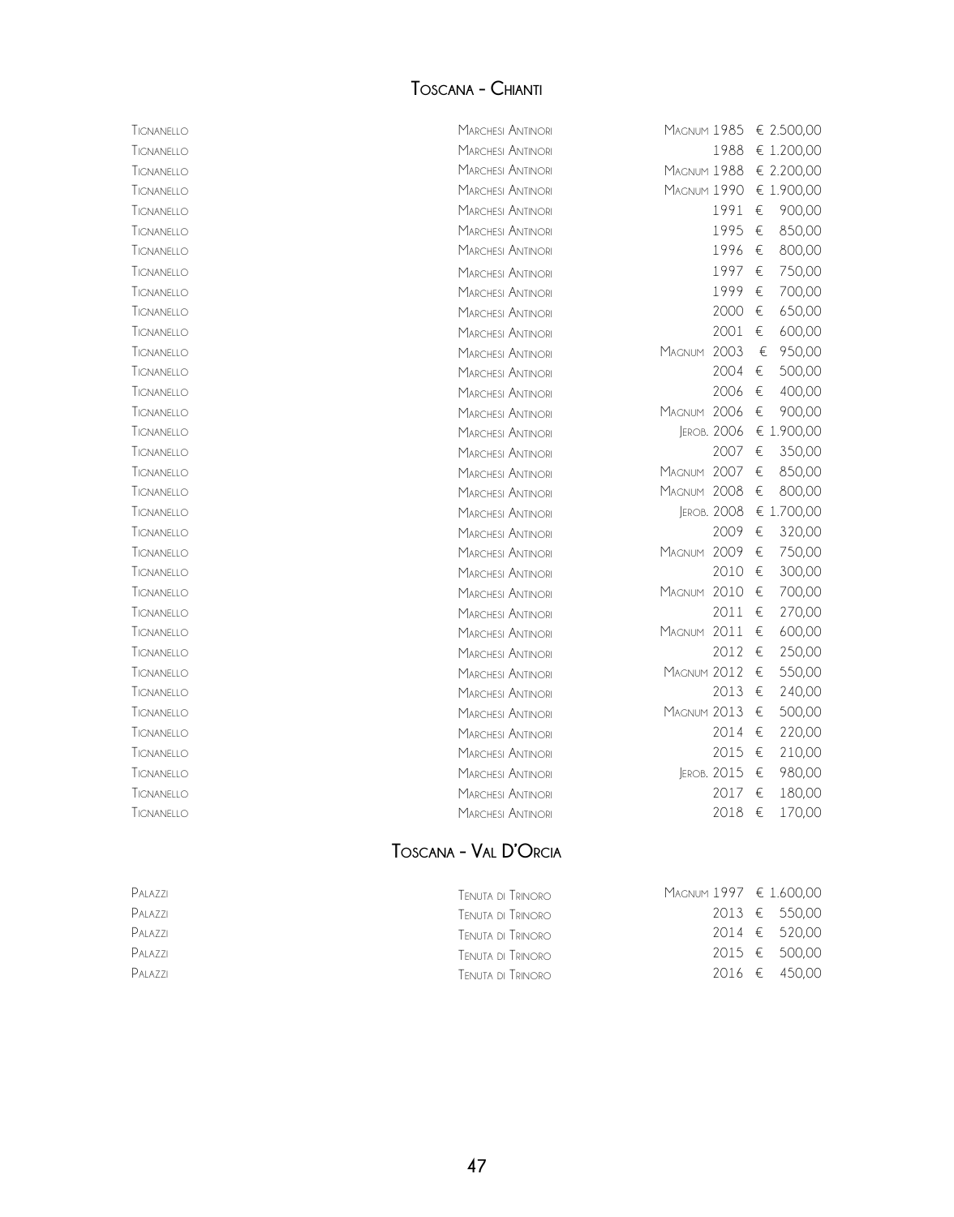## Toscana - Chianti

| | | | |
|---|---|---|---|
| Tignanello | Marchesi Antinori | Magnum 1985 | € 2.500,00 |
| Tignanello | Marchesi Antinori | 1988 | € 1.200,00 |
| Tignanello | Marchesi Antinori | Magnum 1988 | € 2.200,00 |
| Tignanello | Marchesi Antinori | Magnum 1990 | € 1.900,00 |
| Tignanello | Marchesi Antinori | 1991 | € 900,00 |
| Tignanello | Marchesi Antinori | 1995 | € 850,00 |
| Tignanello | Marchesi Antinori | 1996 | € 800,00 |
| Tignanello | Marchesi Antinori | 1997 | € 750,00 |
| Tignanello | Marchesi Antinori | 1999 | € 700,00 |
| Tignanello | Marchesi Antinori | 2000 | € 650,00 |
| Tignanello | Marchesi Antinori | 2001 | € 600,00 |
| Tignanello | Marchesi Antinori | Magnum 2003 | € 950,00 |
| Tignanello | Marchesi Antinori | 2004 | € 500,00 |
| Tignanello | Marchesi Antinori | 2006 | € 400,00 |
| Tignanello | Marchesi Antinori | Magnum 2006 | € 900,00 |
| Tignanello | Marchesi Antinori | Jerob. 2006 | € 1.900,00 |
| Tignanello | Marchesi Antinori | 2007 | € 350,00 |
| Tignanello | Marchesi Antinori | Magnum 2007 | € 850,00 |
| Tignanello | Marchesi Antinori | Magnum 2008 | € 800,00 |
| Tignanello | Marchesi Antinori | Jerob. 2008 | € 1.700,00 |
| Tignanello | Marchesi Antinori | 2009 | € 320,00 |
| Tignanello | Marchesi Antinori | Magnum 2009 | € 750,00 |
| Tignanello | Marchesi Antinori | 2010 | € 300,00 |
| Tignanello | Marchesi Antinori | Magnum 2010 | € 700,00 |
| Tignanello | Marchesi Antinori | 2011 | € 270,00 |
| Tignanello | Marchesi Antinori | Magnum 2011 | € 600,00 |
| Tignanello | Marchesi Antinori | 2012 | € 250,00 |
| Tignanello | Marchesi Antinori | Magnum 2012 | € 550,00 |
| Tignanello | Marchesi Antinori | 2013 | € 240,00 |
| Tignanello | Marchesi Antinori | Magnum 2013 | € 500,00 |
| Tignanello | Marchesi Antinori | 2014 | € 220,00 |
| Tignanello | Marchesi Antinori | 2015 | € 210,00 |
| Tignanello | Marchesi Antinori | Jerob. 2015 | € 980,00 |
| Tignanello | Marchesi Antinori | 2017 | € 180,00 |
| Tignanello | Marchesi Antinori | 2018 | € 170,00 |

## Toscana - Val D'Orcia

| | | | |
|---|---|---|---|
| Palazzi | Tenuta di Trinoro | Magnum 1997 | € 1.600,00 |
| Palazzi | Tenuta di Trinoro | 2013 | € 550,00 |
| Palazzi | Tenuta di Trinoro | 2014 | € 520,00 |
| Palazzi | Tenuta di Trinoro | 2015 | € 500,00 |
| Palazzi | Tenuta di Trinoro | 2016 | € 450,00 |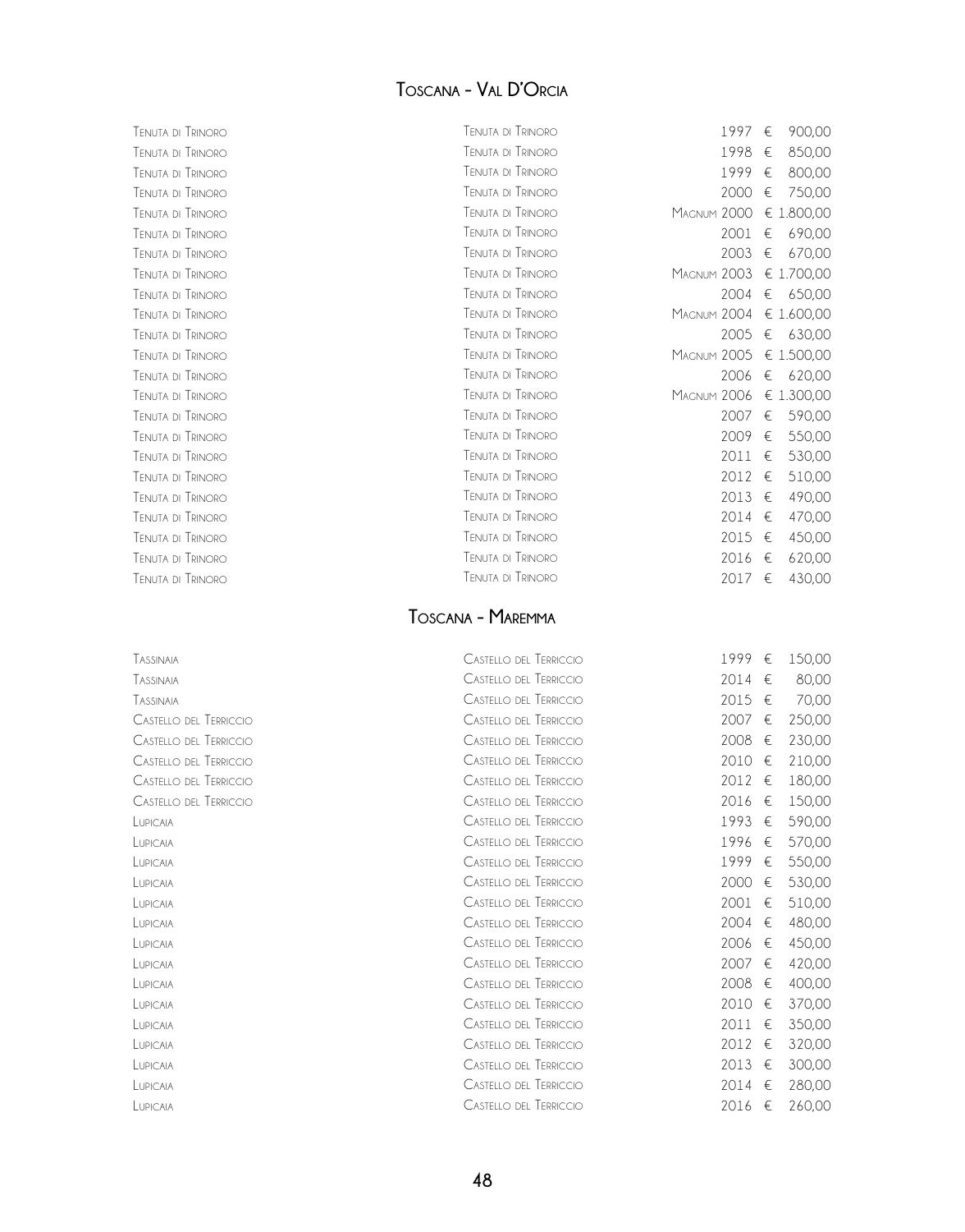## Toscana - Val D'Orcia

| | | | |
|---|---|---|---|
| Tenuta di Trinoro | Tenuta di Trinoro | 1997 | € 900,00 |
| Tenuta di Trinoro | Tenuta di Trinoro | 1998 | € 850,00 |
| Tenuta di Trinoro | Tenuta di Trinoro | 1999 | € 800,00 |
| Tenuta di Trinoro | Tenuta di Trinoro | 2000 | € 750,00 |
| Tenuta di Trinoro | Tenuta di Trinoro | Magnum 2000 | € 1.800,00 |
| Tenuta di Trinoro | Tenuta di Trinoro | 2001 | € 690,00 |
| Tenuta di Trinoro | Tenuta di Trinoro | 2003 | € 670,00 |
| Tenuta di Trinoro | Tenuta di Trinoro | Magnum 2003 | € 1.700,00 |
| Tenuta di Trinoro | Tenuta di Trinoro | 2004 | € 650,00 |
| Tenuta di Trinoro | Tenuta di Trinoro | Magnum 2004 | € 1.600,00 |
| Tenuta di Trinoro | Tenuta di Trinoro | 2005 | € 630,00 |
| Tenuta di Trinoro | Tenuta di Trinoro | Magnum 2005 | € 1.500,00 |
| Tenuta di Trinoro | Tenuta di Trinoro | 2006 | € 620,00 |
| Tenuta di Trinoro | Tenuta di Trinoro | Magnum 2006 | € 1.300,00 |
| Tenuta di Trinoro | Tenuta di Trinoro | 2007 | € 590,00 |
| Tenuta di Trinoro | Tenuta di Trinoro | 2009 | € 550,00 |
| Tenuta di Trinoro | Tenuta di Trinoro | 2011 | € 530,00 |
| Tenuta di Trinoro | Tenuta di Trinoro | 2012 | € 510,00 |
| Tenuta di Trinoro | Tenuta di Trinoro | 2013 | € 490,00 |
| Tenuta di Trinoro | Tenuta di Trinoro | 2014 | € 470,00 |
| Tenuta di Trinoro | Tenuta di Trinoro | 2015 | € 450,00 |
| Tenuta di Trinoro | Tenuta di Trinoro | 2016 | € 620,00 |
| Tenuta di Trinoro | Tenuta di Trinoro | 2017 | € 430,00 |

## Toscana - Maremma

| | | | |
|---|---|---|---|
| Tassinaia | Castello del Terriccio | 1999 | € 150,00 |
| Tassinaia | Castello del Terriccio | 2014 | € 80,00 |
| Tassinaia | Castello del Terriccio | 2015 | € 70,00 |
| Castello del Terriccio | Castello del Terriccio | 2007 | € 250,00 |
| Castello del Terriccio | Castello del Terriccio | 2008 | € 230,00 |
| Castello del Terriccio | Castello del Terriccio | 2010 | € 210,00 |
| Castello del Terriccio | Castello del Terriccio | 2012 | € 180,00 |
| Castello del Terriccio | Castello del Terriccio | 2016 | € 150,00 |
| Lupicaia | Castello del Terriccio | 1993 | € 590,00 |
| Lupicaia | Castello del Terriccio | 1996 | € 570,00 |
| Lupicaia | Castello del Terriccio | 1999 | € 550,00 |
| Lupicaia | Castello del Terriccio | 2000 | € 530,00 |
| Lupicaia | Castello del Terriccio | 2001 | € 510,00 |
| Lupicaia | Castello del Terriccio | 2004 | € 480,00 |
| Lupicaia | Castello del Terriccio | 2006 | € 450,00 |
| Lupicaia | Castello del Terriccio | 2007 | € 420,00 |
| Lupicaia | Castello del Terriccio | 2008 | € 400,00 |
| Lupicaia | Castello del Terriccio | 2010 | € 370,00 |
| Lupicaia | Castello del Terriccio | 2011 | € 350,00 |
| Lupicaia | Castello del Terriccio | 2012 | € 320,00 |
| Lupicaia | Castello del Terriccio | 2013 | € 300,00 |
| Lupicaia | Castello del Terriccio | 2014 | € 280,00 |
| Lupicaia | Castello del Terriccio | 2016 | € 260,00 |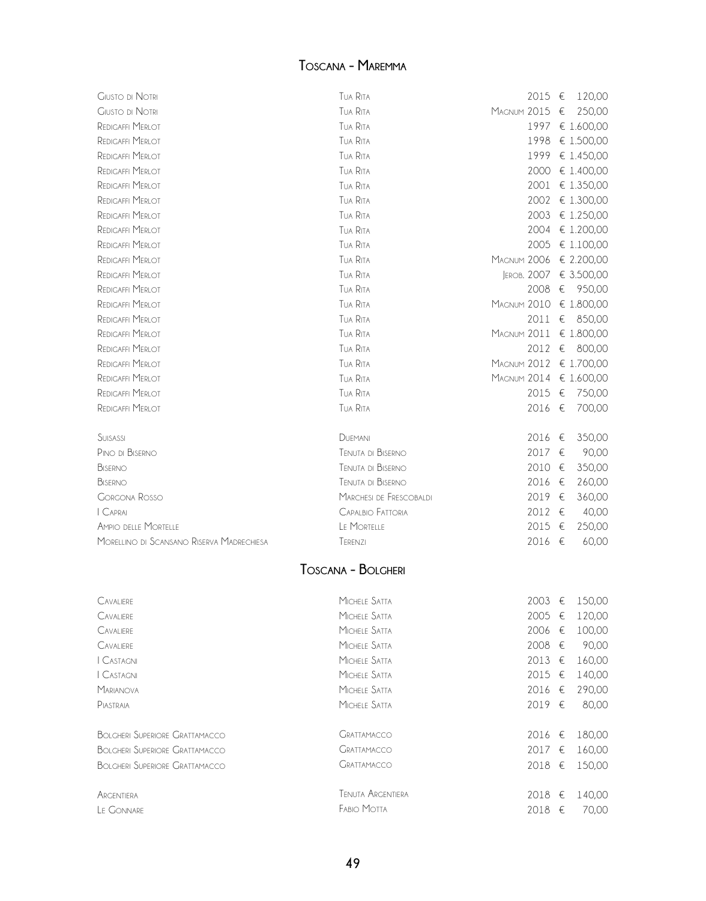## Toscana - Maremma

| | | | |
|---|---|---|---|
| Giusto di Notri | Tua Rita | 2015 | € 120,00 |
| Giusto di Notri | Tua Rita | Magnum 2015 | € 250,00 |
| Redigaffi Merlot | Tua Rita | 1997 | € 1.600,00 |
| Redigaffi Merlot | Tua Rita | 1998 | € 1.500,00 |
| Redigaffi Merlot | Tua Rita | 1999 | € 1.450,00 |
| Redigaffi Merlot | Tua Rita | 2000 | € 1.400,00 |
| Redigaffi Merlot | Tua Rita | 2001 | € 1.350,00 |
| Redigaffi Merlot | Tua Rita | 2002 | € 1.300,00 |
| Redigaffi Merlot | Tua Rita | 2003 | € 1.250,00 |
| Redigaffi Merlot | Tua Rita | 2004 | € 1.200,00 |
| Redigaffi Merlot | Tua Rita | 2005 | € 1.100,00 |
| Redigaffi Merlot | Tua Rita | Magnum 2006 | € 2.200,00 |
| Redigaffi Merlot | Tua Rita | Jerob. 2007 | € 3.500,00 |
| Redigaffi Merlot | Tua Rita | 2008 | € 950,00 |
| Redigaffi Merlot | Tua Rita | Magnum 2010 | € 1.800,00 |
| Redigaffi Merlot | Tua Rita | 2011 | € 850,00 |
| Redigaffi Merlot | Tua Rita | Magnum 2011 | € 1.800,00 |
| Redigaffi Merlot | Tua Rita | 2012 | € 800,00 |
| Redigaffi Merlot | Tua Rita | Magnum 2012 | € 1.700,00 |
| Redigaffi Merlot | Tua Rita | Magnum 2014 | € 1.600,00 |
| Redigaffi Merlot | Tua Rita | 2015 | € 750,00 |
| Redigaffi Merlot | Tua Rita | 2016 | € 700,00 |
| Suisassi | Duemani | 2016 | € 350,00 |
| Pino di Biserno | Tenuta di Biserno | 2017 | € 90,00 |
| Biserno | Tenuta di Biserno | 2010 | € 350,00 |
| Biserno | Tenuta di Biserno | 2016 | € 260,00 |
| Gorgona Rosso | Marchesi de Frescobaldi | 2019 | € 360,00 |
| I Caprai | Capalbio Fattoria | 2012 | € 40,00 |
| Ampio delle Mortelle | Le Mortelle | 2015 | € 250,00 |
| Morellino di Scansano Riserva Madrechiesa | Terenzi | 2016 | € 60,00 |

## Toscana - Bolgheri

| | | | |
|---|---|---|---|
| Cavaliere | Michele Satta | 2003 | € 150,00 |
| Cavaliere | Michele Satta | 2005 | € 120,00 |
| Cavaliere | Michele Satta | 2006 | € 100,00 |
| Cavaliere | Michele Satta | 2008 | € 90,00 |
| I Castagni | Michele Satta | 2013 | € 160,00 |
| I Castagni | Michele Satta | 2015 | € 140,00 |
| Marianova | Michele Satta | 2016 | € 290,00 |
| Piastraia | Michele Satta | 2019 | € 80,00 |
| Bolgheri Superiore Grattamacco | Grattamacco | 2016 | € 180,00 |
| Bolgheri Superiore Grattamacco | Grattamacco | 2017 | € 160,00 |
| Bolgheri Superiore Grattamacco | Grattamacco | 2018 | € 150,00 |
| Argentiera | Tenuta Argentiera | 2018 | € 140,00 |
| Le Gonnare | Fabio Motta | 2018 | € 70,00 |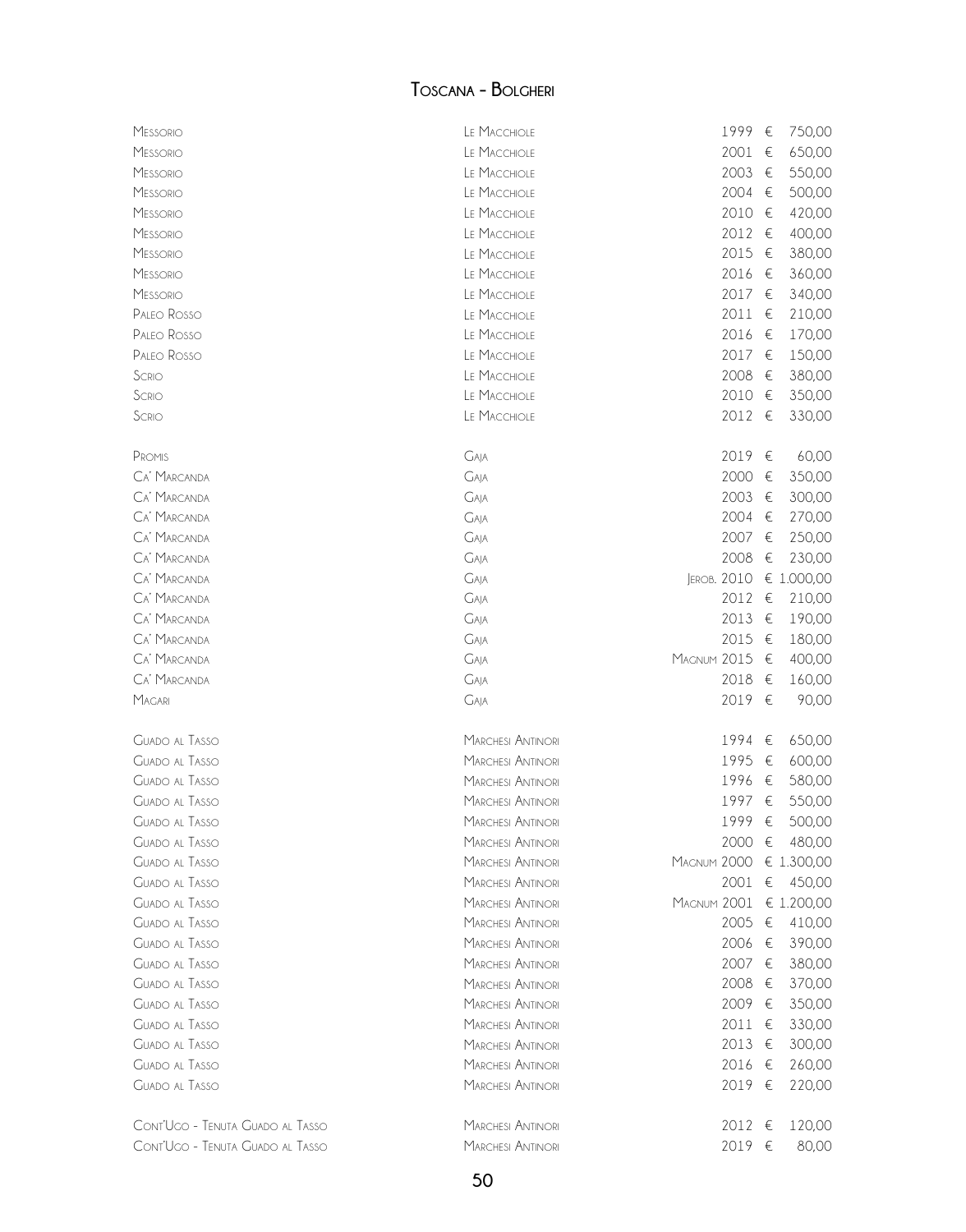# Toscana - Bolgheri

| Vino | Produttore | Annata | Prezzo |
|---|---|---|---|
| Messorio | Le Macchiole | 1999 | € 750,00 |
| Messorio | Le Macchiole | 2001 | € 650,00 |
| Messorio | Le Macchiole | 2003 | € 550,00 |
| Messorio | Le Macchiole | 2004 | € 500,00 |
| Messorio | Le Macchiole | 2010 | € 420,00 |
| Messorio | Le Macchiole | 2012 | € 400,00 |
| Messorio | Le Macchiole | 2015 | € 380,00 |
| Messorio | Le Macchiole | 2016 | € 360,00 |
| Messorio | Le Macchiole | 2017 | € 340,00 |
| Paleo Rosso | Le Macchiole | 2011 | € 210,00 |
| Paleo Rosso | Le Macchiole | 2016 | € 170,00 |
| Paleo Rosso | Le Macchiole | 2017 | € 150,00 |
| Scrio | Le Macchiole | 2008 | € 380,00 |
| Scrio | Le Macchiole | 2010 | € 350,00 |
| Scrio | Le Macchiole | 2012 | € 330,00 |
| | | | |
| Promis | Gaja | 2019 | € 60,00 |
| Ca' Marcanda | Gaja | 2000 | € 350,00 |
| Ca' Marcanda | Gaja | 2003 | € 300,00 |
| Ca' Marcanda | Gaja | 2004 | € 270,00 |
| Ca' Marcanda | Gaja | 2007 | € 250,00 |
| Ca' Marcanda | Gaja | 2008 | € 230,00 |
| Ca' Marcanda | Gaja | Jerob. 2010 | € 1.000,00 |
| Ca' Marcanda | Gaja | 2012 | € 210,00 |
| Ca' Marcanda | Gaja | 2013 | € 190,00 |
| Ca' Marcanda | Gaja | 2015 | € 180,00 |
| Ca' Marcanda | Gaja | Magnum 2015 | € 400,00 |
| Ca' Marcanda | Gaja | 2018 | € 160,00 |
| Magari | Gaja | 2019 | € 90,00 |
| | | | |
| Guado al Tasso | Marchesi Antinori | 1994 | € 650,00 |
| Guado al Tasso | Marchesi Antinori | 1995 | € 600,00 |
| Guado al Tasso | Marchesi Antinori | 1996 | € 580,00 |
| Guado al Tasso | Marchesi Antinori | 1997 | € 550,00 |
| Guado al Tasso | Marchesi Antinori | 1999 | € 500,00 |
| Guado al Tasso | Marchesi Antinori | 2000 | € 480,00 |
| Guado al Tasso | Marchesi Antinori | Magnum 2000 | € 1.300,00 |
| Guado al Tasso | Marchesi Antinori | 2001 | € 450,00 |
| Guado al Tasso | Marchesi Antinori | Magnum 2001 | € 1.200,00 |
| Guado al Tasso | Marchesi Antinori | 2005 | € 410,00 |
| Guado al Tasso | Marchesi Antinori | 2006 | € 390,00 |
| Guado al Tasso | Marchesi Antinori | 2007 | € 380,00 |
| Guado al Tasso | Marchesi Antinori | 2008 | € 370,00 |
| Guado al Tasso | Marchesi Antinori | 2009 | € 350,00 |
| Guado al Tasso | Marchesi Antinori | 2011 | € 330,00 |
| Guado al Tasso | Marchesi Antinori | 2013 | € 300,00 |
| Guado al Tasso | Marchesi Antinori | 2016 | € 260,00 |
| Guado al Tasso | Marchesi Antinori | 2019 | € 220,00 |
| | | | |
| Cont'Ugo - Tenuta Guado al Tasso | Marchesi Antinori | 2012 | € 120,00 |
| Cont'Ugo - Tenuta Guado al Tasso | Marchesi Antinori | 2019 | € 80,00 |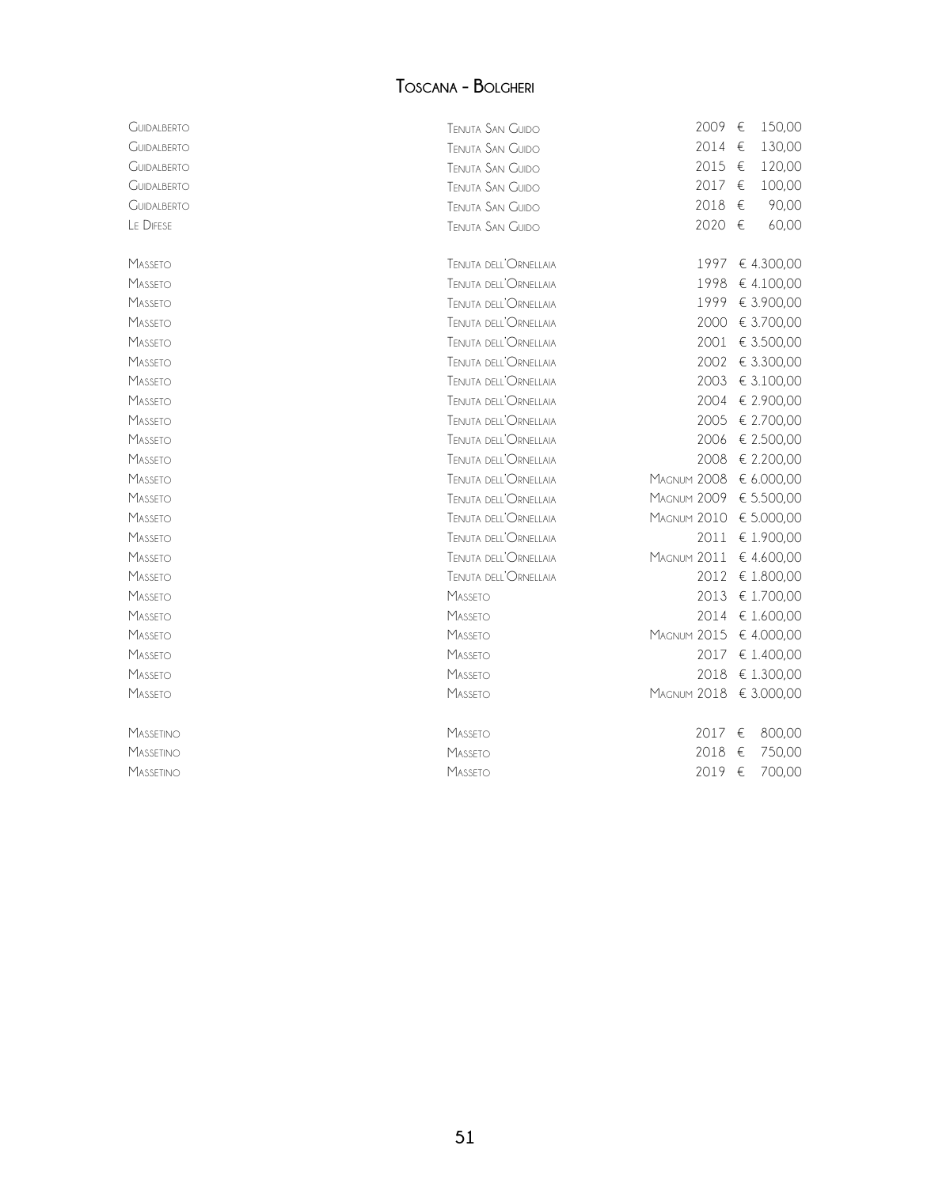## Toscana - Bolgheri

| | | | |
|---|---|---|---|
| Guidalberto | Tenuta San Guido | 2009 | € 150,00 |
| Guidalberto | Tenuta San Guido | 2014 | € 130,00 |
| Guidalberto | Tenuta San Guido | 2015 | € 120,00 |
| Guidalberto | Tenuta San Guido | 2017 | € 100,00 |
| Guidalberto | Tenuta San Guido | 2018 | € 90,00 |
| Le Difese | Tenuta San Guido | 2020 | € 60,00 |
| | | | |
| Masseto | Tenuta dell'Ornellaia | 1997 | € 4.300,00 |
| Masseto | Tenuta dell'Ornellaia | 1998 | € 4.100,00 |
| Masseto | Tenuta dell'Ornellaia | 1999 | € 3.900,00 |
| Masseto | Tenuta dell'Ornellaia | 2000 | € 3.700,00 |
| Masseto | Tenuta dell'Ornellaia | 2001 | € 3.500,00 |
| Masseto | Tenuta dell'Ornellaia | 2002 | € 3.300,00 |
| Masseto | Tenuta dell'Ornellaia | 2003 | € 3.100,00 |
| Masseto | Tenuta dell'Ornellaia | 2004 | € 2.900,00 |
| Masseto | Tenuta dell'Ornellaia | 2005 | € 2.700,00 |
| Masseto | Tenuta dell'Ornellaia | 2006 | € 2.500,00 |
| Masseto | Tenuta dell'Ornellaia | 2008 | € 2.200,00 |
| Masseto | Tenuta dell'Ornellaia | Magnum 2008 | € 6.000,00 |
| Masseto | Tenuta dell'Ornellaia | Magnum 2009 | € 5.500,00 |
| Masseto | Tenuta dell'Ornellaia | Magnum 2010 | € 5.000,00 |
| Masseto | Tenuta dell'Ornellaia | 2011 | € 1.900,00 |
| Masseto | Tenuta dell'Ornellaia | Magnum 2011 | € 4.600,00 |
| Masseto | Tenuta dell'Ornellaia | 2012 | € 1.800,00 |
| Masseto | Masseto | 2013 | € 1.700,00 |
| Masseto | Masseto | 2014 | € 1.600,00 |
| Masseto | Masseto | Magnum 2015 | € 4.000,00 |
| Masseto | Masseto | 2017 | € 1.400,00 |
| Masseto | Masseto | 2018 | € 1.300,00 |
| Masseto | Masseto | Magnum 2018 | € 3.000,00 |
| | | | |
| Massetino | Masseto | 2017 | € 800,00 |
| Massetino | Masseto | 2018 | € 750,00 |
| Massetino | Masseto | 2019 | € 700,00 |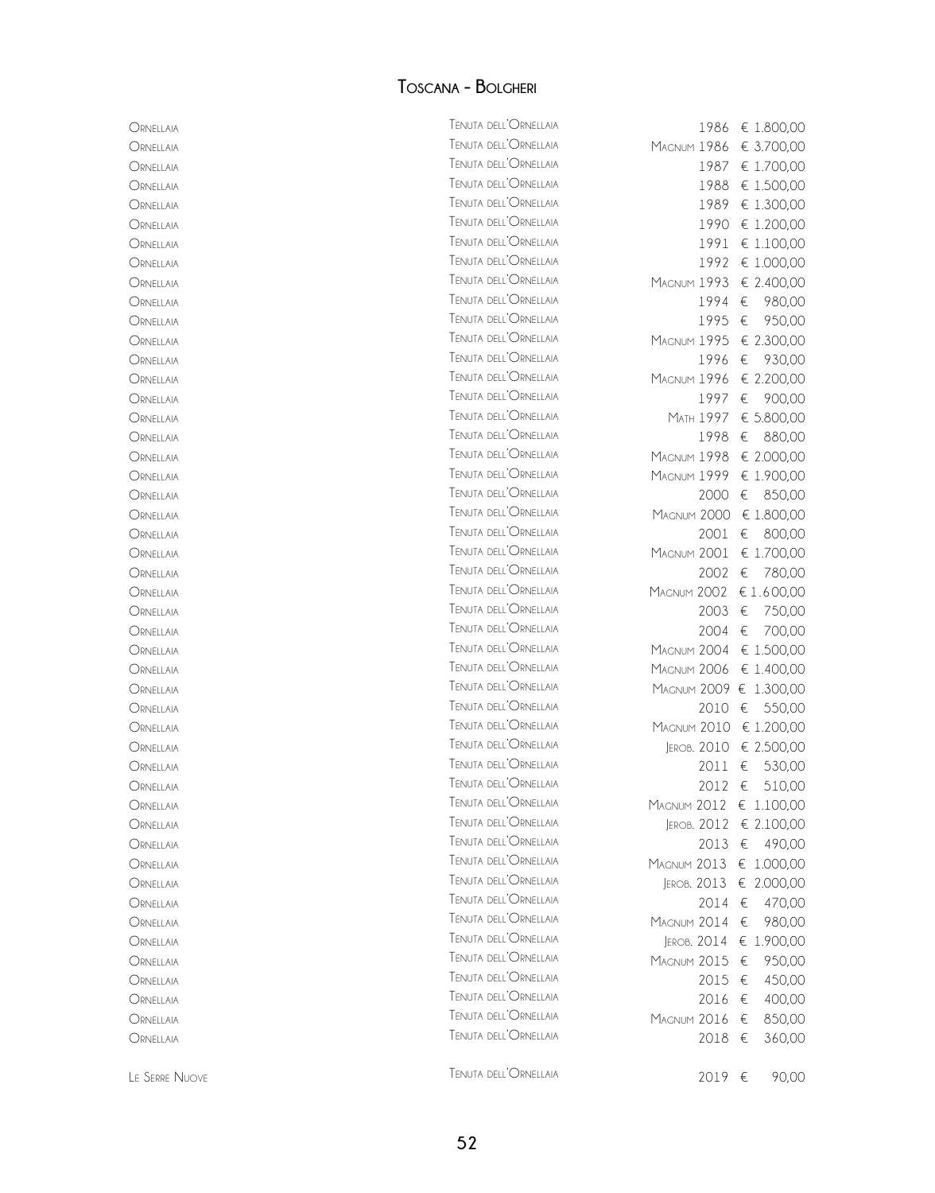# Toscana - Bolgheri

| | | | |
|---|---|---|---|
| Ornellaia | Tenuta dell'Ornellaia | 1986 | € 1.800,00 |
| Ornellaia | Tenuta dell'Ornellaia | Magnum 1986 | € 3.700,00 |
| Ornellaia | Tenuta dell'Ornellaia | 1987 | € 1.700,00 |
| Ornellaia | Tenuta dell'Ornellaia | 1988 | € 1.500,00 |
| Ornellaia | Tenuta dell'Ornellaia | 1989 | € 1.300,00 |
| Ornellaia | Tenuta dell'Ornellaia | 1990 | € 1.200,00 |
| Ornellaia | Tenuta dell'Ornellaia | 1991 | € 1.100,00 |
| Ornellaia | Tenuta dell'Ornellaia | 1992 | € 1.000,00 |
| Ornellaia | Tenuta dell'Ornellaia | Magnum 1993 | € 2.400,00 |
| Ornellaia | Tenuta dell'Ornellaia | 1994 | € 980,00 |
| Ornellaia | Tenuta dell'Ornellaia | 1995 | € 950,00 |
| Ornellaia | Tenuta dell'Ornellaia | Magnum 1995 | € 2.300,00 |
| Ornellaia | Tenuta dell'Ornellaia | 1996 | € 930,00 |
| Ornellaia | Tenuta dell'Ornellaia | Magnum 1996 | € 2.200,00 |
| Ornellaia | Tenuta dell'Ornellaia | 1997 | € 900,00 |
| Ornellaia | Tenuta dell'Ornellaia | Math 1997 | € 5.800,00 |
| Ornellaia | Tenuta dell'Ornellaia | 1998 | € 880,00 |
| Ornellaia | Tenuta dell'Ornellaia | Magnum 1998 | € 2.000,00 |
| Ornellaia | Tenuta dell'Ornellaia | Magnum 1999 | € 1.900,00 |
| Ornellaia | Tenuta dell'Ornellaia | 2000 | € 850,00 |
| Ornellaia | Tenuta dell'Ornellaia | Magnum 2000 | € 1.800,00 |
| Ornellaia | Tenuta dell'Ornellaia | 2001 | € 800,00 |
| Ornellaia | Tenuta dell'Ornellaia | Magnum 2001 | € 1.700,00 |
| Ornellaia | Tenuta dell'Ornellaia | 2002 | € 780,00 |
| Ornellaia | Tenuta dell'Ornellaia | Magnum 2002 | € 1.600,00 |
| Ornellaia | Tenuta dell'Ornellaia | 2003 | € 750,00 |
| Ornellaia | Tenuta dell'Ornellaia | 2004 | € 700,00 |
| Ornellaia | Tenuta dell'Ornellaia | Magnum 2004 | € 1.500,00 |
| Ornellaia | Tenuta dell'Ornellaia | Magnum 2006 | € 1.400,00 |
| Ornellaia | Tenuta dell'Ornellaia | Magnum 2009 | € 1.300,00 |
| Ornellaia | Tenuta dell'Ornellaia | 2010 | € 550,00 |
| Ornellaia | Tenuta dell'Ornellaia | Magnum 2010 | € 1.200,00 |
| Ornellaia | Tenuta dell'Ornellaia | Jerob. 2010 | € 2.500,00 |
| Ornellaia | Tenuta dell'Ornellaia | 2011 | € 530,00 |
| Ornellaia | Tenuta dell'Ornellaia | 2012 | € 510,00 |
| Ornellaia | Tenuta dell'Ornellaia | Magnum 2012 | € 1.100,00 |
| Ornellaia | Tenuta dell'Ornellaia | Jerob. 2012 | € 2.100,00 |
| Ornellaia | Tenuta dell'Ornellaia | 2013 | € 490,00 |
| Ornellaia | Tenuta dell'Ornellaia | Magnum 2013 | € 1.000,00 |
| Ornellaia | Tenuta dell'Ornellaia | Jerob. 2013 | € 2.000,00 |
| Ornellaia | Tenuta dell'Ornellaia | 2014 | € 470,00 |
| Ornellaia | Tenuta dell'Ornellaia | Magnum 2014 | € 980,00 |
| Ornellaia | Tenuta dell'Ornellaia | Jerob. 2014 | € 1.900,00 |
| Ornellaia | Tenuta dell'Ornellaia | Magnum 2015 | € 950,00 |
| Ornellaia | Tenuta dell'Ornellaia | 2015 | € 450,00 |
| Ornellaia | Tenuta dell'Ornellaia | 2016 | € 400,00 |
| Ornellaia | Tenuta dell'Ornellaia | Magnum 2016 | € 850,00 |
| Ornellaia | Tenuta dell'Ornellaia | 2018 | € 360,00 |
| | | | |
| Le Serre Nuove | Tenuta dell'Ornellaia | 2019 | € 90,00 |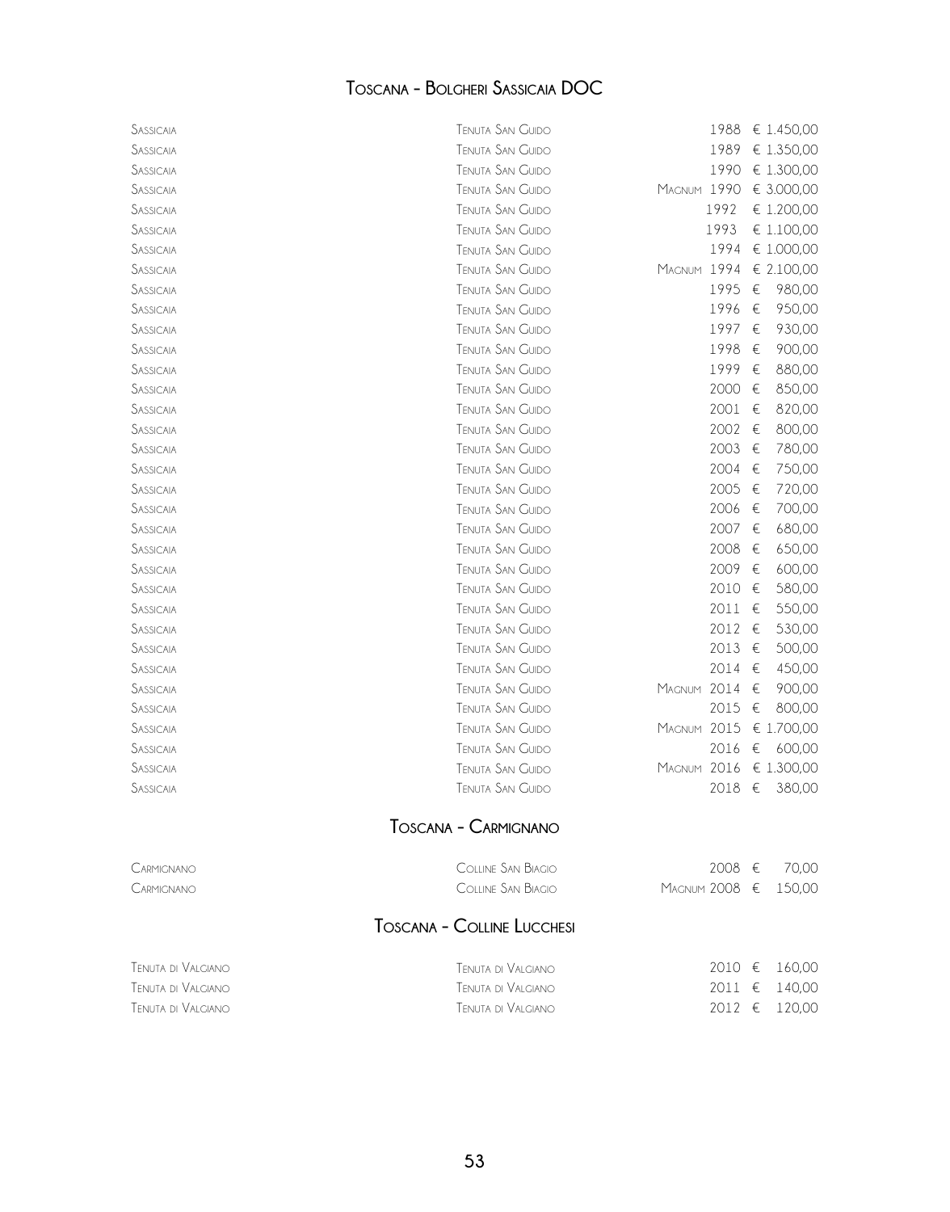## Toscana - Bolgheri Sassicaia DOC

| | | | | |
|---|---|---|---|---|
| Sassicaia | Tenuta San Guido | | 1988 | € 1.450,00 |
| Sassicaia | Tenuta San Guido | | 1989 | € 1.350,00 |
| Sassicaia | Tenuta San Guido | | 1990 | € 1.300,00 |
| Sassicaia | Tenuta San Guido | Magnum | 1990 | € 3.000,00 |
| Sassicaia | Tenuta San Guido | | 1992 | € 1.200,00 |
| Sassicaia | Tenuta San Guido | | 1993 | € 1.100,00 |
| Sassicaia | Tenuta San Guido | | 1994 | € 1.000,00 |
| Sassicaia | Tenuta San Guido | Magnum | 1994 | € 2.100,00 |
| Sassicaia | Tenuta San Guido | | 1995 | € 980,00 |
| Sassicaia | Tenuta San Guido | | 1996 | € 950,00 |
| Sassicaia | Tenuta San Guido | | 1997 | € 930,00 |
| Sassicaia | Tenuta San Guido | | 1998 | € 900,00 |
| Sassicaia | Tenuta San Guido | | 1999 | € 880,00 |
| Sassicaia | Tenuta San Guido | | 2000 | € 850,00 |
| Sassicaia | Tenuta San Guido | | 2001 | € 820,00 |
| Sassicaia | Tenuta San Guido | | 2002 | € 800,00 |
| Sassicaia | Tenuta San Guido | | 2003 | € 780,00 |
| Sassicaia | Tenuta San Guido | | 2004 | € 750,00 |
| Sassicaia | Tenuta San Guido | | 2005 | € 720,00 |
| Sassicaia | Tenuta San Guido | | 2006 | € 700,00 |
| Sassicaia | Tenuta San Guido | | 2007 | € 680,00 |
| Sassicaia | Tenuta San Guido | | 2008 | € 650,00 |
| Sassicaia | Tenuta San Guido | | 2009 | € 600,00 |
| Sassicaia | Tenuta San Guido | | 2010 | € 580,00 |
| Sassicaia | Tenuta San Guido | | 2011 | € 550,00 |
| Sassicaia | Tenuta San Guido | | 2012 | € 530,00 |
| Sassicaia | Tenuta San Guido | | 2013 | € 500,00 |
| Sassicaia | Tenuta San Guido | | 2014 | € 450,00 |
| Sassicaia | Tenuta San Guido | Magnum | 2014 | € 900,00 |
| Sassicaia | Tenuta San Guido | | 2015 | € 800,00 |
| Sassicaia | Tenuta San Guido | Magnum | 2015 | € 1.700,00 |
| Sassicaia | Tenuta San Guido | | 2016 | € 600,00 |
| Sassicaia | Tenuta San Guido | Magnum | 2016 | € 1.300,00 |
| Sassicaia | Tenuta San Guido | | 2018 | € 380,00 |

## Toscana - Carmignano

| | | | | |
|---|---|---|---|---|
| Carmignano | Colline San Biagio | | 2008 | € 70,00 |
| Carmignano | Colline San Biagio | Magnum | 2008 | € 150,00 |

## Toscana - Colline Lucchesi

| | | | |
|---|---|---|---|
| Tenuta di Valgiano | Tenuta di Valgiano | 2010 | € 160,00 |
| Tenuta di Valgiano | Tenuta di Valgiano | 2011 | € 140,00 |
| Tenuta di Valgiano | Tenuta di Valgiano | 2012 | € 120,00 |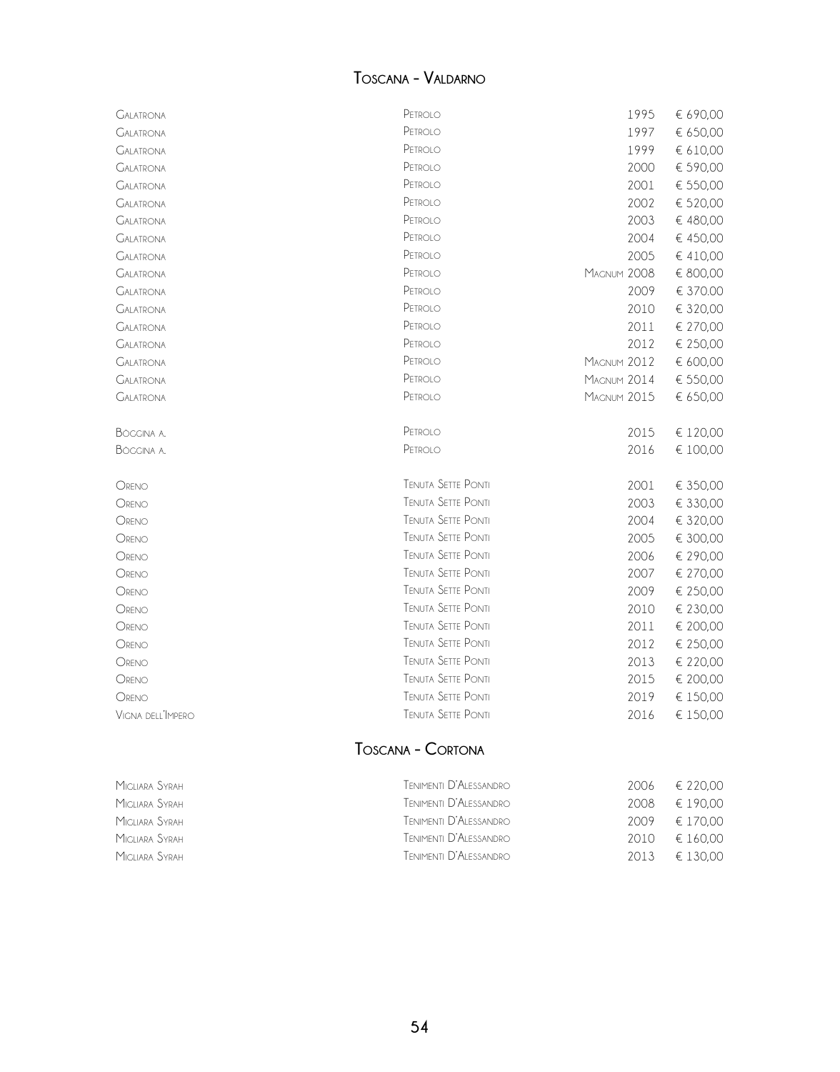## Toscana - Valdarno

| | | | |
|---|---|---|---|
| Galatrona | Petrolo | 1995 | € 690,00 |
| Galatrona | Petrolo | 1997 | € 650,00 |
| Galatrona | Petrolo | 1999 | € 610,00 |
| Galatrona | Petrolo | 2000 | € 590,00 |
| Galatrona | Petrolo | 2001 | € 550,00 |
| Galatrona | Petrolo | 2002 | € 520,00 |
| Galatrona | Petrolo | 2003 | € 480,00 |
| Galatrona | Petrolo | 2004 | € 450,00 |
| Galatrona | Petrolo | 2005 | € 410,00 |
| Galatrona | Petrolo | Magnum 2008 | € 800,00 |
| Galatrona | Petrolo | 2009 | € 370.00 |
| Galatrona | Petrolo | 2010 | € 320,00 |
| Galatrona | Petrolo | 2011 | € 270,00 |
| Galatrona | Petrolo | 2012 | € 250,00 |
| Galatrona | Petrolo | Magnum 2012 | € 600,00 |
| Galatrona | Petrolo | Magnum 2014 | € 550,00 |
| Galatrona | Petrolo | Magnum 2015 | € 650,00 |
| | | | |
| Boggina A. | Petrolo | 2015 | € 120,00 |
| Boggina A. | Petrolo | 2016 | € 100,00 |
| | | | |
| Oreno | Tenuta Sette Ponti | 2001 | € 350,00 |
| Oreno | Tenuta Sette Ponti | 2003 | € 330,00 |
| Oreno | Tenuta Sette Ponti | 2004 | € 320,00 |
| Oreno | Tenuta Sette Ponti | 2005 | € 300,00 |
| Oreno | Tenuta Sette Ponti | 2006 | € 290,00 |
| Oreno | Tenuta Sette Ponti | 2007 | € 270,00 |
| Oreno | Tenuta Sette Ponti | 2009 | € 250,00 |
| Oreno | Tenuta Sette Ponti | 2010 | € 230,00 |
| Oreno | Tenuta Sette Ponti | 2011 | € 200,00 |
| Oreno | Tenuta Sette Ponti | 2012 | € 250,00 |
| Oreno | Tenuta Sette Ponti | 2013 | € 220,00 |
| Oreno | Tenuta Sette Ponti | 2015 | € 200,00 |
| Oreno | Tenuta Sette Ponti | 2019 | € 150,00 |
| Vigna dell'Impero | Tenuta Sette Ponti | 2016 | € 150,00 |

## Toscana - Cortona

| | | | |
|---|---|---|---|
| Migliara Syrah | Tenimenti D'Alessandro | 2006 | € 220,00 |
| Migliara Syrah | Tenimenti D'Alessandro | 2008 | € 190,00 |
| Migliara Syrah | Tenimenti D'Alessandro | 2009 | € 170,00 |
| Migliara Syrah | Tenimenti D'Alessandro | 2010 | € 160,00 |
| Migliara Syrah | Tenimenti D'Alessandro | 2013 | € 130,00 |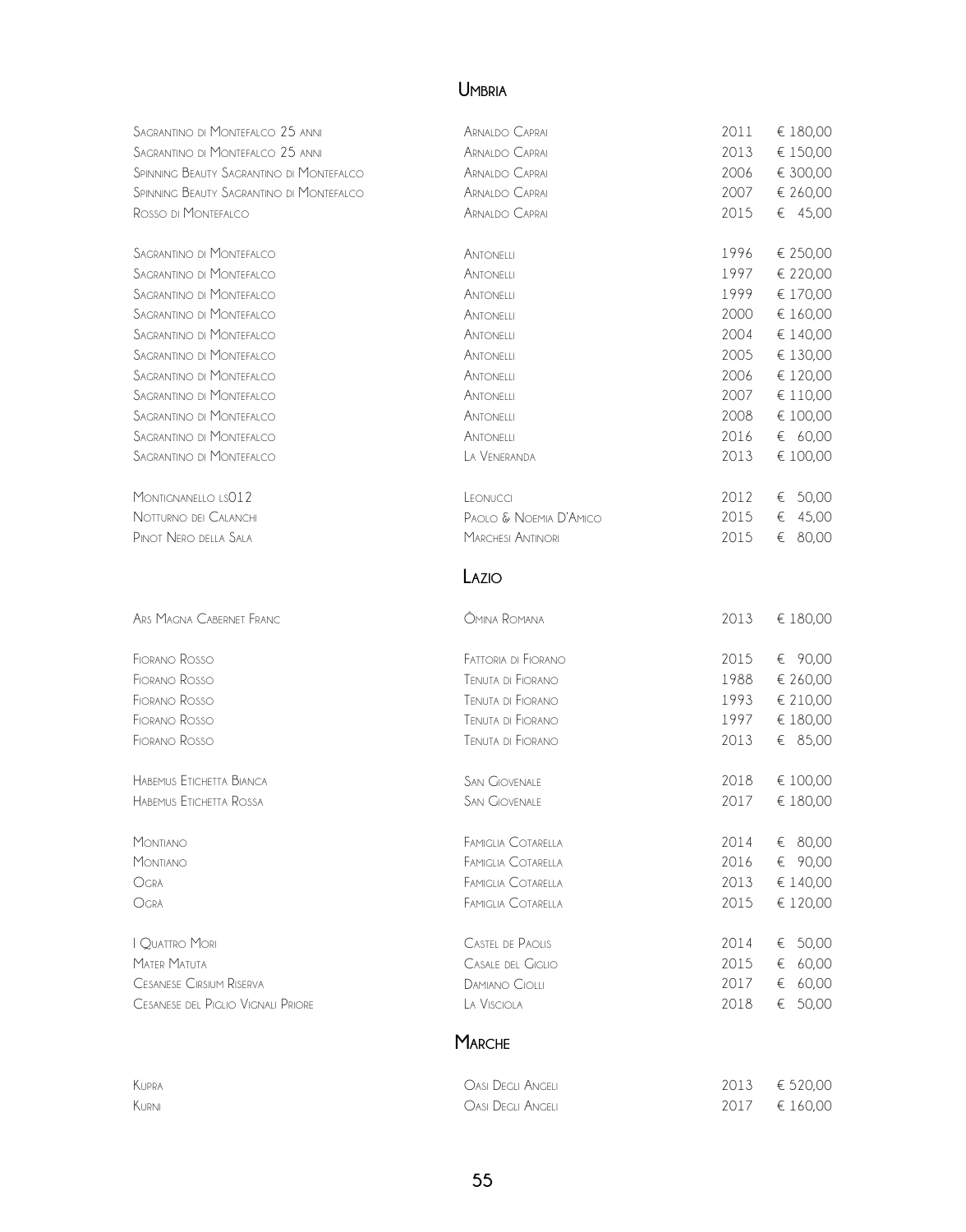## Umbria

| | | | |
|---|---|---|---|
| Sagrantino di Montefalco 25 anni | Arnaldo Caprai | 2011 | € 180,00 |
| Sagrantino di Montefalco 25 anni | Arnaldo Caprai | 2013 | € 150,00 |
| Spinning Beauty Sagrantino di Montefalco | Arnaldo Caprai | 2006 | € 300,00 |
| Spinning Beauty Sagrantino di Montefalco | Arnaldo Caprai | 2007 | € 260,00 |
| Rosso di Montefalco | Arnaldo Caprai | 2015 | € 45,00 |
| Sagrantino di Montefalco | Antonelli | 1996 | € 250,00 |
| Sagrantino di Montefalco | Antonelli | 1997 | € 220,00 |
| Sagrantino di Montefalco | Antonelli | 1999 | € 170,00 |
| Sagrantino di Montefalco | Antonelli | 2000 | € 160,00 |
| Sagrantino di Montefalco | Antonelli | 2004 | € 140,00 |
| Sagrantino di Montefalco | Antonelli | 2005 | € 130,00 |
| Sagrantino di Montefalco | Antonelli | 2006 | € 120,00 |
| Sagrantino di Montefalco | Antonelli | 2007 | € 110,00 |
| Sagrantino di Montefalco | Antonelli | 2008 | € 100,00 |
| Sagrantino di Montefalco | Antonelli | 2016 | € 60,00 |
| Sagrantino di Montefalco | La Veneranda | 2013 | € 100,00 |
| Montignanello ls012 | Leonucci | 2012 | € 50,00 |
| Notturno dei Calanchi | Paolo & Noemia D'Amico | 2015 | € 45,00 |
| Pinot Nero della Sala | Marchesi Antinori | 2015 | € 80,00 |

## Lazio

| | | | |
|---|---|---|---|
| Ars Magna Cabernet Franc | Ômina Romana | 2013 | € 180,00 |
| Fiorano Rosso | Fattoria di Fiorano | 2015 | € 90,00 |
| Fiorano Rosso | Tenuta di Fiorano | 1988 | € 260,00 |
| Fiorano Rosso | Tenuta di Fiorano | 1993 | € 210,00 |
| Fiorano Rosso | Tenuta di Fiorano | 1997 | € 180,00 |
| Fiorano Rosso | Tenuta di Fiorano | 2013 | € 85,00 |
| Habemus Etichetta Bianca | San Giovenale | 2018 | € 100,00 |
| Habemus Etichetta Rossa | San Giovenale | 2017 | € 180,00 |
| Montiano | Famiglia Cotarella | 2014 | € 80,00 |
| Montiano | Famiglia Cotarella | 2016 | € 90,00 |
| Ogrà | Famiglia Cotarella | 2013 | € 140,00 |
| Ogrà | Famiglia Cotarella | 2015 | € 120,00 |
| I Quattro Mori | Castel de Paolis | 2014 | € 50,00 |
| Mater Matuta | Casale del Giglio | 2015 | € 60,00 |
| Cesanese Cirsium Riserva | Damiano Ciolli | 2017 | € 60,00 |
| Cesanese del Piglio Vignali Priore | La Visciola | 2018 | € 50,00 |

## Marche

| | | | |
|---|---|---|---|
| Kupra | Oasi Degli Angeli | 2013 | € 520,00 |
| Kurni | Oasi Degli Angeli | 2017 | € 160,00 |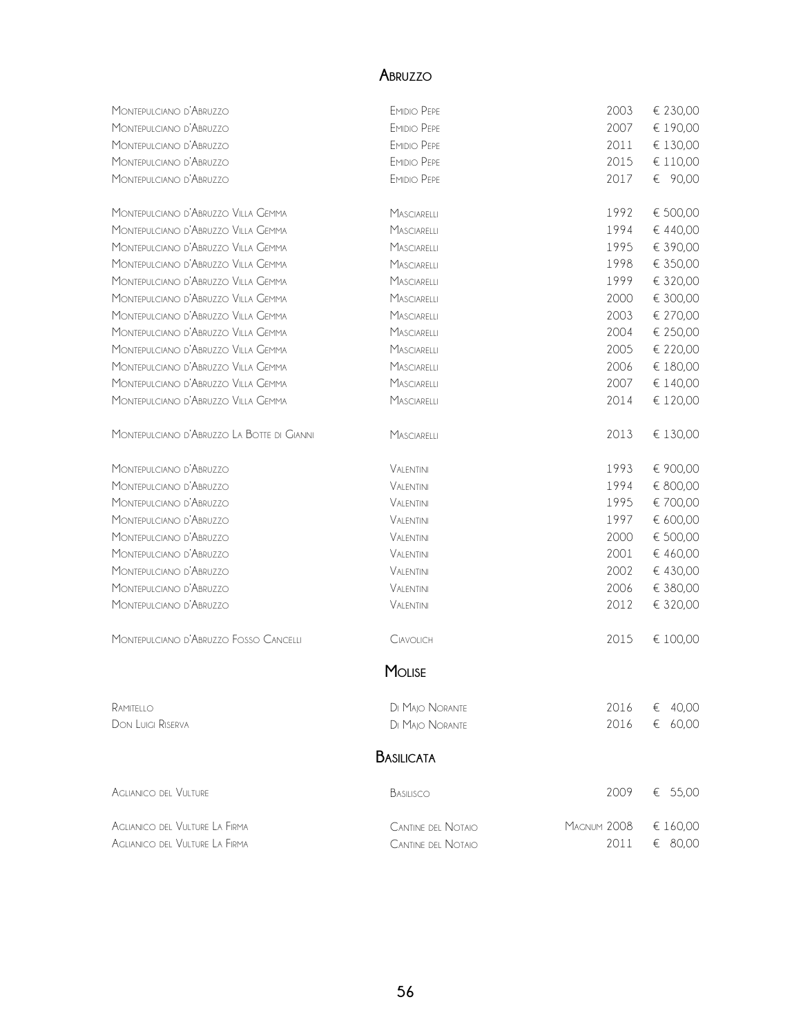## Abruzzo

| | | | |
|---|---|---|---|
| Montepulciano d'Abruzzo | Emidio Pepe | 2003 | € 230,00 |
| Montepulciano d'Abruzzo | Emidio Pepe | 2007 | € 190,00 |
| Montepulciano d'Abruzzo | Emidio Pepe | 2011 | € 130,00 |
| Montepulciano d'Abruzzo | Emidio Pepe | 2015 | € 110,00 |
| Montepulciano d'Abruzzo | Emidio Pepe | 2017 | € 90,00 |
| Montepulciano d'Abruzzo Villa Gemma | Masciarelli | 1992 | € 500,00 |
| Montepulciano d'Abruzzo Villa Gemma | Masciarelli | 1994 | € 440,00 |
| Montepulciano d'Abruzzo Villa Gemma | Masciarelli | 1995 | € 390,00 |
| Montepulciano d'Abruzzo Villa Gemma | Masciarelli | 1998 | € 350,00 |
| Montepulciano d'Abruzzo Villa Gemma | Masciarelli | 1999 | € 320,00 |
| Montepulciano d'Abruzzo Villa Gemma | Masciarelli | 2000 | € 300,00 |
| Montepulciano d'Abruzzo Villa Gemma | Masciarelli | 2003 | € 270,00 |
| Montepulciano d'Abruzzo Villa Gemma | Masciarelli | 2004 | € 250,00 |
| Montepulciano d'Abruzzo Villa Gemma | Masciarelli | 2005 | € 220,00 |
| Montepulciano d'Abruzzo Villa Gemma | Masciarelli | 2006 | € 180,00 |
| Montepulciano d'Abruzzo Villa Gemma | Masciarelli | 2007 | € 140,00 |
| Montepulciano d'Abruzzo Villa Gemma | Masciarelli | 2014 | € 120,00 |
| Montepulciano d'Abruzzo La Botte di Gianni | Masciarelli | 2013 | € 130,00 |
| Montepulciano d'Abruzzo | Valentini | 1993 | € 900,00 |
| Montepulciano d'Abruzzo | Valentini | 1994 | € 800,00 |
| Montepulciano d'Abruzzo | Valentini | 1995 | € 700,00 |
| Montepulciano d'Abruzzo | Valentini | 1997 | € 600,00 |
| Montepulciano d'Abruzzo | Valentini | 2000 | € 500,00 |
| Montepulciano d'Abruzzo | Valentini | 2001 | € 460,00 |
| Montepulciano d'Abruzzo | Valentini | 2002 | € 430,00 |
| Montepulciano d'Abruzzo | Valentini | 2006 | € 380,00 |
| Montepulciano d'Abruzzo | Valentini | 2012 | € 320,00 |
| Montepulciano d'Abruzzo Fosso Cancelli | Ciavolich | 2015 | € 100,00 |

## Molise

| | | | |
|---|---|---|---|
| Ramitello | Di Majo Norante | 2016 | € 40,00 |
| Don Luigi Riserva | Di Majo Norante | 2016 | € 60,00 |

## Basilicata

| | | | |
|---|---|---|---|
| Aglianico del Vulture | Basilisco | 2009 | € 55,00 |
| Aglianico del Vulture La Firma | Cantine del Notaio | Magnum 2008 | € 160,00 |
| Aglianico del Vulture La Firma | Cantine del Notaio | 2011 | € 80,00 |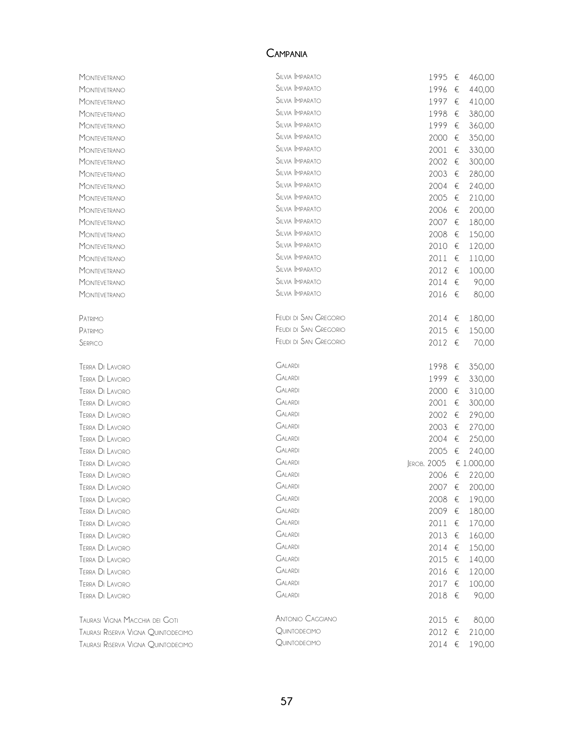# Campania

| | | | |
|---|---|---|---|
| Montevetrano | Silvia Imparato | 1995 | € 460,00 |
| Montevetrano | Silvia Imparato | 1996 | € 440,00 |
| Montevetrano | Silvia Imparato | 1997 | € 410,00 |
| Montevetrano | Silvia Imparato | 1998 | € 380,00 |
| Montevetrano | Silvia Imparato | 1999 | € 360,00 |
| Montevetrano | Silvia Imparato | 2000 | € 350,00 |
| Montevetrano | Silvia Imparato | 2001 | € 330,00 |
| Montevetrano | Silvia Imparato | 2002 | € 300,00 |
| Montevetrano | Silvia Imparato | 2003 | € 280,00 |
| Montevetrano | Silvia Imparato | 2004 | € 240,00 |
| Montevetrano | Silvia Imparato | 2005 | € 210,00 |
| Montevetrano | Silvia Imparato | 2006 | € 200,00 |
| Montevetrano | Silvia Imparato | 2007 | € 180,00 |
| Montevetrano | Silvia Imparato | 2008 | € 150,00 |
| Montevetrano | Silvia Imparato | 2010 | € 120,00 |
| Montevetrano | Silvia Imparato | 2011 | € 110,00 |
| Montevetrano | Silvia Imparato | 2012 | € 100,00 |
| Montevetrano | Silvia Imparato | 2014 | € 90,00 |
| Montevetrano | Silvia Imparato | 2016 | € 80,00 |
| | | | |
| Pàtrimo | Feudi di San Gregorio | 2014 | € 180,00 |
| Pàtrimo | Feudi di San Gregorio | 2015 | € 150,00 |
| Serpico | Feudi di San Gregorio | 2012 | € 70,00 |
| | | | |
| Terra Di Lavoro | Galardi | 1998 | € 350,00 |
| Terra Di Lavoro | Galardi | 1999 | € 330,00 |
| Terra Di Lavoro | Galardi | 2000 | € 310,00 |
| Terra Di Lavoro | Galardi | 2001 | € 300,00 |
| Terra Di Lavoro | Galardi | 2002 | € 290,00 |
| Terra Di Lavoro | Galardi | 2003 | € 270,00 |
| Terra Di Lavoro | Galardi | 2004 | € 250,00 |
| Terra Di Lavoro | Galardi | 2005 | € 240,00 |
| Terra Di Lavoro | Galardi | Jerob. 2005 | € 1.000,00 |
| Terra Di Lavoro | Galardi | 2006 | € 220,00 |
| Terra Di Lavoro | Galardi | 2007 | € 200,00 |
| Terra Di Lavoro | Galardi | 2008 | € 190,00 |
| Terra Di Lavoro | Galardi | 2009 | € 180,00 |
| Terra Di Lavoro | Galardi | 2011 | € 170,00 |
| Terra Di Lavoro | Galardi | 2013 | € 160,00 |
| Terra Di Lavoro | Galardi | 2014 | € 150,00 |
| Terra Di Lavoro | Galardi | 2015 | € 140,00 |
| Terra Di Lavoro | Galardi | 2016 | € 120,00 |
| Terra Di Lavoro | Galardi | 2017 | € 100,00 |
| Terra Di Lavoro | Galardi | 2018 | € 90,00 |
| | | | |
| Taurasi Vigna Macchia dei Goti | Antonio Caggiano | 2015 | € 80,00 |
| Taurasi Riserva Vigna Quintodecimo | Quintodecimo | 2012 | € 210,00 |
| Taurasi Riserva Vigna Quintodecimo | Quintodecimo | 2014 | € 190,00 |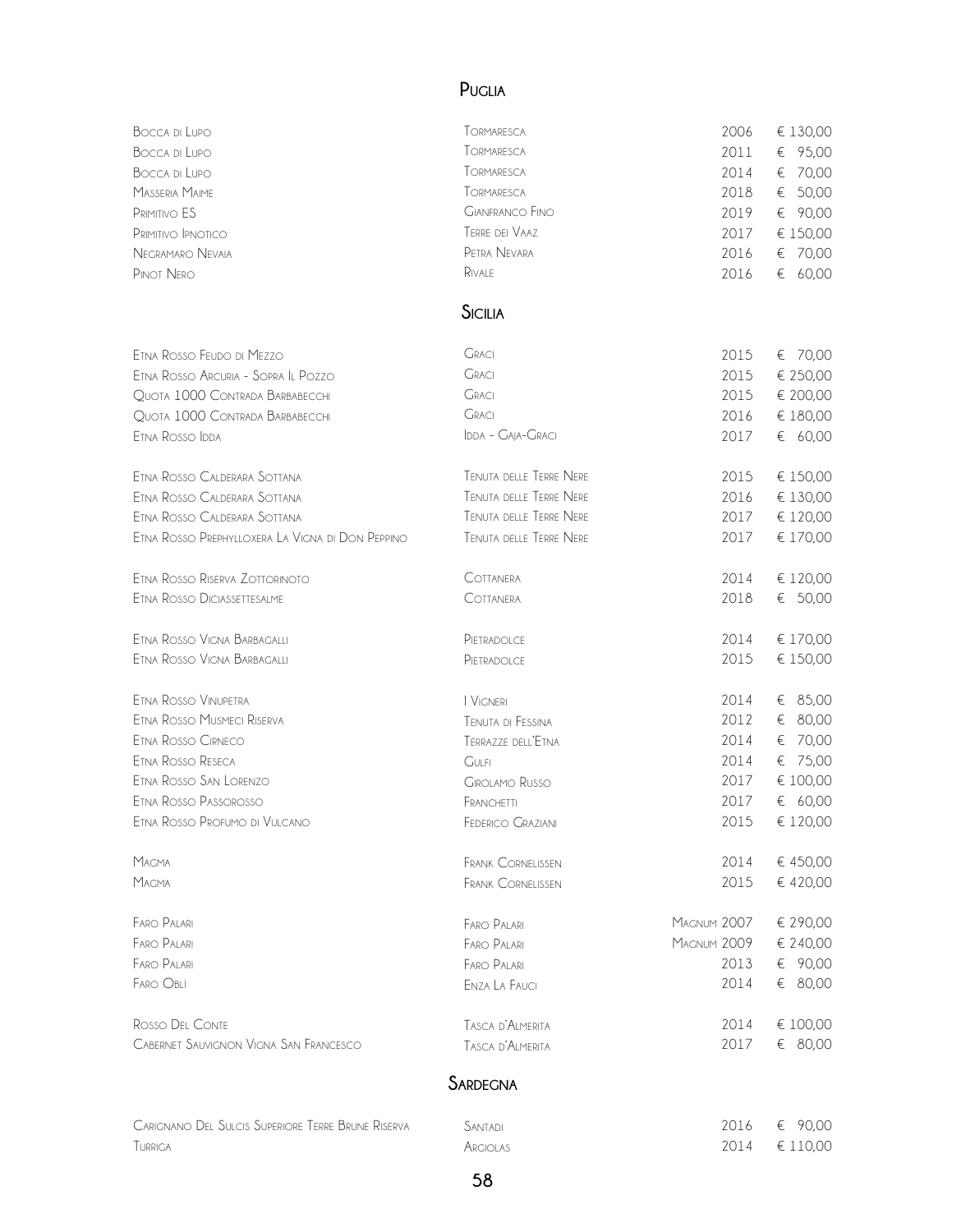## Puglia

| | | | |
|---|---|---|---|
| Bocca di Lupo | Tormaresca | 2006 | € 130,00 |
| Bocca di Lupo | Tormaresca | 2011 | € 95,00 |
| Bocca di Lupo | Tormaresca | 2014 | € 70,00 |
| Masseria Maime | Tormaresca | 2018 | € 50,00 |
| Primitivo ES | Gianfranco Fino | 2019 | € 90,00 |
| Primitivo Ipnotico | Terre dei Vaaz | 2017 | € 150,00 |
| Negramaro Nevaia | Petra Nevara | 2016 | € 70,00 |
| Pinot Nero | Rivale | 2016 | € 60,00 |

## Sicilia

| | | | |
|---|---|---|---|
| Etna Rosso Feudo di Mezzo | Graci | 2015 | € 70,00 |
| Etna Rosso Arcuria - Sopra Il Pozzo | Graci | 2015 | € 250,00 |
| Quota 1000 Contrada Barbabecchi | Graci | 2015 | € 200,00 |
| Quota 1000 Contrada Barbabecchi | Graci | 2016 | € 180,00 |
| Etna Rosso Idda | Idda - Gaja-Graci | 2017 | € 60,00 |
| Etna Rosso Calderara Sottana | Tenuta delle Terre Nere | 2015 | € 150,00 |
| Etna Rosso Calderara Sottana | Tenuta delle Terre Nere | 2016 | € 130,00 |
| Etna Rosso Calderara Sottana | Tenuta delle Terre Nere | 2017 | € 120,00 |
| Etna Rosso Prephylloxera La Vigna di Don Peppino | Tenuta delle Terre Nere | 2017 | € 170,00 |
| Etna Rosso Riserva Zottorinoto | Cottanera | 2014 | € 120,00 |
| Etna Rosso Diciassettesalme | Cottanera | 2018 | € 50,00 |
| Etna Rosso Vigna Barbagalli | Pietradolce | 2014 | € 170,00 |
| Etna Rosso Vigna Barbagalli | Pietradolce | 2015 | € 150,00 |
| Etna Rosso Vinupetra | I Vigneri | 2014 | € 85,00 |
| Etna Rosso Musmeci Riserva | Tenuta di Fessina | 2012 | € 80,00 |
| Etna Rosso Cirneco | Terrazze dell'Etna | 2014 | € 70,00 |
| Etna Rosso Reseca | Gulfi | 2014 | € 75,00 |
| Etna Rosso San Lorenzo | Girolamo Russo | 2017 | € 100,00 |
| Etna Rosso Passorosso | Franchetti | 2017 | € 60,00 |
| Etna Rosso Profumo di Vulcano | Federico Graziani | 2015 | € 120,00 |
| Magma | Frank Cornelissen | 2014 | € 450,00 |
| Magma | Frank Cornelissen | 2015 | € 420,00 |
| Faro Palari | Faro Palari | Magnum 2007 | € 290,00 |
| Faro Palari | Faro Palari | Magnum 2009 | € 240,00 |
| Faro Palari | Faro Palari | 2013 | € 90,00 |
| Faro Oblì | Enza La Fauci | 2014 | € 80,00 |
| Rosso Del Conte | Tasca d'Almerita | 2014 | € 100,00 |
| Cabernet Sauvignon Vigna San Francesco | Tasca d'Almerita | 2017 | € 80,00 |

## Sardegna

| | | | |
|---|---|---|---|
| Carignano Del Sulcis Superiore Terre Brune Riserva | Santadi | 2016 | € 90,00 |
| Turriga | Argiolas | 2014 | € 110,00 |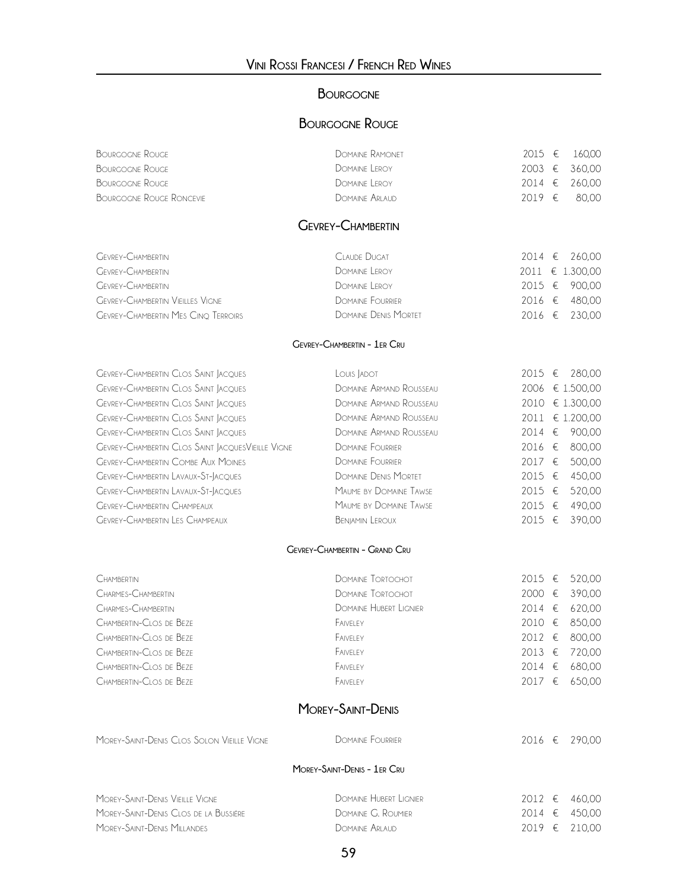# Vini Rossi Francesi / French Red Wines

## Bourgogne

### Bourgogne Rouge

| | | | |
|---|---|---|---|
| Bourgogne Rouge | Domaine Ramonet | 2015 | € 160,00 |
| Bourgogne Rouge | Domaine Leroy | 2003 | € 360,00 |
| Bourgogne Rouge | Domaine Leroy | 2014 | € 260,00 |
| Bourgogne Rouge Roncevie | Domaine Arlaud | 2019 | € 80,00 |

### Gevrey-Chambertin

| | | | |
|---|---|---|---|
| Gevrey-Chambertin | Claude Dugat | 2014 | € 260,00 |
| Gevrey-Chambertin | Domaine Leroy | 2011 | € 1.300,00 |
| Gevrey-Chambertin | Domaine Leroy | 2015 | € 900,00 |
| Gevrey-Chambertin Vieilles Vigne | Domaine Fourrier | 2016 | € 480,00 |
| Gevrey-Chambertin Mes Cinq Terroirs | Domaine Denis Mortet | 2016 | € 230,00 |

#### Gevrey-Chambertin - 1er Cru

| | | | |
|---|---|---|---|
| Gevrey-Chambertin Clos Saint Jacques | Louis Jadot | 2015 | € 280,00 |
| Gevrey-Chambertin Clos Saint Jacques | Domaine Armand Rousseau | 2006 | € 1.500,00 |
| Gevrey-Chambertin Clos Saint Jacques | Domaine Armand Rousseau | 2010 | € 1.300,00 |
| Gevrey-Chambertin Clos Saint Jacques | Domaine Armand Rousseau | 2011 | € 1.200,00 |
| Gevrey-Chambertin Clos Saint Jacques | Domaine Armand Rousseau | 2014 | € 900,00 |
| Gevrey-Chambertin Clos Saint JacquesVieille Vigne | Domaine Fourrier | 2016 | € 800,00 |
| Gevrey-Chambertin Combe Aux Moines | Domaine Fourrier | 2017 | € 500,00 |
| Gevrey-Chambertin Lavaux-St-Jacques | Domaine Denis Mortet | 2015 | € 450,00 |
| Gevrey-Chambertin Lavaux-St-Jacques | Maume by Domaine Tawse | 2015 | € 520,00 |
| Gevrey-Chambertin Champeaux | Maume by Domaine Tawse | 2015 | € 490,00 |
| Gevrey-Chambertin Les Champeaux | Benjamin Leroux | 2015 | € 390,00 |

#### Gevrey-Chambertin - Grand Cru

| | | | |
|---|---|---|---|
| Chambertin | Domaine Tortochot | 2015 | € 520,00 |
| Charmes-Chambertin | Domaine Tortochot | 2000 | € 390,00 |
| Charmes-Chambertin | Domaine Hubert Lignier | 2014 | € 620,00 |
| Chambertin-Clos de Beze | Faiveley | 2010 | € 850,00 |
| Chambertin-Clos de Beze | Faiveley | 2012 | € 800,00 |
| Chambertin-Clos de Beze | Faiveley | 2013 | € 720,00 |
| Chambertin-Clos de Beze | Faiveley | 2014 | € 680,00 |
| Chambertin-Clos de Beze | Faiveley | 2017 | € 650,00 |

### Morey-Saint-Denis

| | | | |
|---|---|---|---|
| Morey-Saint-Denis Clos Solon Vieille Vigne | Domaine Fourrier | 2016 | € 290,00 |

#### Morey-Saint-Denis - 1er Cru

| | | | |
|---|---|---|---|
| Morey-Saint-Denis Vieille Vigne | Domaine Hubert Lignier | 2012 | € 460,00 |
| Morey-Saint-Denis Clos de la Bussière | Domaine G. Roumier | 2014 | € 450,00 |
| Morey-Saint-Denis Millandes | Domaine Arlaud | 2019 | € 210,00 |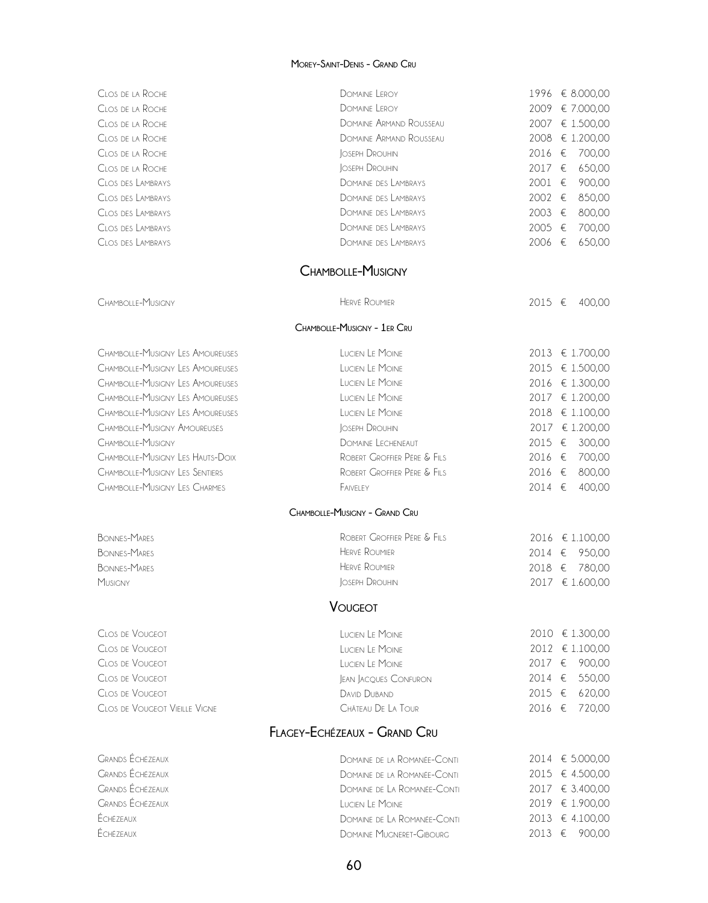### Morey-Saint-Denis - Grand Cru

| | | | |
|---|---|---|---|
| Clos de la Roche | Domaine Leroy | 1996 | € 8.000,00 |
| Clos de la Roche | Domaine Leroy | 2009 | € 7.000,00 |
| Clos de la Roche | Domaine Armand Rousseau | 2007 | € 1.500,00 |
| Clos de la Roche | Domaine Armand Rousseau | 2008 | € 1.200,00 |
| Clos de la Roche | Joseph Drouhin | 2016 | € 700,00 |
| Clos de la Roche | Joseph Drouhin | 2017 | € 650,00 |
| Clos des Lambrays | Domaine des Lambrays | 2001 | € 900,00 |
| Clos des Lambrays | Domaine des Lambrays | 2002 | € 850,00 |
| Clos des Lambrays | Domaine des Lambrays | 2003 | € 800,00 |
| Clos des Lambrays | Domaine des Lambrays | 2005 | € 700,00 |
| Clos des Lambrays | Domaine des Lambrays | 2006 | € 650,00 |

## Chambolle-Musigny

| | | | |
|---|---|---|---|
| Chambolle-Musigny | Hervé Roumier | 2015 | € 400,00 |

### Chambolle-Musigny - 1er Cru

| | | | |
|---|---|---|---|
| Chambolle-Musigny Les Amoureuses | Lucien Le Moine | 2013 | € 1.700,00 |
| Chambolle-Musigny Les Amoureuses | Lucien Le Moine | 2015 | € 1.500,00 |
| Chambolle-Musigny Les Amoureuses | Lucien Le Moine | 2016 | € 1.300,00 |
| Chambolle-Musigny Les Amoureuses | Lucien Le Moine | 2017 | € 1.200,00 |
| Chambolle-Musigny Les Amoureuses | Lucien Le Moine | 2018 | € 1.100,00 |
| Chambolle-Musigny Amoureuses | Joseph Drouhin | 2017 | € 1.200,00 |
| Chambolle-Musigny | Domaine Lecheneaut | 2015 | € 300,00 |
| Chambolle-Musigny Les Hauts-Doix | Robert Groffier Père & Fils | 2016 | € 700,00 |
| Chambolle-Musigny Les Sentiers | Robert Groffier Père & Fils | 2016 | € 800,00 |
| Chambolle-Musigny Les Charmes | Faiveley | 2014 | € 400,00 |

### Chambolle-Musigny - Grand Cru

| | | | |
|---|---|---|---|
| Bonnes-Mares | Robert Groffier Père & Fils | 2016 | € 1.100,00 |
| Bonnes-Mares | Hervé Roumier | 2014 | € 950,00 |
| Bonnes-Mares | Hervé Roumier | 2018 | € 780,00 |
| Musigny | Joseph Drouhin | 2017 | € 1.600,00 |

## Vougeot

| | | | |
|---|---|---|---|
| Clos de Vougeot | Lucien Le Moine | 2010 | € 1.300,00 |
| Clos de Vougeot | Lucien Le Moine | 2012 | € 1.100,00 |
| Clos de Vougeot | Lucien Le Moine | 2017 | € 900,00 |
| Clos de Vougeot | Jean Jacques Confuron | 2014 | € 550,00 |
| Clos de Vougeot | David Duband | 2015 | € 620,00 |
| Clos de Vougeot Vieille Vigne | Château De La Tour | 2016 | € 720,00 |

## Flagey-Echézeaux - Grand Cru

| | | | |
|---|---|---|---|
| Grands Échézeaux | Domaine de la Romanée-Conti | 2014 | € 5.000,00 |
| Grands Échézeaux | Domaine de la Romanée-Conti | 2015 | € 4.500,00 |
| Grands Échézeaux | Domaine de La Romanée-Conti | 2017 | € 3.400,00 |
| Grands Échézeaux | Lucien Le Moine | 2019 | € 1.900,00 |
| Échézeaux | Domaine de La Romanée-Conti | 2013 | € 4.100,00 |
| Échézeaux | Domaine Mugneret-Gibourg | 2013 | € 900,00 |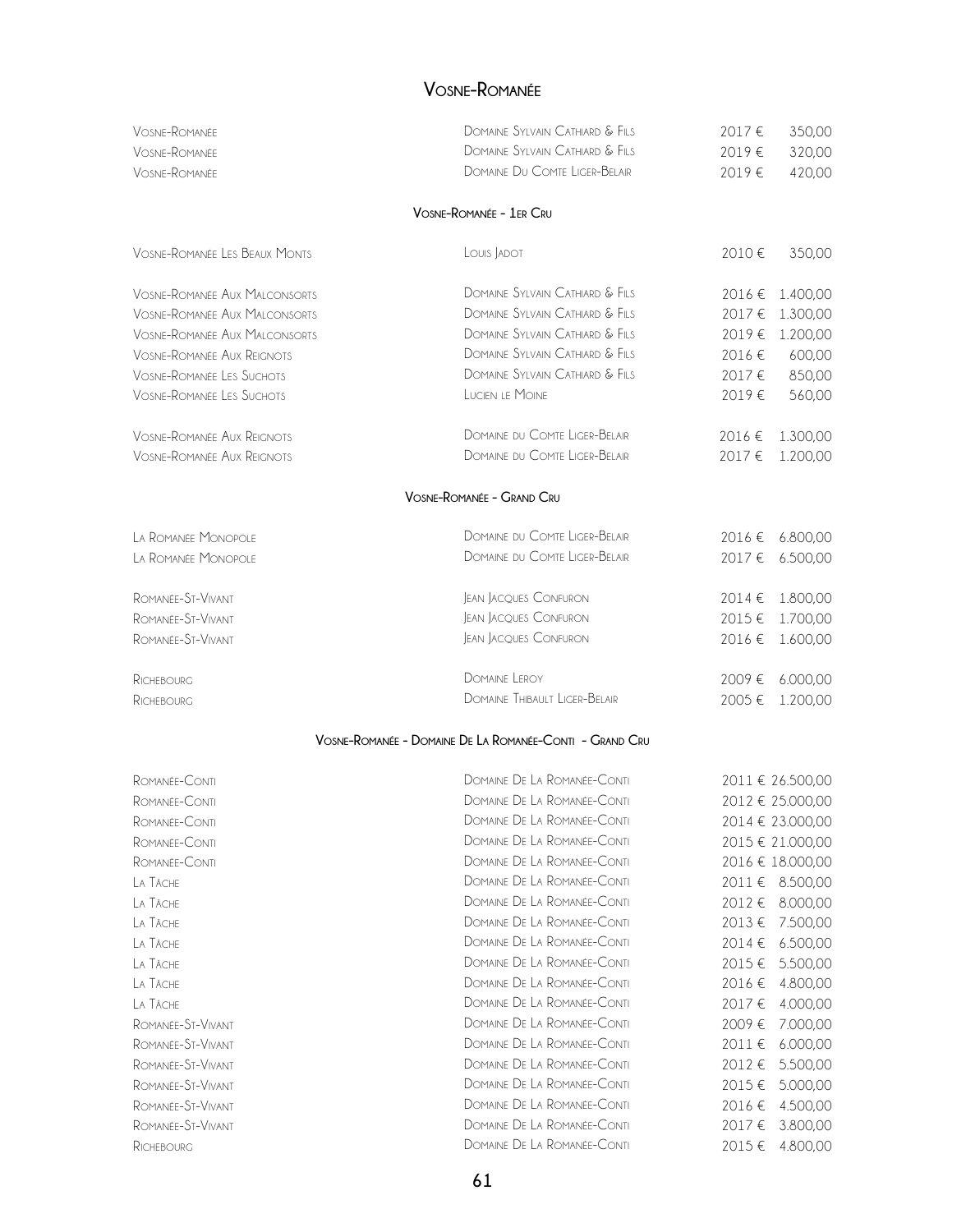# Vosne-Romanée

| | | | |
|---|---|---|---|
| Vosne-Romanée | Domaine Sylvain Cathiard & Fils | 2017 € | 350,00 |
| Vosne-Romanée | Domaine Sylvain Cathiard & Fils | 2019 € | 320,00 |
| Vosne-Romanée | Domaine Du Comte Liger-Belair | 2019 € | 420,00 |

## Vosne-Romanée - 1er Cru

| | | | |
|---|---|---|---|
| Vosne-Romanée Les Beaux Monts | Louis Jadot | 2010 € | 350,00 |
| Vosne-Romanée Aux Malconsorts | Domaine Sylvain Cathiard & Fils | 2016 € | 1.400,00 |
| Vosne-Romanée Aux Malconsorts | Domaine Sylvain Cathiard & Fils | 2017 € | 1.300,00 |
| Vosne-Romanée Aux Malconsorts | Domaine Sylvain Cathiard & Fils | 2019 € | 1.200,00 |
| Vosne-Romanée Aux Reignots | Domaine Sylvain Cathiard & Fils | 2016 € | 600,00 |
| Vosne-Romanée Les Suchots | Domaine Sylvain Cathiard & Fils | 2017 € | 850,00 |
| Vosne-Romanée Les Suchots | Lucien le Moine | 2019 € | 560,00 |
| Vosne-Romanée Aux Reignots | Domaine du Comte Liger-Belair | 2016 € | 1.300,00 |
| Vosne-Romanée Aux Reignots | Domaine du Comte Liger-Belair | 2017 € | 1.200,00 |

## Vosne-Romanée - Grand Cru

| | | | |
|---|---|---|---|
| La Romanée Monopole | Domaine du Comte Liger-Belair | 2016 € | 6.800,00 |
| La Romanée Monopole | Domaine du Comte Liger-Belair | 2017 € | 6.500,00 |
| Romanée-St-Vivant | Jean Jacques Confuron | 2014 € | 1.800,00 |
| Romanée-St-Vivant | Jean Jacques Confuron | 2015 € | 1.700,00 |
| Romanée-St-Vivant | Jean Jacques Confuron | 2016 € | 1.600,00 |
| Richebourg | Domaine Leroy | 2009 € | 6.000,00 |
| Richebourg | Domaine Thibault Liger-Belair | 2005 € | 1.200,00 |

## Vosne-Romanée - Domaine De La Romanée-Conti - Grand Cru

| | | | |
|---|---|---|---|
| Romanée-Conti | Domaine De La Romanée-Conti | 2011 € | 26.500,00 |
| Romanée-Conti | Domaine De La Romanée-Conti | 2012 € | 25.000,00 |
| Romanée-Conti | Domaine De La Romanée-Conti | 2014 € | 23.000,00 |
| Romanée-Conti | Domaine De La Romanée-Conti | 2015 € | 21.000,00 |
| Romanée-Conti | Domaine De La Romanée-Conti | 2016 € | 18.000,00 |
| La Tâche | Domaine De La Romanée-Conti | 2011 € | 8.500,00 |
| La Tâche | Domaine De La Romanée-Conti | 2012 € | 8.000,00 |
| La Tâche | Domaine De La Romanée-Conti | 2013 € | 7.500,00 |
| La Tâche | Domaine De La Romanée-Conti | 2014 € | 6.500,00 |
| La Tâche | Domaine De La Romanée-Conti | 2015 € | 5.500,00 |
| La Tâche | Domaine De La Romanée-Conti | 2016 € | 4.800,00 |
| La Tâche | Domaine De La Romanée-Conti | 2017 € | 4.000,00 |
| Romanée-St-Vivant | Domaine De La Romanée-Conti | 2009 € | 7.000,00 |
| Romanée-St-Vivant | Domaine De La Romanée-Conti | 2011 € | 6.000,00 |
| Romanée-St-Vivant | Domaine De La Romanée-Conti | 2012 € | 5.500,00 |
| Romanée-St-Vivant | Domaine De La Romanée-Conti | 2015 € | 5.000,00 |
| Romanée-St-Vivant | Domaine De La Romanée-Conti | 2016 € | 4.500,00 |
| Romanée-St-Vivant | Domaine De La Romanée-Conti | 2017 € | 3.800,00 |
| Richebourg | Domaine De La Romanée-Conti | 2015 € | 4.800,00 |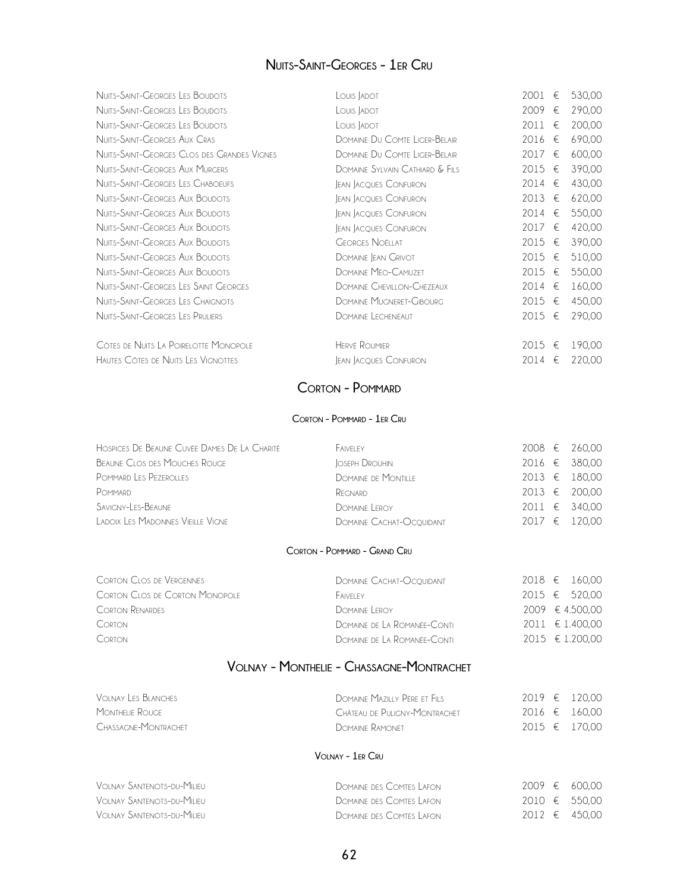## Nuits-Saint-Georges - 1er Cru

| | | | |
|---|---|---|---|
| Nuits-Saint-Georges Les Boudots | Louis Jadot | 2001 | € 530,00 |
| Nuits-Saint-Georges Les Boudots | Louis Jadot | 2009 | € 290,00 |
| Nuits-Saint-Georges Les Boudots | Louis Jadot | 2011 | € 200,00 |
| Nuits-Saint-Georges Aux Cras | Domaine Du Comte Liger-Belair | 2016 | € 690,00 |
| Nuits-Saint-Georges Clos des Grandes Vignes | Domaine Du Comte Liger-Belair | 2017 | € 600,00 |
| Nuits-Saint-Georges Aux Murgers | Domaine Sylvain Cathiard & Fils | 2015 | € 390,00 |
| Nuits-Saint-Georges Les Chaboeufs | Jean Jacques Confuron | 2014 | € 430,00 |
| Nuits-Saint-Georges Aux Boudots | Jean Jacques Confuron | 2013 | € 620,00 |
| Nuits-Saint-Georges Aux Boudots | Jean Jacques Confuron | 2014 | € 550,00 |
| Nuits-Saint-Georges Aux Boudots | Jean Jacques Confuron | 2017 | € 420,00 |
| Nuits-Saint-Georges Aux Boudots | Georges Noëllat | 2015 | € 390,00 |
| Nuits-Saint-Georges Aux Boudots | Domaine Jean Grivot | 2015 | € 510,00 |
| Nuits-Saint-Georges Aux Boudots | Domaine Méo-Camuzet | 2015 | € 550,00 |
| Nuits-Saint-Georges Les Saint Georges | Domaine Chevillon-Chezeaux | 2014 | € 160,00 |
| Nuits-Saint-Georges Les Chaignots | Domaine Mugneret-Gibourg | 2015 | € 450,00 |
| Nuits-Saint-Georges Les Pruliers | Domaine Lecheneaut | 2015 | € 290,00 |
| Côtes de Nuits La Poirelotte Monopole | Hervé Roumier | 2015 | € 190,00 |
| Hautes Côtes de Nuits Les Vignottes | Jean Jacques Confuron | 2014 | € 220,00 |

## Corton - Pommard

### Corton - Pommard - 1er Cru

| | | | |
|---|---|---|---|
| Hospices De Beaune Cuvée Dames De La Charité | Faiveley | 2008 | € 260,00 |
| Beaune Clos des Mouches Rouge | Joseph Drouhin | 2016 | € 380,00 |
| Pommard Les Pezerolles | Domaine de Montille | 2013 | € 180,00 |
| Pommard | Regnard | 2013 | € 200,00 |
| Savigny-Les-Beaune | Domaine Leroy | 2011 | € 340,00 |
| Ladoix Les Madonnes Vieille Vigne | Domaine Cachat-Ocquidant | 2017 | € 120,00 |

### Corton - Pommard - Grand Cru

| | | | |
|---|---|---|---|
| Corton Clos de Vergennes | Domaine Cachat-Ocquidant | 2018 | € 160,00 |
| Corton Clos de Corton Monopole | Faiveley | 2015 | € 520,00 |
| Corton Renardes | Domaine Leroy | 2009 | € 4.500,00 |
| Corton | Domaine de La Romanée-Conti | 2011 | € 1.400,00 |
| Corton | Domaine de La Romanée-Conti | 2015 | € 1.200,00 |

## Volnay - Monthelie - Chassagne-Montrachet

| | | | |
|---|---|---|---|
| Volnay Les Blanches | Domaine Mazilly Père et Fils | 2019 | € 120,00 |
| Monthelie Rouge | Château de Puligny-Montrachet | 2016 | € 160,00 |
| Chassagne-Montrachet | Domaine Ramonet | 2015 | € 170,00 |

### Volnay - 1er Cru

| | | | |
|---|---|---|---|
| Volnay Santenots-du-Milieu | Domaine des Comtes Lafon | 2009 | € 600,00 |
| Volnay Santenots-du-Milieu | Domaine des Comtes Lafon | 2010 | € 550,00 |
| Volnay Santenots-du-Milieu | Domaine des Comtes Lafon | 2012 | € 450,00 |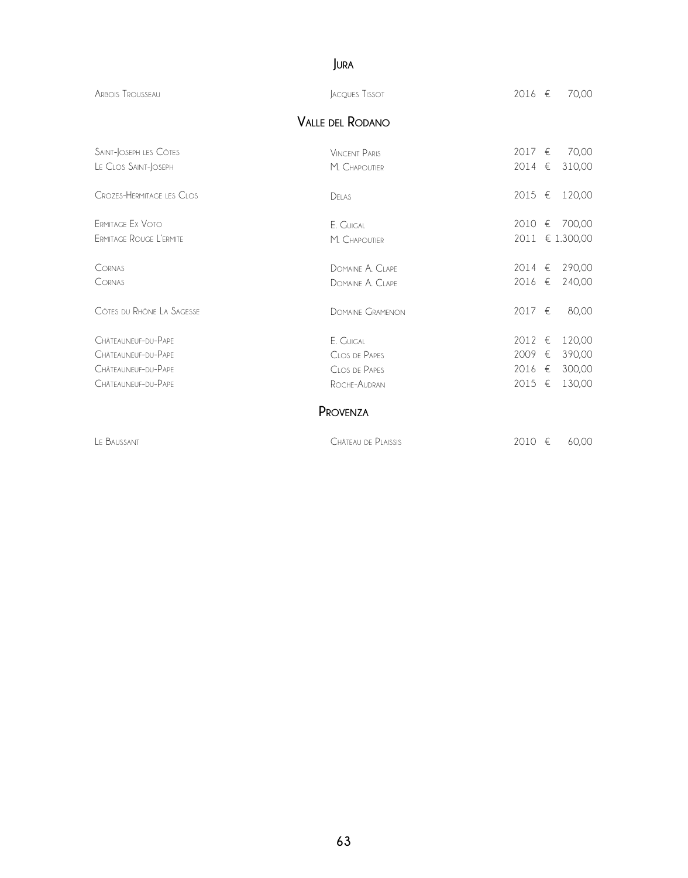## Jura

| | | | |
|---|---|---|---|
| Arbois Trousseau | Jacques Tissot | 2016 | € 70,00 |

## Valle del Rodano

| | | | |
|---|---|---|---|
| Saint-Joseph les Côtes | Vincent Paris | 2017 | € 70,00 |
| Le Clos Saint-Joseph | M. Chapoutier | 2014 | € 310,00 |
| Crozes-Hermitage les Clos | Delas | 2015 | € 120,00 |
| Ermitage Ex Voto | E. Guigal | 2010 | € 700,00 |
| Ermitage Rouge L'ermite | M. Chapoutier | 2011 | € 1.300,00 |
| Cornas | Domaine A. Clape | 2014 | € 290,00 |
| Cornas | Domaine A. Clape | 2016 | € 240,00 |
| Côtes du Rhône La Sagesse | Domaine Gramenon | 2017 | € 80,00 |
| Châteauneuf-du-Pape | E. Guigal | 2012 | € 120,00 |
| Châteauneuf-du-Pape | Clos de Papes | 2009 | € 390,00 |
| Châteauneuf-du-Pape | Clos de Papes | 2016 | € 300,00 |
| Châteauneuf-du-Pape | Roche-Audran | 2015 | € 130,00 |

## Provenza

| | | | |
|---|---|---|---|
| Le Baussant | Château de Plaissis | 2010 | € 60,00 |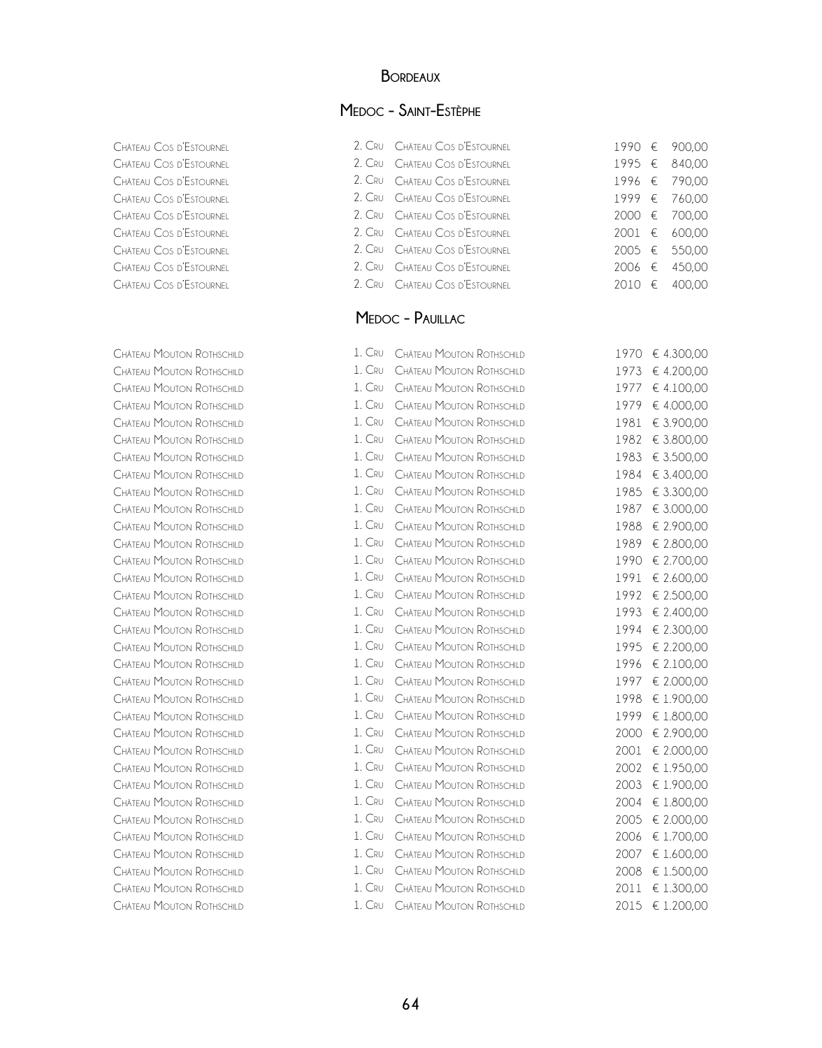## Bordeaux

### Medoc - Saint-Estèphe

| | | | | |
|---|---|---|---|---|
| Château Cos d'Estournel | 2. Cru | Château Cos d'Estournel | 1990 | € 900,00 |
| Château Cos d'Estournel | 2. Cru | Château Cos d'Estournel | 1995 | € 840,00 |
| Château Cos d'Estournel | 2. Cru | Château Cos d'Estournel | 1996 | € 790,00 |
| Château Cos d'Estournel | 2. Cru | Château Cos d'Estournel | 1999 | € 760,00 |
| Château Cos d'Estournel | 2. Cru | Château Cos d'Estournel | 2000 | € 700,00 |
| Château Cos d'Estournel | 2. Cru | Château Cos d'Estournel | 2001 | € 600,00 |
| Château Cos d'Estournel | 2. Cru | Château Cos d'Estournel | 2005 | € 550,00 |
| Château Cos d'Estournel | 2. Cru | Château Cos d'Estournel | 2006 | € 450,00 |
| Château Cos d'Estournel | 2. Cru | Château Cos d'Estournel | 2010 | € 400,00 |

### Medoc - Pauillac

| | | | | |
|---|---|---|---|---|
| Château Mouton Rothschild | 1. Cru | Château Mouton Rothschild | 1970 | € 4.300,00 |
| Château Mouton Rothschild | 1. Cru | Château Mouton Rothschild | 1973 | € 4.200,00 |
| Château Mouton Rothschild | 1. Cru | Château Mouton Rothschild | 1977 | € 4.100,00 |
| Château Mouton Rothschild | 1. Cru | Château Mouton Rothschild | 1979 | € 4.000,00 |
| Château Mouton Rothschild | 1. Cru | Château Mouton Rothschild | 1981 | € 3.900,00 |
| Château Mouton Rothschild | 1. Cru | Château Mouton Rothschild | 1982 | € 3.800,00 |
| Château Mouton Rothschild | 1. Cru | Château Mouton Rothschild | 1983 | € 3.500,00 |
| Château Mouton Rothschild | 1. Cru | Château Mouton Rothschild | 1984 | € 3.400,00 |
| Château Mouton Rothschild | 1. Cru | Château Mouton Rothschild | 1985 | € 3.300,00 |
| Château Mouton Rothschild | 1. Cru | Château Mouton Rothschild | 1987 | € 3.000,00 |
| Château Mouton Rothschild | 1. Cru | Château Mouton Rothschild | 1988 | € 2.900,00 |
| Château Mouton Rothschild | 1. Cru | Château Mouton Rothschild | 1989 | € 2.800,00 |
| Château Mouton Rothschild | 1. Cru | Château Mouton Rothschild | 1990 | € 2.700,00 |
| Château Mouton Rothschild | 1. Cru | Château Mouton Rothschild | 1991 | € 2.600,00 |
| Château Mouton Rothschild | 1. Cru | Château Mouton Rothschild | 1992 | € 2.500,00 |
| Château Mouton Rothschild | 1. Cru | Château Mouton Rothschild | 1993 | € 2.400,00 |
| Château Mouton Rothschild | 1. Cru | Château Mouton Rothschild | 1994 | € 2.300,00 |
| Château Mouton Rothschild | 1. Cru | Château Mouton Rothschild | 1995 | € 2.200,00 |
| Château Mouton Rothschild | 1. Cru | Château Mouton Rothschild | 1996 | € 2.100,00 |
| Château Mouton Rothschild | 1. Cru | Château Mouton Rothschild | 1997 | € 2.000,00 |
| Château Mouton Rothschild | 1. Cru | Château Mouton Rothschild | 1998 | € 1.900,00 |
| Château Mouton Rothschild | 1. Cru | Château Mouton Rothschild | 1999 | € 1.800,00 |
| Château Mouton Rothschild | 1. Cru | Château Mouton Rothschild | 2000 | € 2.900,00 |
| Château Mouton Rothschild | 1. Cru | Château Mouton Rothschild | 2001 | € 2.000,00 |
| Château Mouton Rothschild | 1. Cru | Château Mouton Rothschild | 2002 | € 1.950,00 |
| Château Mouton Rothschild | 1. Cru | Château Mouton Rothschild | 2003 | € 1.900,00 |
| Château Mouton Rothschild | 1. Cru | Château Mouton Rothschild | 2004 | € 1.800,00 |
| Château Mouton Rothschild | 1. Cru | Château Mouton Rothschild | 2005 | € 2.000,00 |
| Château Mouton Rothschild | 1. Cru | Château Mouton Rothschild | 2006 | € 1.700,00 |
| Château Mouton Rothschild | 1. Cru | Château Mouton Rothschild | 2007 | € 1.600,00 |
| Château Mouton Rothschild | 1. Cru | Château Mouton Rothschild | 2008 | € 1.500,00 |
| Château Mouton Rothschild | 1. Cru | Château Mouton Rothschild | 2011 | € 1.300,00 |
| Château Mouton Rothschild | 1. Cru | Château Mouton Rothschild | 2015 | € 1.200,00 |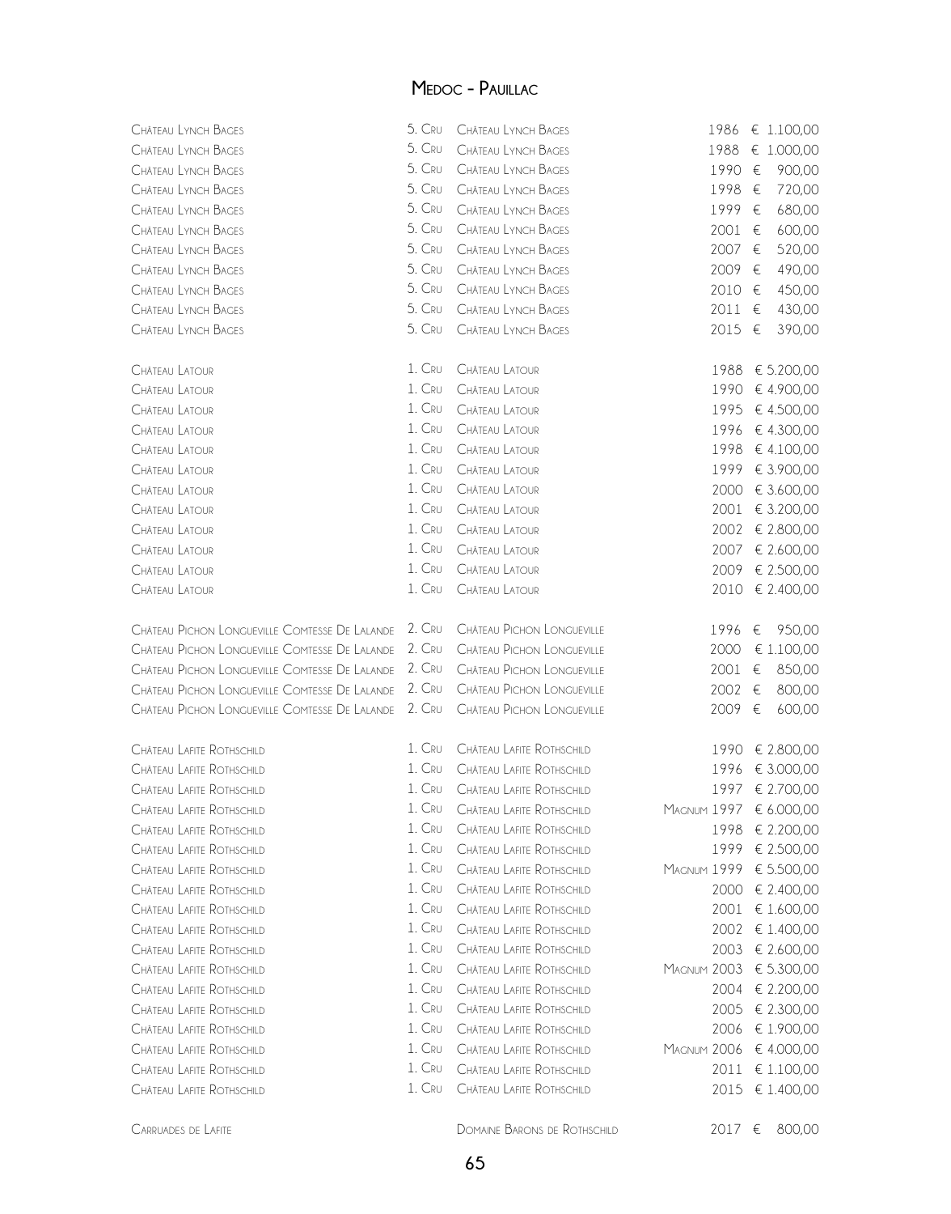# Medoc - Pauillac

| | | | | |
|---|---|---|---|---|
| Château Lynch Bages | 5. Cru | Château Lynch Bages | 1986 | € 1.100,00 |
| Château Lynch Bages | 5. Cru | Château Lynch Bages | 1988 | € 1.000,00 |
| Château Lynch Bages | 5. Cru | Château Lynch Bages | 1990 | € 900,00 |
| Château Lynch Bages | 5. Cru | Château Lynch Bages | 1998 | € 720,00 |
| Château Lynch Bages | 5. Cru | Château Lynch Bages | 1999 | € 680,00 |
| Château Lynch Bages | 5. Cru | Château Lynch Bages | 2001 | € 600,00 |
| Château Lynch Bages | 5. Cru | Château Lynch Bages | 2007 | € 520,00 |
| Château Lynch Bages | 5. Cru | Château Lynch Bages | 2009 | € 490,00 |
| Château Lynch Bages | 5. Cru | Château Lynch Bages | 2010 | € 450,00 |
| Château Lynch Bages | 5. Cru | Château Lynch Bages | 2011 | € 430,00 |
| Château Lynch Bages | 5. Cru | Château Lynch Bages | 2015 | € 390,00 |
| | | | | |
| Château Latour | 1. Cru | Château Latour | 1988 | € 5.200,00 |
| Château Latour | 1. Cru | Château Latour | 1990 | € 4.900,00 |
| Château Latour | 1. Cru | Château Latour | 1995 | € 4.500,00 |
| Château Latour | 1. Cru | Château Latour | 1996 | € 4.300,00 |
| Château Latour | 1. Cru | Château Latour | 1998 | € 4.100,00 |
| Château Latour | 1. Cru | Château Latour | 1999 | € 3.900,00 |
| Château Latour | 1. Cru | Château Latour | 2000 | € 3.600,00 |
| Château Latour | 1. Cru | Château Latour | 2001 | € 3.200,00 |
| Château Latour | 1. Cru | Château Latour | 2002 | € 2.800,00 |
| Château Latour | 1. Cru | Château Latour | 2007 | € 2.600,00 |
| Château Latour | 1. Cru | Château Latour | 2009 | € 2.500,00 |
| Château Latour | 1. Cru | Château Latour | 2010 | € 2.400,00 |
| | | | | |
| Château Pichon Longueville Comtesse De Lalande | 2. Cru | Château Pichon Longueville | 1996 | € 950,00 |
| Château Pichon Longueville Comtesse De Lalande | 2. Cru | Château Pichon Longueville | 2000 | € 1.100,00 |
| Château Pichon Longueville Comtesse De Lalande | 2. Cru | Château Pichon Longueville | 2001 | € 850,00 |
| Château Pichon Longueville Comtesse De Lalande | 2. Cru | Château Pichon Longueville | 2002 | € 800,00 |
| Château Pichon Longueville Comtesse De Lalande | 2. Cru | Château Pichon Longueville | 2009 | € 600,00 |
| | | | | |
| Château Lafite Rothschild | 1. Cru | Château Lafite Rothschild | 1990 | € 2.800,00 |
| Château Lafite Rothschild | 1. Cru | Château Lafite Rothschild | 1996 | € 3.000,00 |
| Château Lafite Rothschild | 1. Cru | Château Lafite Rothschild | 1997 | € 2.700,00 |
| Château Lafite Rothschild | 1. Cru | Château Lafite Rothschild | Magnum 1997 | € 6.000,00 |
| Château Lafite Rothschild | 1. Cru | Château Lafite Rothschild | 1998 | € 2.200,00 |
| Château Lafite Rothschild | 1. Cru | Château Lafite Rothschild | 1999 | € 2.500,00 |
| Château Lafite Rothschild | 1. Cru | Château Lafite Rothschild | Magnum 1999 | € 5.500,00 |
| Château Lafite Rothschild | 1. Cru | Château Lafite Rothschild | 2000 | € 2.400,00 |
| Château Lafite Rothschild | 1. Cru | Château Lafite Rothschild | 2001 | € 1.600,00 |
| Château Lafite Rothschild | 1. Cru | Château Lafite Rothschild | 2002 | € 1.400,00 |
| Château Lafite Rothschild | 1. Cru | Château Lafite Rothschild | 2003 | € 2.600,00 |
| Château Lafite Rothschild | 1. Cru | Château Lafite Rothschild | Magnum 2003 | € 5.300,00 |
| Château Lafite Rothschild | 1. Cru | Château Lafite Rothschild | 2004 | € 2.200,00 |
| Château Lafite Rothschild | 1. Cru | Château Lafite Rothschild | 2005 | € 2.300,00 |
| Château Lafite Rothschild | 1. Cru | Château Lafite Rothschild | 2006 | € 1.900,00 |
| Château Lafite Rothschild | 1. Cru | Château Lafite Rothschild | Magnum 2006 | € 4.000,00 |
| Château Lafite Rothschild | 1. Cru | Château Lafite Rothschild | 2011 | € 1.100,00 |
| Château Lafite Rothschild | 1. Cru | Château Lafite Rothschild | 2015 | € 1.400,00 |
| | | | | |
| Carruades de Lafite | | Domaine Barons de Rothschild | 2017 | € 800,00 |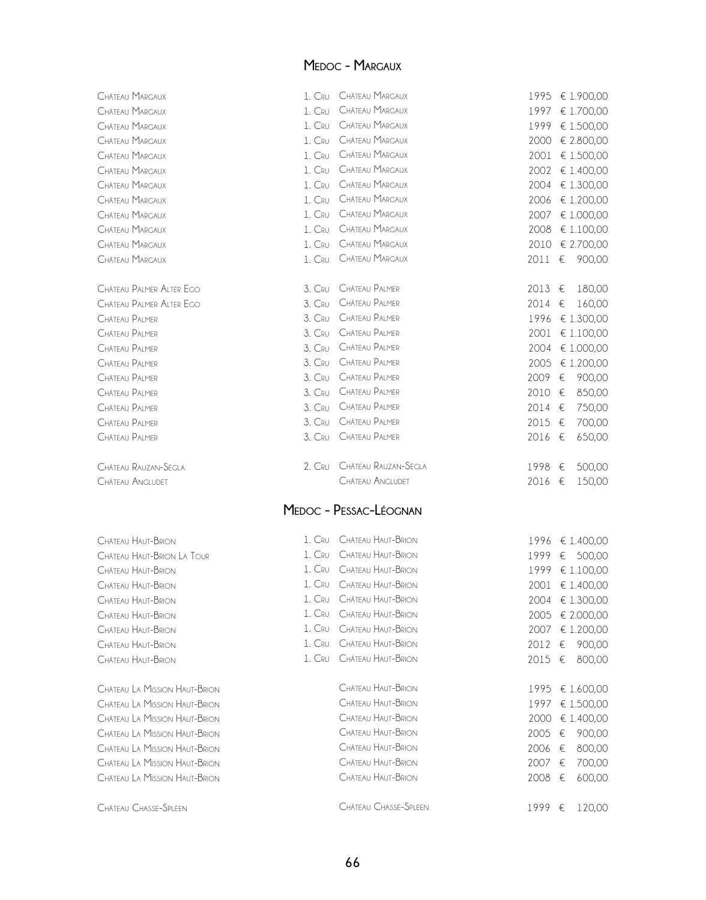## Medoc - Margaux

| | | | | |
|---|---|---|---|---|
| Château Margaux | 1. Cru | Château Margaux | 1995 | € 1.900,00 |
| Château Margaux | 1. Cru | Château Margaux | 1997 | € 1.700,00 |
| Château Margaux | 1. Cru | Château Margaux | 1999 | € 1.500,00 |
| Château Margaux | 1. Cru | Château Margaux | 2000 | € 2.800,00 |
| Château Margaux | 1. Cru | Château Margaux | 2001 | € 1.500,00 |
| Château Margaux | 1. Cru | Château Margaux | 2002 | € 1.400,00 |
| Château Margaux | 1. Cru | Château Margaux | 2004 | € 1.300,00 |
| Château Margaux | 1. Cru | Château Margaux | 2006 | € 1.200,00 |
| Château Margaux | 1. Cru | Château Margaux | 2007 | € 1.000,00 |
| Château Margaux | 1. Cru | Château Margaux | 2008 | € 1.100,00 |
| Château Margaux | 1. Cru | Château Margaux | 2010 | € 2.700,00 |
| Château Margaux | 1. Cru | Château Margaux | 2011 | € 900,00 |
| Château Palmer Alter Ego | 3. Cru | Château Palmer | 2013 | € 180,00 |
| Château Palmer Alter Ego | 3. Cru | Château Palmer | 2014 | € 160,00 |
| Château Palmer | 3. Cru | Château Palmer | 1996 | € 1.300,00 |
| Château Palmer | 3. Cru | Château Palmer | 2001 | € 1.100,00 |
| Château Palmer | 3. Cru | Château Palmer | 2004 | € 1.000,00 |
| Château Palmer | 3. Cru | Château Palmer | 2005 | € 1.200,00 |
| Château Palmer | 3. Cru | Château Palmer | 2009 | € 900,00 |
| Château Palmer | 3. Cru | Château Palmer | 2010 | € 850,00 |
| Château Palmer | 3. Cru | Château Palmer | 2014 | € 750,00 |
| Château Palmer | 3. Cru | Château Palmer | 2015 | € 700,00 |
| Château Palmer | 3. Cru | Château Palmer | 2016 | € 650,00 |
| Château Rauzan-Ségla | 2. Cru | Château Rauzan-Ségla | 1998 | € 500,00 |
| Château Angludet | | Château Angludet | 2016 | € 150,00 |

## Medoc - Pessac-Léognan

| | | | | |
|---|---|---|---|---|
| Château Haut-Brion | 1. Cru | Château Haut-Brion | 1996 | € 1.400,00 |
| Château Haut-Brion La Tour | 1. Cru | Château Haut-Brion | 1999 | € 500,00 |
| Château Haut-Brion | 1. Cru | Château Haut-Brion | 1999 | € 1.100,00 |
| Château Haut-Brion | 1. Cru | Château Haut-Brion | 2001 | € 1.400,00 |
| Château Haut-Brion | 1. Cru | Château Haut-Brion | 2004 | € 1.300,00 |
| Château Haut-Brion | 1. Cru | Château Haut-Brion | 2005 | € 2.000,00 |
| Château Haut-Brion | 1. Cru | Château Haut-Brion | 2007 | € 1.200,00 |
| Château Haut-Brion | 1. Cru | Château Haut-Brion | 2012 | € 900,00 |
| Château Haut-Brion | 1. Cru | Château Haut-Brion | 2015 | € 800,00 |
| Château La Mission Haut-Brion | | Château Haut-Brion | 1995 | € 1.600,00 |
| Château La Mission Haut-Brion | | Château Haut-Brion | 1997 | € 1.500,00 |
| Château La Mission Haut-Brion | | Château Haut-Brion | 2000 | € 1.400,00 |
| Château La Mission Haut-Brion | | Château Haut-Brion | 2005 | € 900,00 |
| Château La Mission Haut-Brion | | Château Haut-Brion | 2006 | € 800,00 |
| Château La Mission Haut-Brion | | Château Haut-Brion | 2007 | € 700,00 |
| Château La Mission Haut-Brion | | Château Haut-Brion | 2008 | € 600,00 |
| Château Chasse-Spleen | | Château Chasse-Spleen | 1999 | € 120,00 |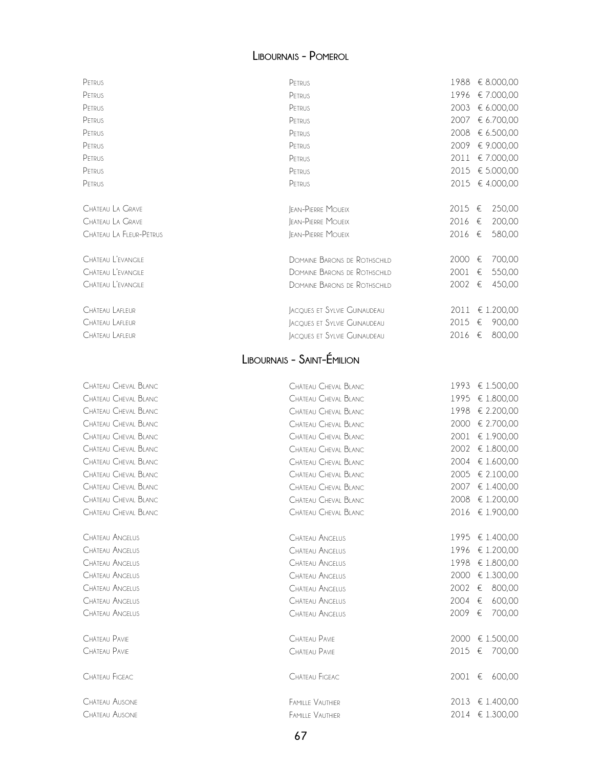## Libournais - Pomerol

| | | | |
|---|---|---|---|
| Petrus | Petrus | 1988 | € 8.000,00 |
| Petrus | Petrus | 1996 | € 7.000,00 |
| Petrus | Petrus | 2003 | € 6.000,00 |
| Petrus | Petrus | 2007 | € 6.700,00 |
| Petrus | Petrus | 2008 | € 6.500,00 |
| Petrus | Petrus | 2009 | € 9.000,00 |
| Petrus | Petrus | 2011 | € 7.000,00 |
| Petrus | Petrus | 2015 | € 5.000,00 |
| Petrus | Petrus | 2015 | € 4.000,00 |
| Château La Grave | Jean-Pierre Moueix | 2015 | € 250,00 |
| Château La Grave | Jean-Pierre Moueix | 2016 | € 200,00 |
| Château La Fleur-Pétrus | Jean-Pierre Moueix | 2016 | € 580,00 |
| Château L'evangile | Domaine Barons de Rothschild | 2000 | € 700,00 |
| Château L'evangile | Domaine Barons de Rothschild | 2001 | € 550,00 |
| Château L'evangile | Domaine Barons de Rothschild | 2002 | € 450,00 |
| Château Lafleur | Jacques et Sylvie Guinaudeau | 2011 | € 1.200,00 |
| Château Lafleur | Jacques et Sylvie Guinaudeau | 2015 | € 900,00 |
| Château Lafleur | Jacques et Sylvie Guinaudeau | 2016 | € 800,00 |

## Libournais - Saint-Émilion

| | | | |
|---|---|---|---|
| Château Cheval Blanc | Château Cheval Blanc | 1993 | € 1.500,00 |
| Château Cheval Blanc | Château Cheval Blanc | 1995 | € 1.800,00 |
| Château Cheval Blanc | Château Cheval Blanc | 1998 | € 2.200,00 |
| Château Cheval Blanc | Château Cheval Blanc | 2000 | € 2.700,00 |
| Château Cheval Blanc | Château Cheval Blanc | 2001 | € 1.900,00 |
| Château Cheval Blanc | Château Cheval Blanc | 2002 | € 1.800,00 |
| Château Cheval Blanc | Château Cheval Blanc | 2004 | € 1.600,00 |
| Château Cheval Blanc | Château Cheval Blanc | 2005 | € 2.100,00 |
| Château Cheval Blanc | Château Cheval Blanc | 2007 | € 1.400,00 |
| Château Cheval Blanc | Château Cheval Blanc | 2008 | € 1.200,00 |
| Château Cheval Blanc | Château Cheval Blanc | 2016 | € 1.900,00 |
| Château Angelus | Château Angelus | 1995 | € 1.400,00 |
| Château Angelus | Château Angelus | 1996 | € 1.200,00 |
| Château Angelus | Château Angelus | 1998 | € 1.800,00 |
| Château Angelus | Château Angelus | 2000 | € 1.300,00 |
| Château Angelus | Château Angelus | 2002 | € 800,00 |
| Château Angelus | Château Angelus | 2004 | € 600,00 |
| Château Angelus | Château Angelus | 2009 | € 700,00 |
| Château Pavie | Château Pavie | 2000 | € 1.500,00 |
| Château Pavie | Château Pavie | 2015 | € 700,00 |
| Château Figeac | Château Figeac | 2001 | € 600,00 |
| Château Ausone | Famille Vauthier | 2013 | € 1.400,00 |
| Château Ausone | Famille Vauthier | 2014 | € 1.300,00 |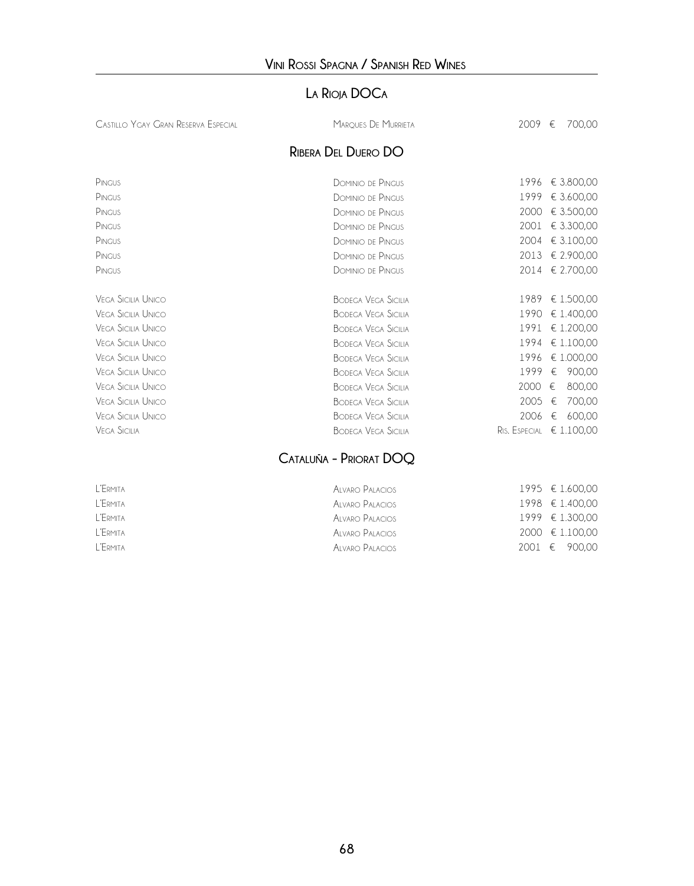# Vini Rossi Spagna / Spanish Red Wines

## La Rioja DOCa

| | | | |
|---|---|---|---|
| Castillo Ygay Gran Reserva Especial | Marques De Murrieta | 2009 | € 700,00 |

## Ribera Del Duero DO

| | | | |
|---|---|---|---|
| Pingus | Dominio de Pingus | 1996 | € 3.800,00 |
| Pingus | Dominio de Pingus | 1999 | € 3.600,00 |
| Pingus | Dominio de Pingus | 2000 | € 3.500,00 |
| Pingus | Dominio de Pingus | 2001 | € 3.300,00 |
| Pingus | Dominio de Pingus | 2004 | € 3.100,00 |
| Pingus | Dominio de Pingus | 2013 | € 2.900,00 |
| Pingus | Dominio de Pingus | 2014 | € 2.700,00 |
| Vega Sicilia Unico | Bodega Vega Sicilia | 1989 | € 1.500,00 |
| Vega Sicilia Unico | Bodega Vega Sicilia | 1990 | € 1.400,00 |
| Vega Sicilia Unico | Bodega Vega Sicilia | 1991 | € 1.200,00 |
| Vega Sicilia Unico | Bodega Vega Sicilia | 1994 | € 1.100,00 |
| Vega Sicilia Unico | Bodega Vega Sicilia | 1996 | € 1.000,00 |
| Vega Sicilia Unico | Bodega Vega Sicilia | 1999 | € 900,00 |
| Vega Sicilia Unico | Bodega Vega Sicilia | 2000 | € 800,00 |
| Vega Sicilia Unico | Bodega Vega Sicilia | 2005 | € 700,00 |
| Vega Sicilia Unico | Bodega Vega Sicilia | 2006 | € 600,00 |
| Vega Sicilia | Bodega Vega Sicilia | Ris. Especial | € 1.100,00 |

## Cataluña - Priorat DOQ

| | | | |
|---|---|---|---|
| L'Ermita | Alvaro Palacios | 1995 | € 1.600,00 |
| L'Ermita | Alvaro Palacios | 1998 | € 1.400,00 |
| L'Ermita | Alvaro Palacios | 1999 | € 1.300,00 |
| L'Ermita | Alvaro Palacios | 2000 | € 1.100,00 |
| L'Ermita | Alvaro Palacios | 2001 | € 900,00 |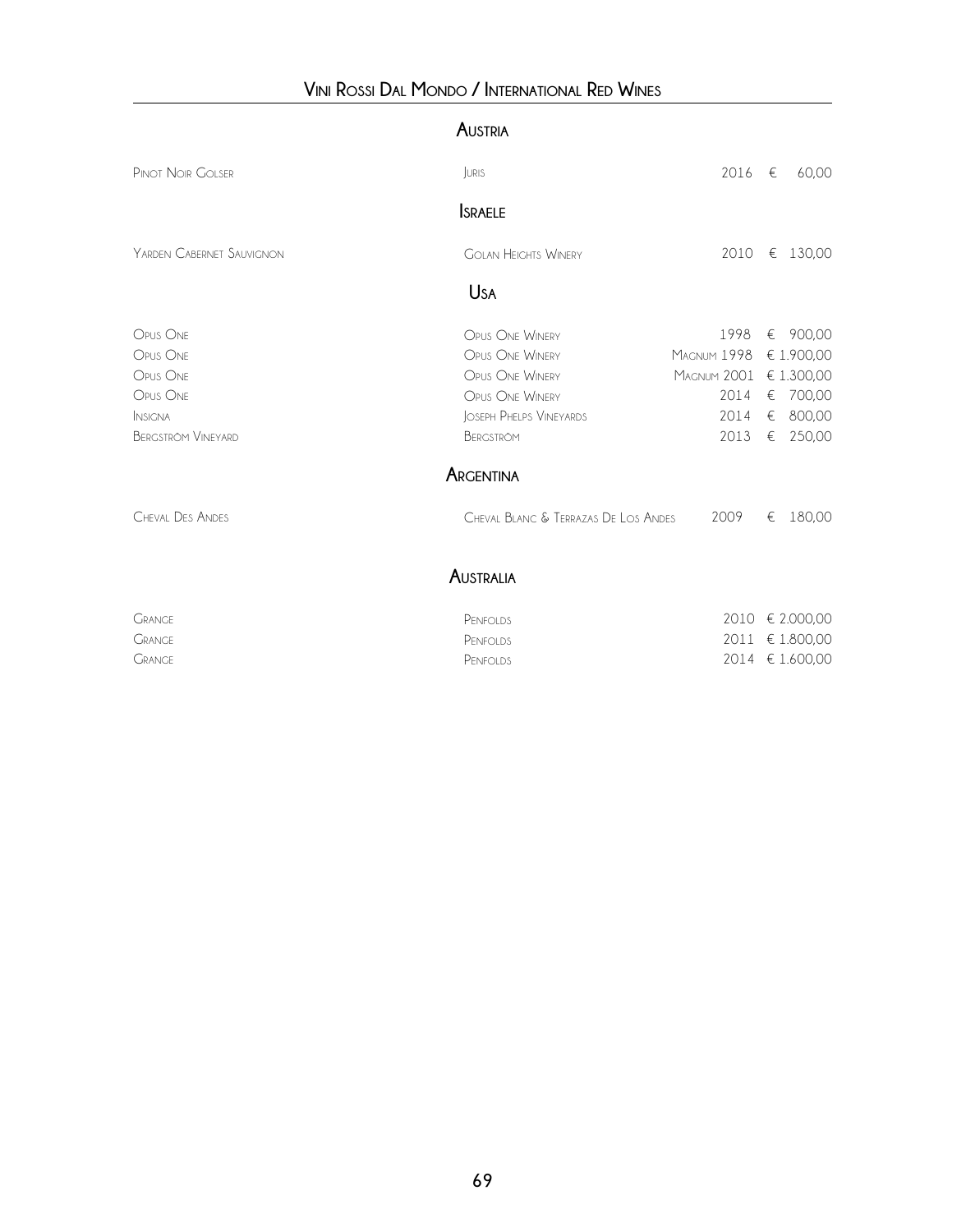# Vini Rossi Dal Mondo / International Red Wines

## Austria

| Wine | Producer | Vintage | Price |
|---|---|---|---|
| Pinot Noir Golser | Juris | 2016 | € 60,00 |

## Israele

| Wine | Producer | Vintage | Price |
|---|---|---|---|
| Yarden Cabernet Sauvignon | Golan Heights Winery | 2010 | € 130,00 |

## Usa

| Wine | Producer | Vintage | Price |
|---|---|---|---|
| Opus One | Opus One Winery | 1998 | € 900,00 |
| Opus One | Opus One Winery | Magnum 1998 | € 1.900,00 |
| Opus One | Opus One Winery | Magnum 2001 | € 1.300,00 |
| Opus One | Opus One Winery | 2014 | € 700,00 |
| Insigna | Joseph Phelps Vineyards | 2014 | € 800,00 |
| Bergström Vineyard | Bergström | 2013 | € 250,00 |

## Argentina

| Wine | Producer | Vintage | Price |
|---|---|---|---|
| Cheval Des Andes | Cheval Blanc & Terrazas De Los Andes | 2009 | € 180,00 |

## Australia

| Wine | Producer | Vintage | Price |
|---|---|---|---|
| Grange | Penfolds | 2010 | € 2.000,00 |
| Grange | Penfolds | 2011 | € 1.800,00 |
| Grange | Penfolds | 2014 | € 1.600,00 |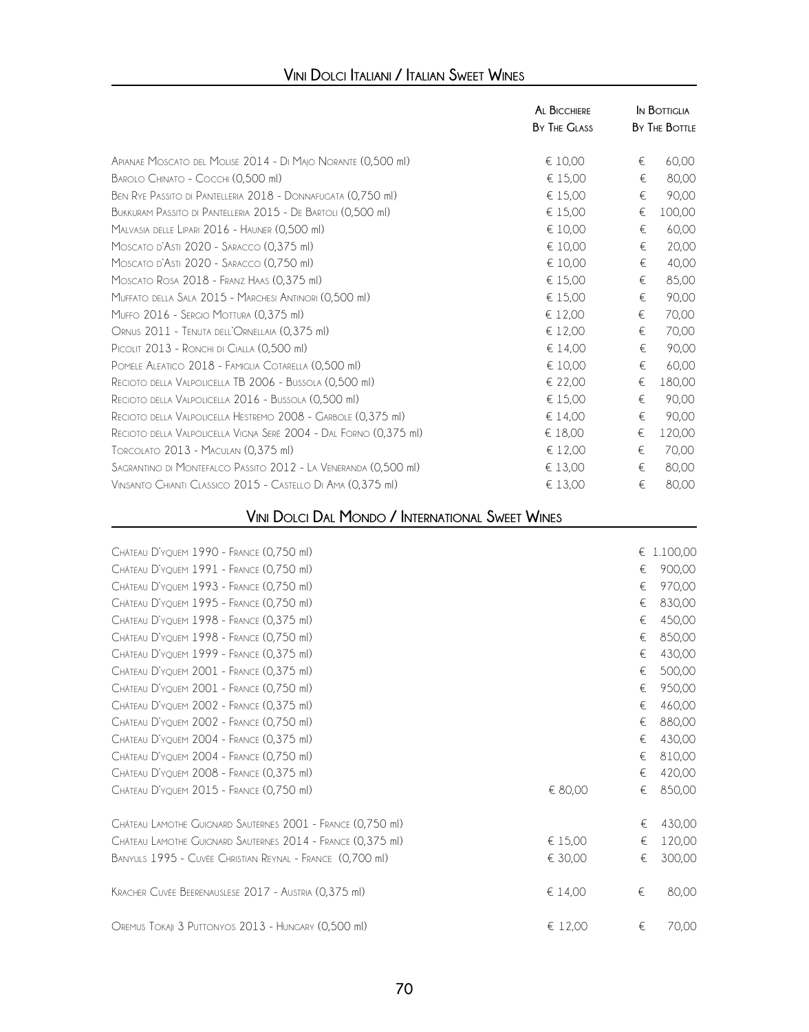## Vini Dolci Italiani / Italian Sweet Wines

| | Al Bicchiere By The Glass | In Bottiglia By The Bottle |
|---|---|---|
| Apianae Moscato del Molise 2014 - Di Majo Norante (0,500 ml) | € 10,00 | € 60,00 |
| Barolo Chinato - Cocchi (0,500 ml) | € 15,00 | € 80,00 |
| Ben Rye Passito di Pantelleria 2018 - Donnafugata (0,750 ml) | € 15,00 | € 90,00 |
| Bukkuram Passito di Pantelleria 2015 - De Bartoli (0,500 ml) | € 15,00 | € 100,00 |
| Malvasia delle Lipari 2016 - Hauner (0,500 ml) | € 10,00 | € 60,00 |
| Moscato d'Asti 2020 - Saracco (0,375 ml) | € 10,00 | € 20,00 |
| Moscato d'Asti 2020 - Saracco (0,750 ml) | € 10,00 | € 40,00 |
| Moscato Rosa 2018 - Franz Haas (0,375 ml) | € 15,00 | € 85,00 |
| Muffato della Sala 2015 - Marchesi Antinori (0,500 ml) | € 15,00 | € 90,00 |
| Muffo 2016 - Sergio Mottura (0,375 ml) | € 12,00 | € 70,00 |
| Ornus 2011 - Tenuta dell'Ornellaia (0,375 ml) | € 12,00 | € 70,00 |
| Picolit 2013 - Ronchi di Cialla (0,500 ml) | € 14,00 | € 90,00 |
| Pomele Aleatico 2018 - Famiglia Cotarella (0,500 ml) | € 10,00 | € 60,00 |
| Recioto della Valpolicella TB 2006 - Bussola (0,500 ml) | € 22,00 | € 180,00 |
| Recioto della Valpolicella 2016 - Bussola (0,500 ml) | € 15,00 | € 90,00 |
| Recioto della Valpolicella Hestremo 2008 - Garbole (0,375 ml) | € 14,00 | € 90,00 |
| Recioto della Valpolicella Vigna Serè 2004 - Dal Forno (0,375 ml) | € 18,00 | € 120,00 |
| Torcolato 2013 - Maculan (0,375 ml) | € 12,00 | € 70,00 |
| Sagrantino di Montefalco Passito 2012 - La Veneranda (0,500 ml) | € 13,00 | € 80,00 |
| Vinsanto Chianti Classico 2015 - Castello Di Ama (0,375 ml) | € 13,00 | € 80,00 |

## Vini Dolci Dal Mondo / International Sweet Wines

| | | |
|---|---|---|
| Château D'yquem 1990 - France (0,750 ml) | | € 1.100,00 |
| Château D'yquem 1991 - France (0,750 ml) | | € 900,00 |
| Château D'yquem 1993 - France (0,750 ml) | | € 970,00 |
| Château D'yquem 1995 - France (0,750 ml) | | € 830,00 |
| Château D'yquem 1998 - France (0,375 ml) | | € 450,00 |
| Château D'yquem 1998 - France (0,750 ml) | | € 850,00 |
| Château D'yquem 1999 - France (0,375 ml) | | € 430,00 |
| Château D'yquem 2001 - France (0,375 ml) | | € 500,00 |
| Château D'yquem 2001 - France (0,750 ml) | | € 950,00 |
| Château D'yquem 2002 - France (0,375 ml) | | € 460,00 |
| Château D'yquem 2002 - France (0,750 ml) | | € 880,00 |
| Château D'yquem 2004 - France (0,375 ml) | | € 430,00 |
| Château D'yquem 2004 - France (0,750 ml) | | € 810,00 |
| Château D'yquem 2008 - France (0,375 ml) | | € 420,00 |
| Château D'yquem 2015 - France (0,750 ml) | € 80,00 | € 850,00 |
| Château Lamothe Guignard Sauternes 2001 - France (0,750 ml) | | € 430,00 |
| Château Lamothe Guignard Sauternes 2014 - France (0,375 ml) | € 15,00 | € 120,00 |
| Banyuls 1995 - Cuvée Christian Reynal - France (0,700 ml) | € 30,00 | € 300,00 |
| Kracher Cuvée Beerenauslese 2017 - Austria (0,375 ml) | € 14,00 | € 80,00 |
| Oremus Tokaji 3 Puttonyos 2013 - Hungary (0,500 ml) | € 12,00 | € 70,00 |